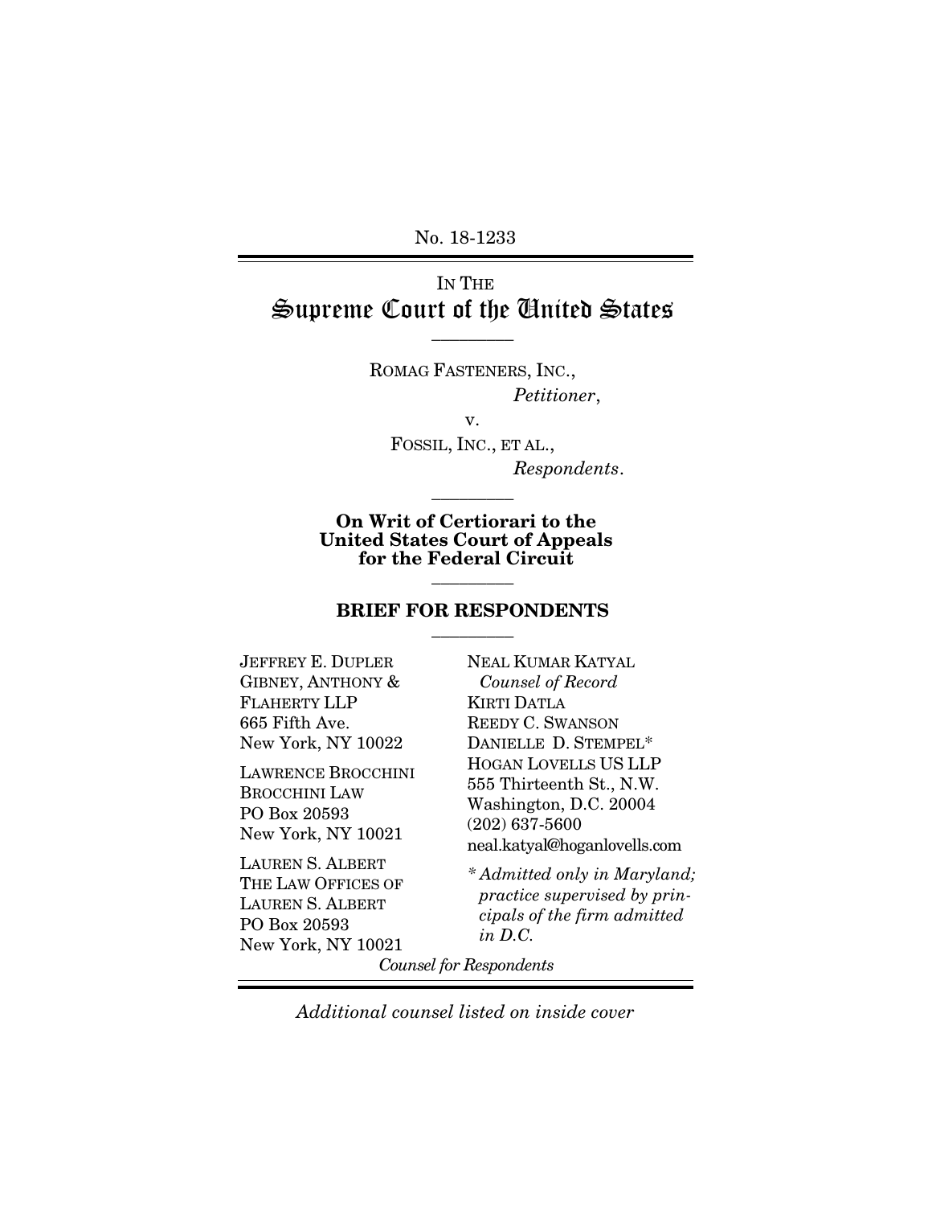No. 18-1233

IN THE
# Supreme Court of the United States

---

ROMAG FASTENERS, INC.,
*Petitioner*,

v.

FOSSIL, INC., ET AL.,
*Respondents*.

---

**On Writ of Certiorari to the United States Court of Appeals for the Federal Circuit**

---

**BRIEF FOR RESPONDENTS**

---

JEFFREY E. DUPLER
GIBNEY, ANTHONY & FLAHERTY LLP
665 Fifth Ave.
New York, NY 10022

LAWRENCE BROCCHINI
BROCCHINI LAW
PO Box 20593
New York, NY 10021

LAUREN S. ALBERT
THE LAW OFFICES OF LAUREN S. ALBERT
PO Box 20593
New York, NY 10021

NEAL KUMAR KATYAL
*Counsel of Record*
KIRTI DATLA
REEDY C. SWANSON
DANIELLE D. STEMPEL*
HOGAN LOVELLS US LLP
555 Thirteenth St., N.W.
Washington, D.C. 20004
(202) 637-5600
neal.katyal@hoganlovells.com

*\* Admitted only in Maryland; practice supervised by principals of the firm admitted in D.C.*

*Counsel for Respondents*

*Additional counsel listed on inside cover*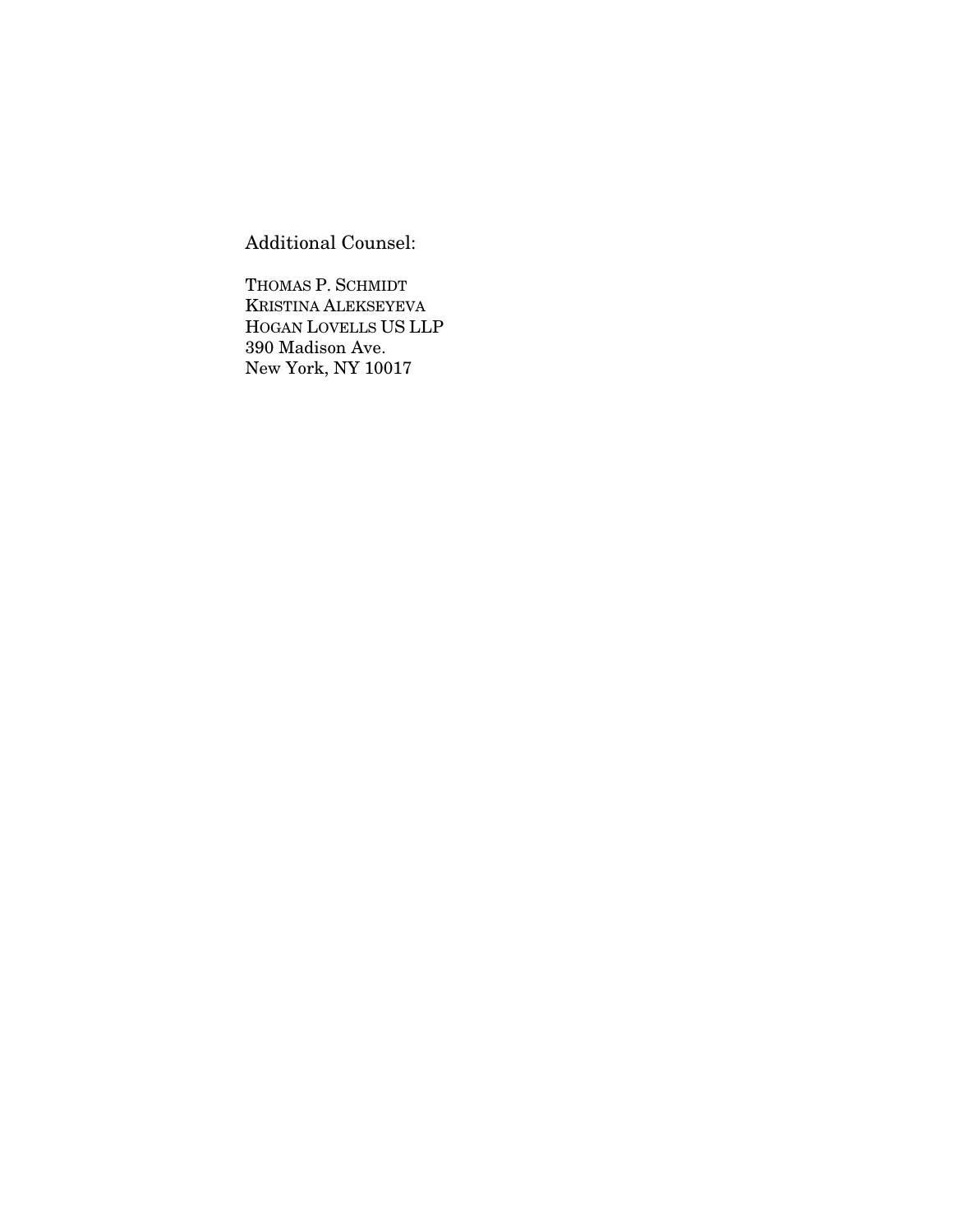Additional Counsel:

THOMAS P. SCHMIDT
KRISTINA ALEKSEYEVA
HOGAN LOVELLS US LLP
390 Madison Ave.
New York, NY 10017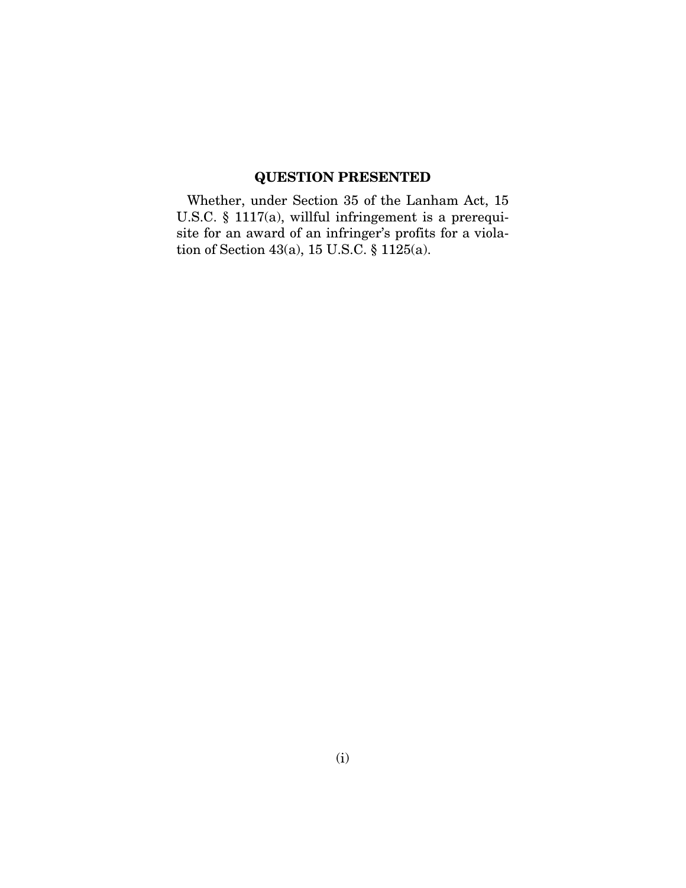## QUESTION PRESENTED

Whether, under Section 35 of the Lanham Act, 15 U.S.C. § 1117(a), willful infringement is a prerequisite for an award of an infringer's profits for a violation of Section 43(a), 15 U.S.C. § 1125(a).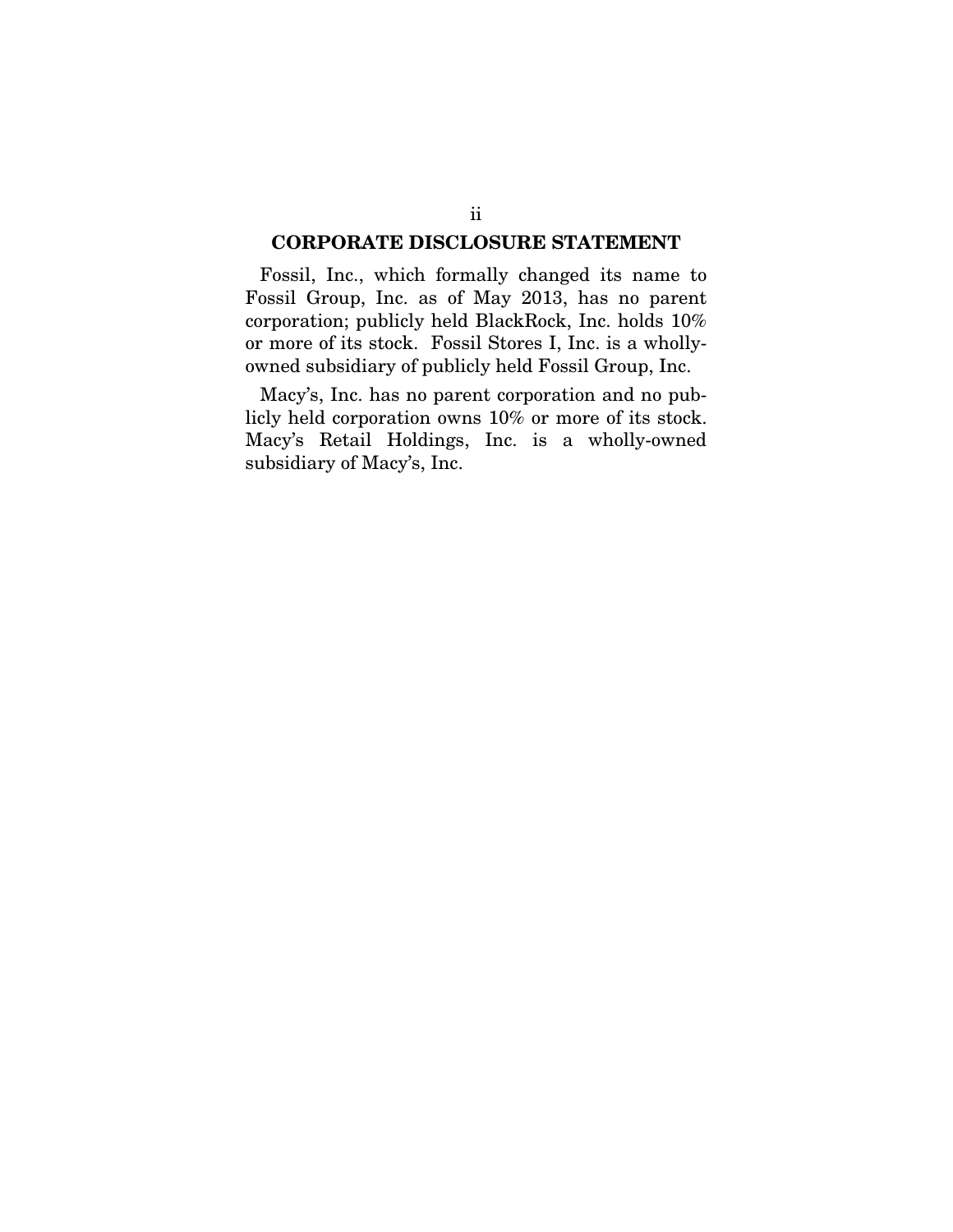## CORPORATE DISCLOSURE STATEMENT

Fossil, Inc., which formally changed its name to Fossil Group, Inc. as of May 2013, has no parent corporation; publicly held BlackRock, Inc. holds 10% or more of its stock. Fossil Stores I, Inc. is a wholly-owned subsidiary of publicly held Fossil Group, Inc.

Macy's, Inc. has no parent corporation and no publicly held corporation owns 10% or more of its stock. Macy's Retail Holdings, Inc. is a wholly-owned subsidiary of Macy's, Inc.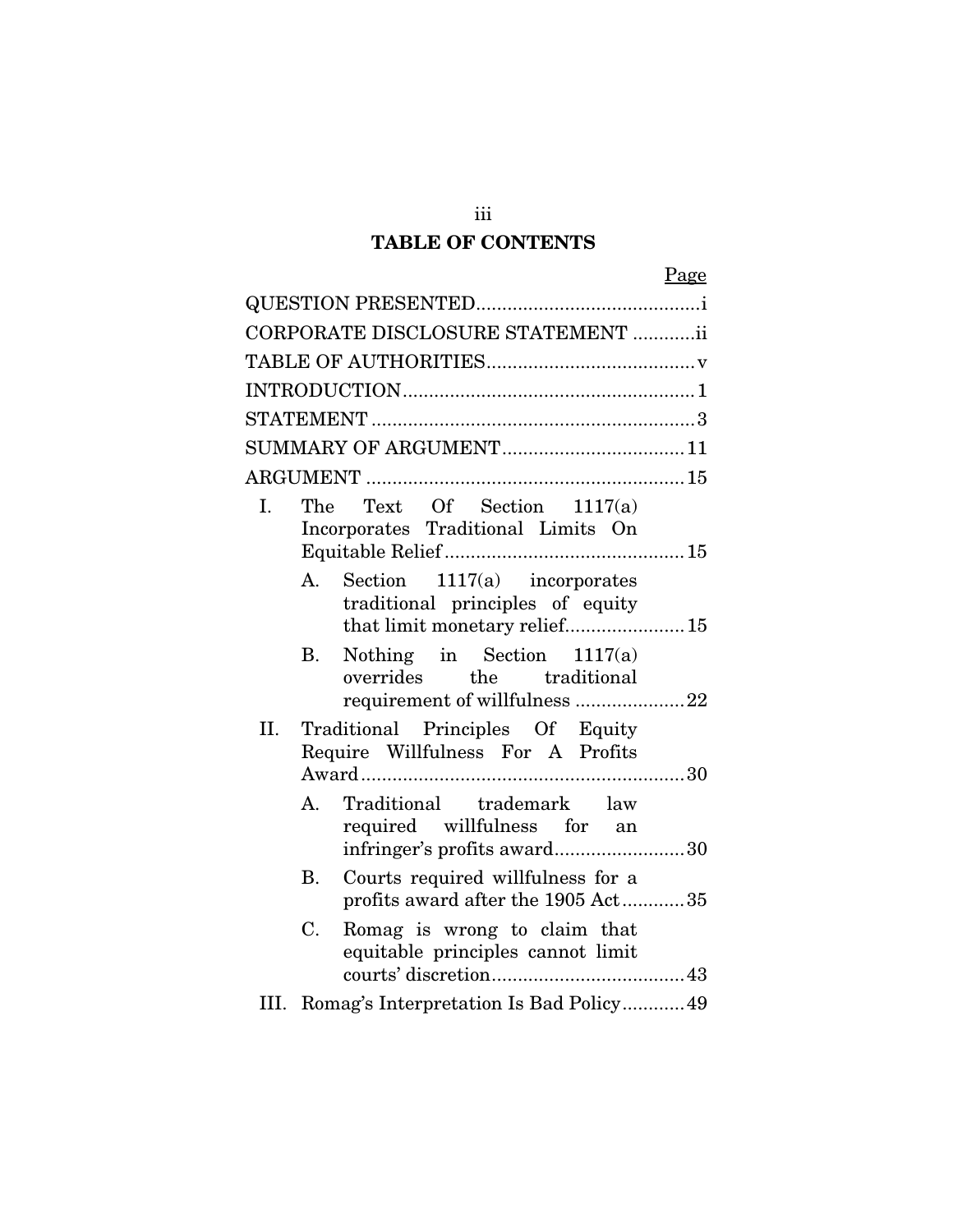# TABLE OF CONTENTS

| | Page |
|---|---|
| QUESTION PRESENTED | i |
| CORPORATE DISCLOSURE STATEMENT | ii |
| TABLE OF AUTHORITIES | v |
| INTRODUCTION | 1 |
| STATEMENT | 3 |
| SUMMARY OF ARGUMENT | 11 |
| ARGUMENT | 15 |
| I. The Text Of Section 1117(a) Incorporates Traditional Limits On Equitable Relief | 15 |
| A. Section 1117(a) incorporates traditional principles of equity that limit monetary relief | 15 |
| B. Nothing in Section 1117(a) overrides the traditional requirement of willfulness | 22 |
| II. Traditional Principles Of Equity Require Willfulness For A Profits Award | 30 |
| A. Traditional trademark law required willfulness for an infringer's profits award | 30 |
| B. Courts required willfulness for a profits award after the 1905 Act | 35 |
| C. Romag is wrong to claim that equitable principles cannot limit courts' discretion | 43 |
| III. Romag's Interpretation Is Bad Policy | 49 |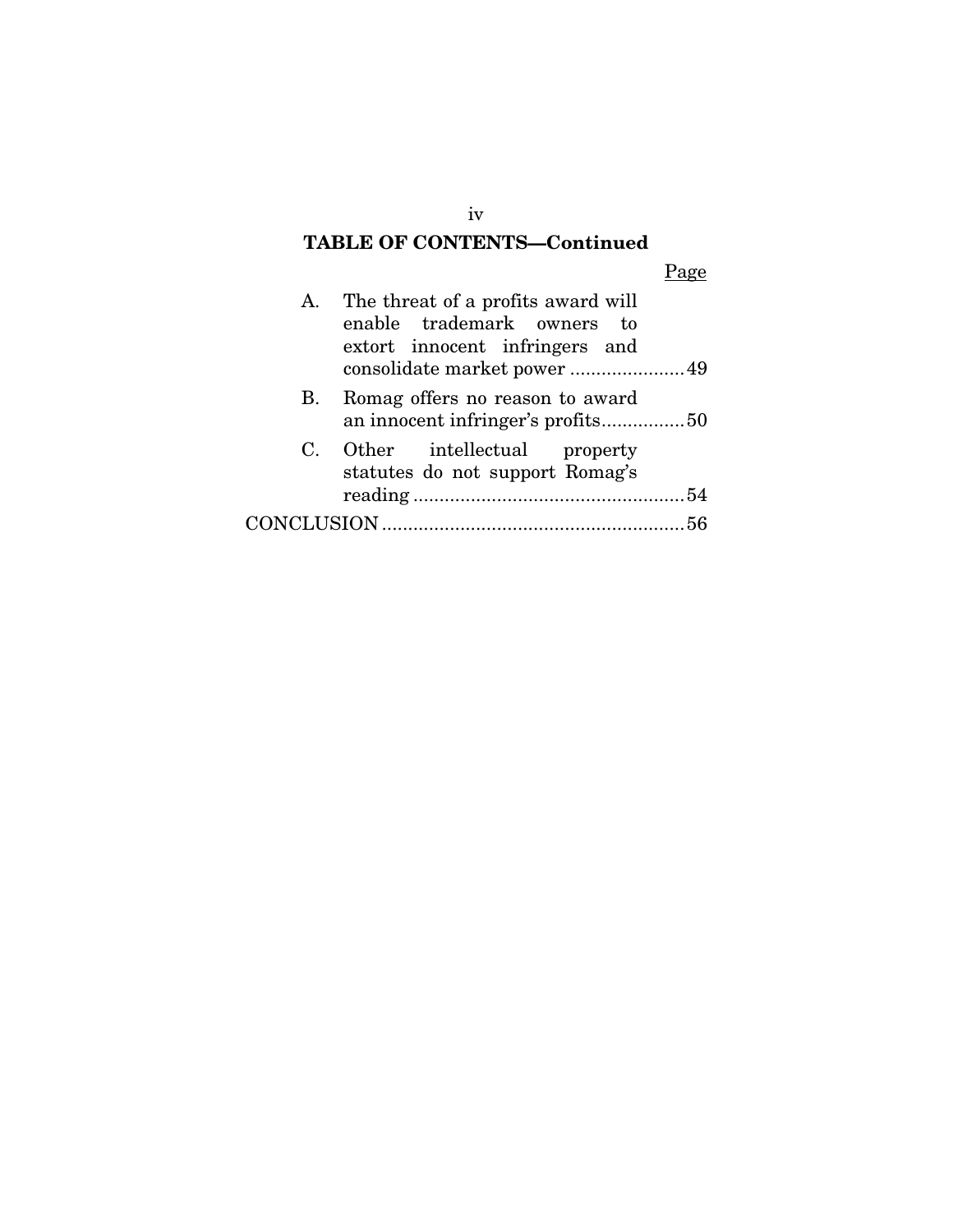## TABLE OF CONTENTS—Continued

| | Page |
|---|---|
| A. The threat of a profits award will enable trademark owners to extort innocent infringers and consolidate market power | 49 |
| B. Romag offers no reason to award an innocent infringer's profits | 50 |
| C. Other intellectual property statutes do not support Romag's reading | 54 |
| CONCLUSION | 56 |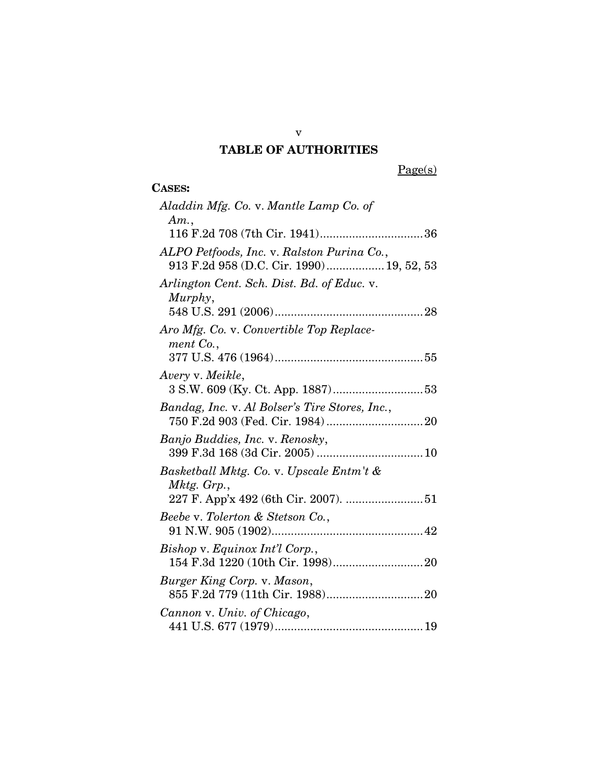# TABLE OF AUTHORITIES

Page(s)

**CASES:**

*Aladdin Mfg. Co.* v. *Mantle Lamp Co. of Am.*,
116 F.2d 708 (7th Cir. 1941)................................36

*ALPO Petfoods, Inc.* v. *Ralston Purina Co.*,
913 F.2d 958 (D.C. Cir. 1990)..................19, 52, 53

*Arlington Cent. Sch. Dist. Bd. of Educ.* v. *Murphy*,
548 U.S. 291 (2006)..............................................28

*Aro Mfg. Co.* v. *Convertible Top Replacement Co.*,
377 U.S. 476 (1964)..............................................55

*Avery* v. *Meikle*,
3 S.W. 609 (Ky. Ct. App. 1887)............................53

*Bandag, Inc.* v. *Al Bolser's Tire Stores, Inc.*,
750 F.2d 903 (Fed. Cir. 1984)..............................20

*Banjo Buddies, Inc.* v. *Renosky*,
399 F.3d 168 (3d Cir. 2005).................................10

*Basketball Mktg. Co.* v. *Upscale Entm't & Mktg. Grp.*,
227 F. App'x 492 (6th Cir. 2007). ........................51

*Beebe* v. *Tolerton & Stetson Co.*,
91 N.W. 905 (1902)...............................................42

*Bishop* v. *Equinox Int'l Corp.*,
154 F.3d 1220 (10th Cir. 1998)............................20

*Burger King Corp.* v. *Mason*,
855 F.2d 779 (11th Cir. 1988)..............................20

*Cannon* v. *Univ. of Chicago*,
441 U.S. 677 (1979)..............................................19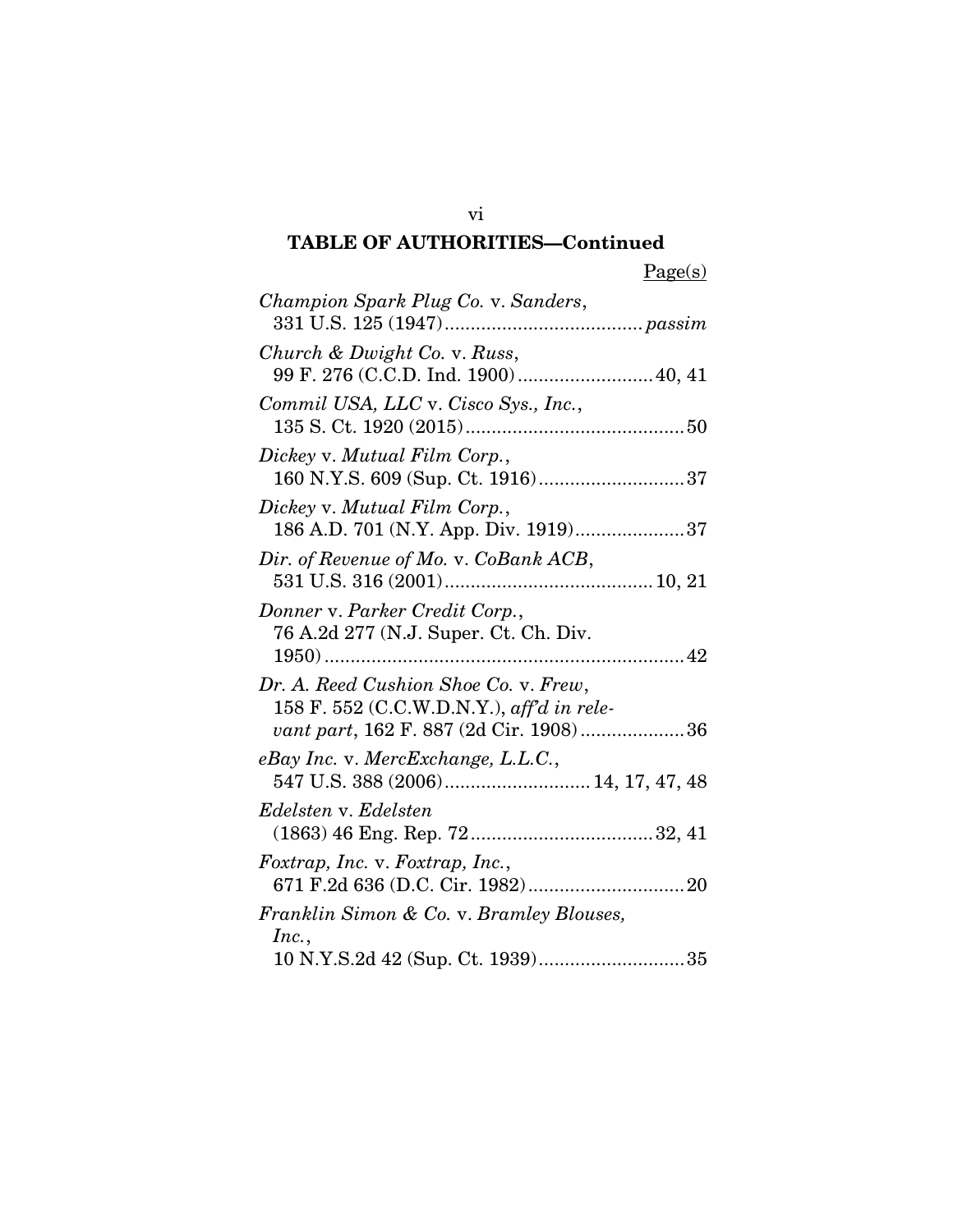**TABLE OF AUTHORITIES—Continued**

Page(s)

*Champion Spark Plug Co.* v. *Sanders*, 331 U.S. 125 (1947) ....................................... *passim*

*Church & Dwight Co.* v. *Russ*, 99 F. 276 (C.C.D. Ind. 1900) .......................... 40, 41

*Commil USA, LLC* v. *Cisco Sys., Inc.*, 135 S. Ct. 1920 (2015) .......................................... 50

*Dickey* v. *Mutual Film Corp.*, 160 N.Y.S. 609 (Sup. Ct. 1916) ............................ 37

*Dickey* v. *Mutual Film Corp.*, 186 A.D. 701 (N.Y. App. Div. 1919) ..................... 37

*Dir. of Revenue of Mo.* v. *CoBank ACB*, 531 U.S. 316 (2001) ........................................ 10, 21

*Donner* v. *Parker Credit Corp.*, 76 A.2d 277 (N.J. Super. Ct. Ch. Div. 1950) ..................................................................... 42

*Dr. A. Reed Cushion Shoe Co.* v. *Frew*, 158 F. 552 (C.C.W.D.N.Y.), *aff'd in relevant part*, 162 F. 887 (2d Cir. 1908) .................... 36

*eBay Inc.* v. *MercExchange, L.L.C.*, 547 U.S. 388 (2006) ............................ 14, 17, 47, 48

*Edelsten* v. *Edelsten* (1863) 46 Eng. Rep. 72 .................................. 32, 41

*Foxtrap, Inc.* v. *Foxtrap, Inc.*, 671 F.2d 636 (D.C. Cir. 1982) .............................. 20

*Franklin Simon & Co.* v. *Bramley Blouses, Inc.*, 10 N.Y.S.2d 42 (Sup. Ct. 1939) ............................ 35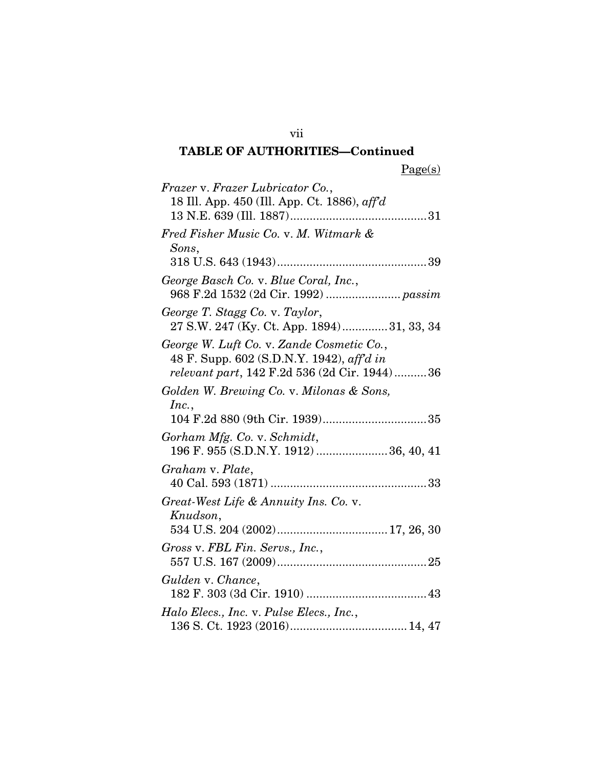## TABLE OF AUTHORITIES—Continued

Page(s)

*Frazer* v. *Frazer Lubricator Co.*,
18 Ill. App. 450 (Ill. App. Ct. 1886), *aff'd* 13 N.E. 639 (Ill. 1887) .......................................... 31

*Fred Fisher Music Co.* v. *M. Witmark & Sons*,
318 U.S. 643 (1943) .............................................. 39

*George Basch Co.* v. *Blue Coral, Inc.*,
968 F.2d 1532 (2d Cir. 1992) ....................... *passim*

*George T. Stagg Co.* v. *Taylor*,
27 S.W. 247 (Ky. Ct. App. 1894) .............. 31, 33, 34

*George W. Luft Co.* v. *Zande Cosmetic Co.*,
48 F. Supp. 602 (S.D.N.Y. 1942), *aff'd in relevant part*, 142 F.2d 536 (2d Cir. 1944) .......... 36

*Golden W. Brewing Co.* v. *Milonas & Sons, Inc.*,
104 F.2d 880 (9th Cir. 1939) ................................ 35

*Gorham Mfg. Co.* v. *Schmidt*,
196 F. 955 (S.D.N.Y. 1912) ...................... 36, 40, 41

*Graham* v. *Plate*,
40 Cal. 593 (1871) ................................................ 33

*Great-West Life & Annuity Ins. Co.* v. *Knudson*,
534 U.S. 204 (2002) .................................. 17, 26, 30

*Gross* v. *FBL Fin. Servs., Inc.*,
557 U.S. 167 (2009) .............................................. 25

*Gulden* v. *Chance*,
182 F. 303 (3d Cir. 1910) ..................................... 43

*Halo Elecs., Inc.* v. *Pulse Elecs., Inc.*,
136 S. Ct. 1923 (2016) .................................... 14, 47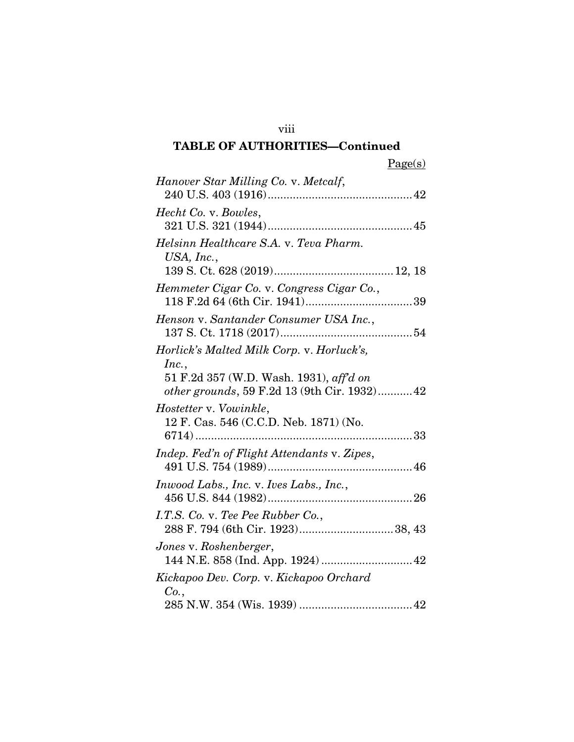## TABLE OF AUTHORITIES—Continued

Page(s)

*Hanover Star Milling Co.* v. *Metcalf*, 240 U.S. 403 (1916) .......... 42

*Hecht Co.* v. *Bowles*, 321 U.S. 321 (1944) .......... 45

*Helsinn Healthcare S.A.* v. *Teva Pharm. USA, Inc.*, 139 S. Ct. 628 (2019) .......... 12, 18

*Hemmeter Cigar Co.* v. *Congress Cigar Co.*, 118 F.2d 64 (6th Cir. 1941) .......... 39

*Henson* v. *Santander Consumer USA Inc.*, 137 S. Ct. 1718 (2017) .......... 54

*Horlick's Malted Milk Corp.* v. *Horluck's, Inc.*, 51 F.2d 357 (W.D. Wash. 1931), *aff'd on other grounds*, 59 F.2d 13 (9th Cir. 1932) .......... 42

*Hostetter* v. *Vowinkle*, 12 F. Cas. 546 (C.C.D. Neb. 1871) (No. 6714) .......... 33

*Indep. Fed'n of Flight Attendants* v. *Zipes*, 491 U.S. 754 (1989) .......... 46

*Inwood Labs., Inc.* v. *Ives Labs., Inc.*, 456 U.S. 844 (1982) .......... 26

*I.T.S. Co.* v. *Tee Pee Rubber Co.*, 288 F. 794 (6th Cir. 1923) .......... 38, 43

*Jones* v. *Roshenberger*, 144 N.E. 858 (Ind. App. 1924) .......... 42

*Kickapoo Dev. Corp.* v. *Kickapoo Orchard Co.*, 285 N.W. 354 (Wis. 1939) .......... 42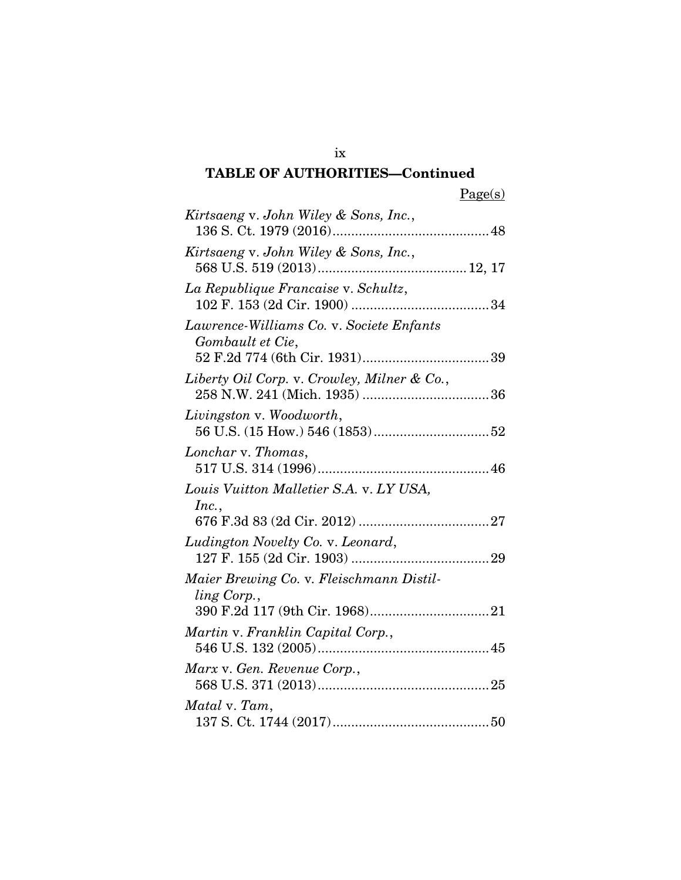## TABLE OF AUTHORITIES—Continued

Page(s)

*Kirtsaeng* v. *John Wiley & Sons, Inc.*,
136 S. Ct. 1979 (2016) .......................................... 48

*Kirtsaeng* v. *John Wiley & Sons, Inc.*,
568 U.S. 519 (2013) ........................................ 12, 17

*La Republique Francaise* v. *Schultz*,
102 F. 153 (2d Cir. 1900) ..................................... 34

*Lawrence-Williams Co.* v. *Societe Enfants Gombault et Cie*,
52 F.2d 774 (6th Cir. 1931) .................................. 39

*Liberty Oil Corp.* v. *Crowley, Milner & Co.*,
258 N.W. 241 (Mich. 1935) .................................. 36

*Livingston* v. *Woodworth*,
56 U.S. (15 How.) 546 (1853) ............................... 52

*Lonchar* v. *Thomas*,
517 U.S. 314 (1996) .............................................. 46

*Louis Vuitton Malletier S.A.* v. *LY USA, Inc.*,
676 F.3d 83 (2d Cir. 2012) ................................... 27

*Ludington Novelty Co.* v. *Leonard*,
127 F. 155 (2d Cir. 1903) ..................................... 29

*Maier Brewing Co.* v. *Fleischmann Distilling Corp.*,
390 F.2d 117 (9th Cir. 1968) ................................ 21

*Martin* v. *Franklin Capital Corp.*,
546 U.S. 132 (2005) .............................................. 45

*Marx* v. *Gen. Revenue Corp.*,
568 U.S. 371 (2013) .............................................. 25

*Matal* v. *Tam*,
137 S. Ct. 1744 (2017) .......................................... 50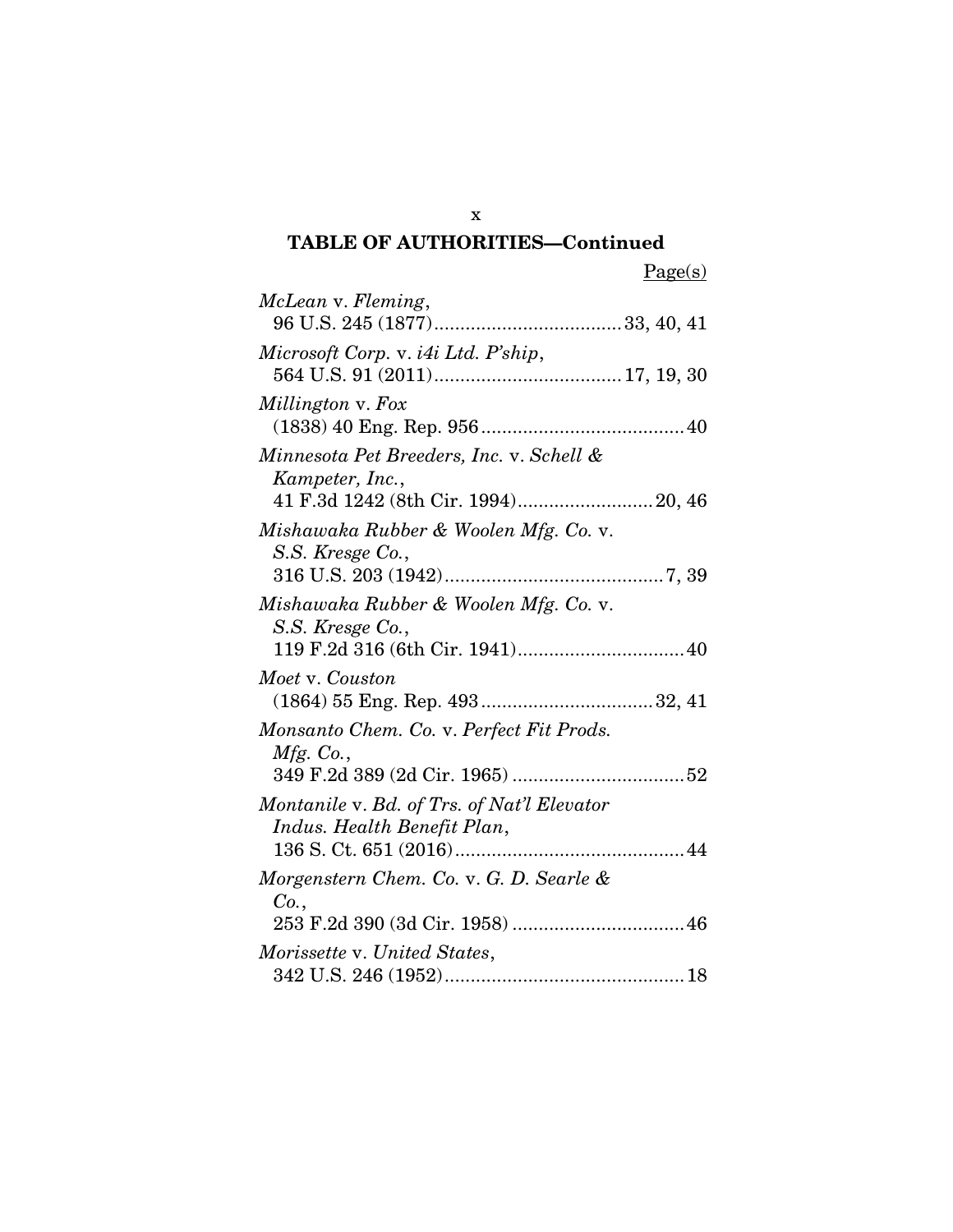## TABLE OF AUTHORITIES—Continued

Page(s)

*McLean* v. *Fleming*,
96 U.S. 245 (1877) .................................... 33, 40, 41

*Microsoft Corp.* v. *i4i Ltd. P'ship*,
564 U.S. 91 (2011) .................................... 17, 19, 30

*Millington* v. *Fox*
(1838) 40 Eng. Rep. 956 ....................................... 40

*Minnesota Pet Breeders, Inc.* v. *Schell & Kampeter, Inc.*,
41 F.3d 1242 (8th Cir. 1994) .......................... 20, 46

*Mishawaka Rubber & Woolen Mfg. Co.* v. *S.S. Kresge Co.*,
316 U.S. 203 (1942) .......................................... 7, 39

*Mishawaka Rubber & Woolen Mfg. Co.* v. *S.S. Kresge Co.*,
119 F.2d 316 (6th Cir. 1941) ................................ 40

*Moet* v. *Couston*
(1864) 55 Eng. Rep. 493 ................................. 32, 41

*Monsanto Chem. Co.* v. *Perfect Fit Prods. Mfg. Co.*,
349 F.2d 389 (2d Cir. 1965) ................................. 52

*Montanile* v. *Bd. of Trs. of Nat'l Elevator Indus. Health Benefit Plan*,
136 S. Ct. 651 (2016) ............................................ 44

*Morgenstern Chem. Co.* v. *G. D. Searle & Co.*,
253 F.2d 390 (3d Cir. 1958) ................................. 46

*Morissette* v. *United States*,
342 U.S. 246 (1952) .............................................. 18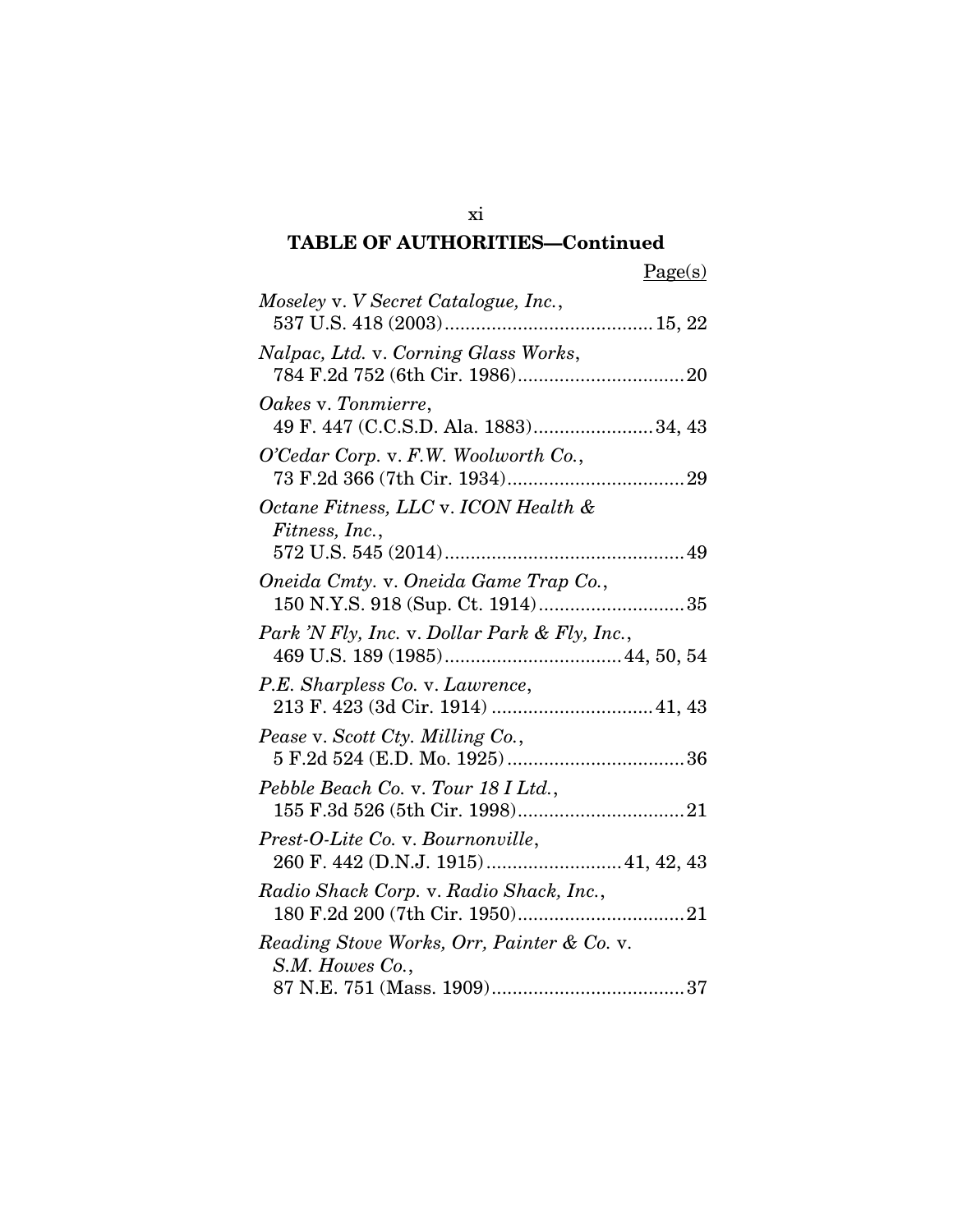## TABLE OF AUTHORITIES—Continued

Page(s)

*Moseley* v. *V Secret Catalogue, Inc.*, 537 U.S. 418 (2003) ........................................ 15, 22

*Nalpac, Ltd.* v. *Corning Glass Works*, 784 F.2d 752 (6th Cir. 1986) ................................ 20

*Oakes* v. *Tonmierre*, 49 F. 447 (C.C.S.D. Ala. 1883) ....................... 34, 43

*O'Cedar Corp.* v. *F.W. Woolworth Co.*, 73 F.2d 366 (7th Cir. 1934) .................................. 29

*Octane Fitness, LLC* v. *ICON Health & Fitness, Inc.*, 572 U.S. 545 (2014) .............................................. 49

*Oneida Cmty.* v. *Oneida Game Trap Co.*, 150 N.Y.S. 918 (Sup. Ct. 1914) ............................ 35

*Park 'N Fly, Inc.* v. *Dollar Park & Fly, Inc.*, 469 U.S. 189 (1985) .................................. 44, 50, 54

*P.E. Sharpless Co.* v. *Lawrence*, 213 F. 423 (3d Cir. 1914) ............................... 41, 43

*Pease* v. *Scott Cty. Milling Co.*, 5 F.2d 524 (E.D. Mo. 1925) .................................. 36

*Pebble Beach Co.* v. *Tour 18 I Ltd.*, 155 F.3d 526 (5th Cir. 1998) ................................ 21

*Prest-O-Lite Co.* v. *Bournonville*, 260 F. 442 (D.N.J. 1915) .......................... 41, 42, 43

*Radio Shack Corp.* v. *Radio Shack, Inc.*, 180 F.2d 200 (7th Cir. 1950) ................................ 21

*Reading Stove Works, Orr, Painter & Co.* v. *S.M. Howes Co.*, 87 N.E. 751 (Mass. 1909) ..................................... 37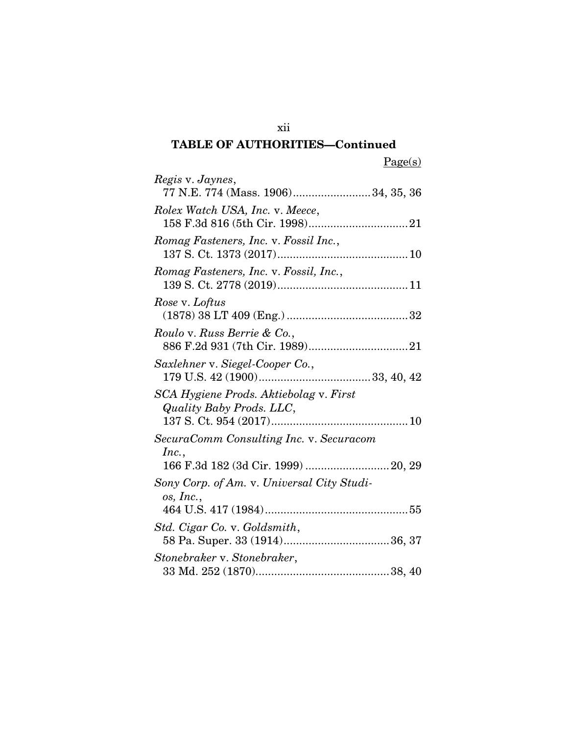## TABLE OF AUTHORITIES—Continued

Page(s)

*Regis* v. *Jaynes*,
77 N.E. 774 (Mass. 1906)......................... 34, 35, 36

*Rolex Watch USA, Inc.* v. *Meece*,
158 F.3d 816 (5th Cir. 1998)................................ 21

*Romag Fasteners, Inc.* v. *Fossil Inc.*,
137 S. Ct. 1373 (2017).......................................... 10

*Romag Fasteners, Inc.* v. *Fossil, Inc.*,
139 S. Ct. 2778 (2019).......................................... 11

*Rose* v. *Loftus*
(1878) 38 LT 409 (Eng.) ....................................... 32

*Roulo* v. *Russ Berrie & Co.*,
886 F.2d 931 (7th Cir. 1989)................................ 21

*Saxlehner* v. *Siegel-Cooper Co.*,
179 U.S. 42 (1900).................................... 33, 40, 42

*SCA Hygiene Prods. Aktiebolag* v. *First Quality Baby Prods. LLC*,
137 S. Ct. 954 (2017)............................................ 10

*SecuraComm Consulting Inc.* v. *Securacom Inc.*,
166 F.3d 182 (3d Cir. 1999) ........................... 20, 29

*Sony Corp. of Am.* v. *Universal City Studios, Inc.*,
464 U.S. 417 (1984).............................................. 55

*Std. Cigar Co.* v. *Goldsmith*,
58 Pa. Super. 33 (1914).................................. 36, 37

*Stonebraker* v. *Stonebraker*,
33 Md. 252 (1870)........................................... 38, 40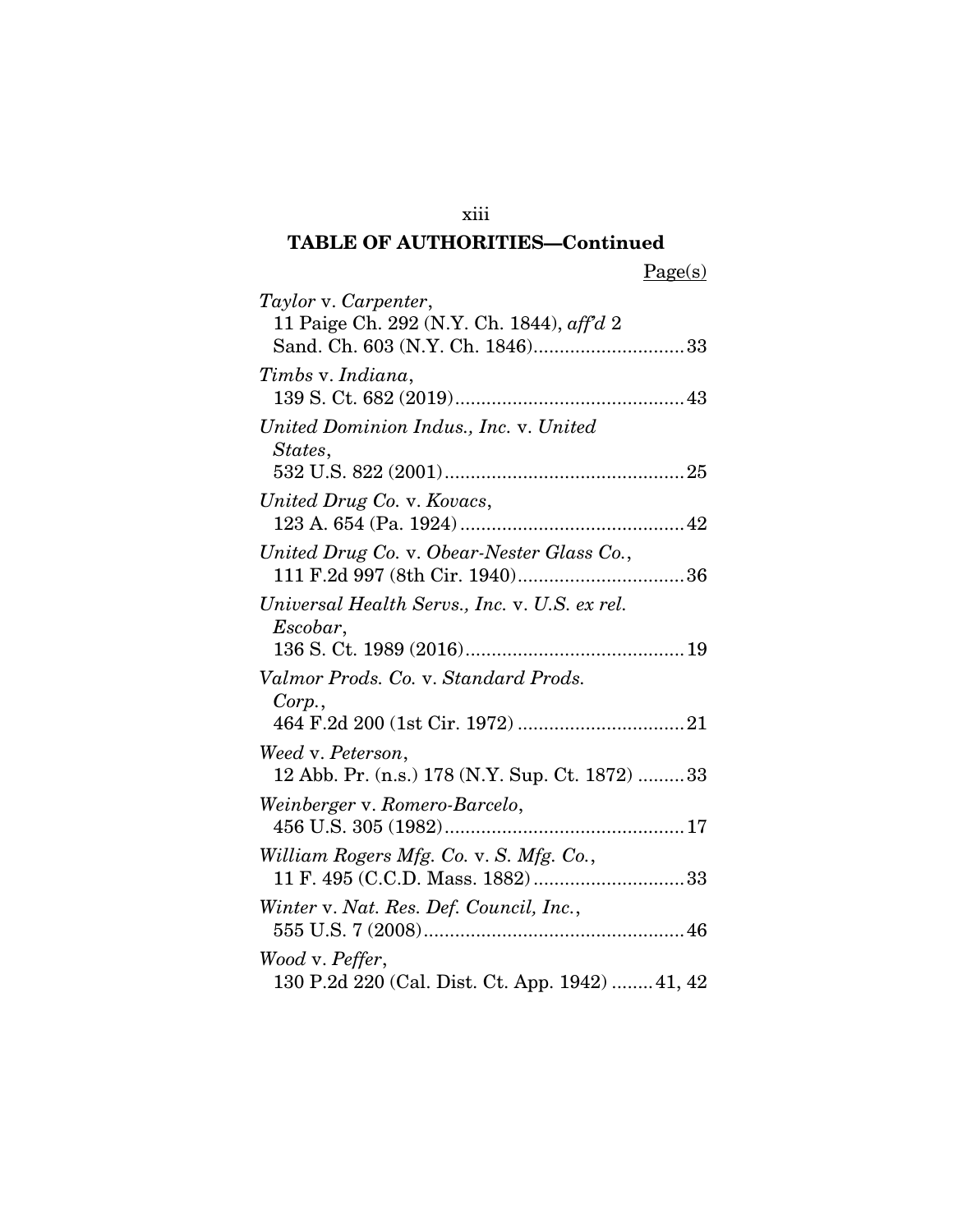## TABLE OF AUTHORITIES—Continued

Page(s)

*Taylor* v. *Carpenter*,
11 Paige Ch. 292 (N.Y. Ch. 1844), *aff'd* 2 Sand. Ch. 603 (N.Y. Ch. 1846)....................33

*Timbs* v. *Indiana*,
139 S. Ct. 682 (2019)....................43

*United Dominion Indus., Inc.* v. *United States*,
532 U.S. 822 (2001)....................25

*United Drug Co.* v. *Kovacs*,
123 A. 654 (Pa. 1924)....................42

*United Drug Co.* v. *Obear-Nester Glass Co.*,
111 F.2d 997 (8th Cir. 1940)....................36

*Universal Health Servs., Inc.* v. *U.S. ex rel. Escobar*,
136 S. Ct. 1989 (2016)....................19

*Valmor Prods. Co.* v. *Standard Prods. Corp.*,
464 F.2d 200 (1st Cir. 1972)....................21

*Weed* v. *Peterson*,
12 Abb. Pr. (n.s.) 178 (N.Y. Sup. Ct. 1872)....................33

*Weinberger* v. *Romero-Barcelo*,
456 U.S. 305 (1982)....................17

*William Rogers Mfg. Co.* v. *S. Mfg. Co.*,
11 F. 495 (C.C.D. Mass. 1882)....................33

*Winter* v. *Nat. Res. Def. Council, Inc.*,
555 U.S. 7 (2008)....................46

*Wood* v. *Peffer*,
130 P.2d 220 (Cal. Dist. Ct. App. 1942)....................41, 42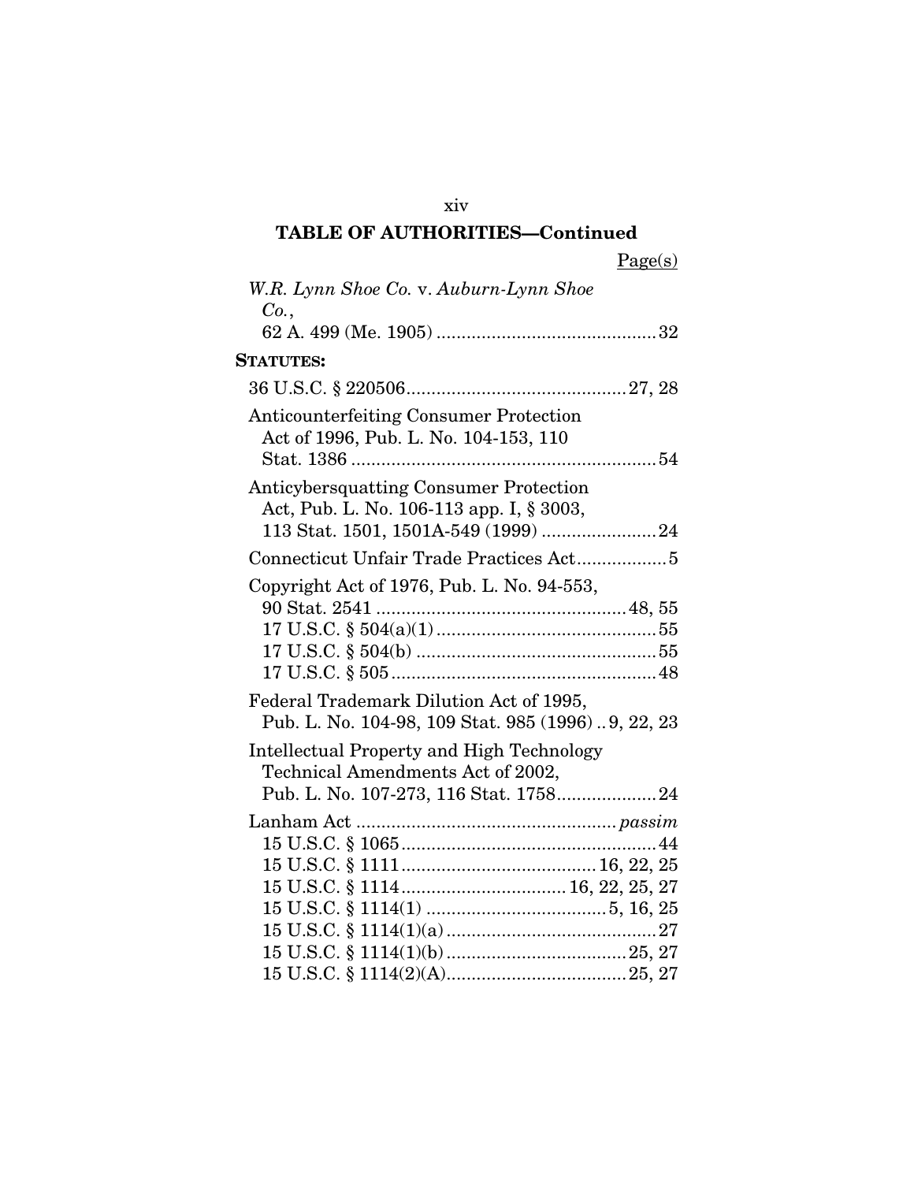## TABLE OF AUTHORITIES—Continued

Page(s)

*W.R. Lynn Shoe Co.* v. *Auburn-Lynn Shoe Co.*, 62 A. 499 (Me. 1905) ........................................ 32

**STATUTES:**

36 U.S.C. § 220506 ........................................ 27, 28

Anticounterfeiting Consumer Protection Act of 1996, Pub. L. No. 104-153, 110 Stat. 1386 ........................................ 54

Anticybersquatting Consumer Protection Act, Pub. L. No. 106-113 app. I, § 3003, 113 Stat. 1501, 1501A-549 (1999) ........................................ 24

Connecticut Unfair Trade Practices Act ........................................ 5

Copyright Act of 1976, Pub. L. No. 94-553, 90 Stat. 2541 ........................................ 48, 55
- 17 U.S.C. § 504(a)(1) ........................................ 55
- 17 U.S.C. § 504(b) ........................................ 55
- 17 U.S.C. § 505 ........................................ 48

Federal Trademark Dilution Act of 1995, Pub. L. No. 104-98, 109 Stat. 985 (1996) .. 9, 22, 23

Intellectual Property and High Technology Technical Amendments Act of 2002, Pub. L. No. 107-273, 116 Stat. 1758 ........................................ 24

Lanham Act ........................................ *passim*
- 15 U.S.C. § 1065 ........................................ 44
- 15 U.S.C. § 1111 ........................................ 16, 22, 25
- 15 U.S.C. § 1114 ........................................ 16, 22, 25, 27
- 15 U.S.C. § 1114(1) ........................................ 5, 16, 25
- 15 U.S.C. § 1114(1)(a) ........................................ 27
- 15 U.S.C. § 1114(1)(b) ........................................ 25, 27
- 15 U.S.C. § 1114(2)(A) ........................................ 25, 27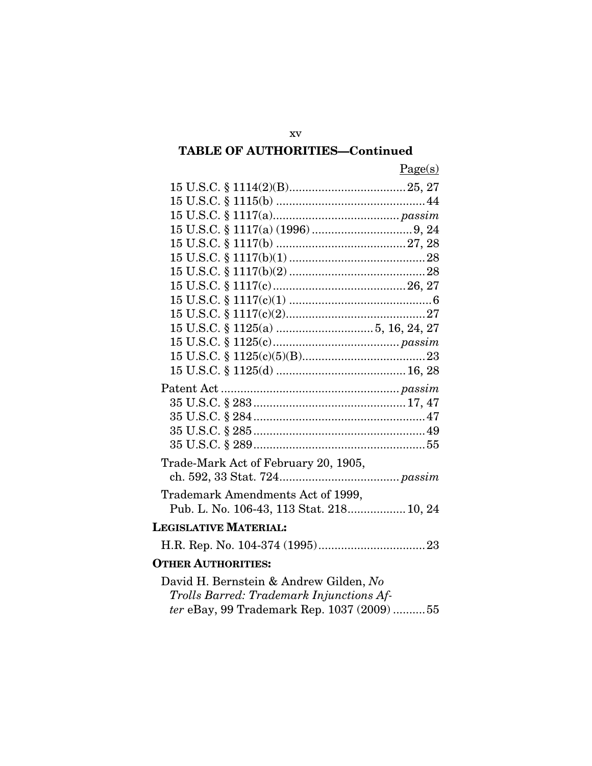## TABLE OF AUTHORITIES—Continued

Page(s)

15 U.S.C. § 1114(2)(B) .................................... 25, 27
15 U.S.C. § 1115(b) ............................................ 44
15 U.S.C. § 1117(a) ....................................... *passim*
15 U.S.C. § 1117(a) (1996) ............................... 9, 24
15 U.S.C. § 1117(b) ........................................ 27, 28
15 U.S.C. § 1117(b)(1) .......................................... 28
15 U.S.C. § 1117(b)(2) .......................................... 28
15 U.S.C. § 1117(c) ......................................... 26, 27
15 U.S.C. § 1117(c)(1) ............................................ 6
15 U.S.C. § 1117(c)(2) ........................................... 27
15 U.S.C. § 1125(a) ............................. 5, 16, 24, 27
15 U.S.C. § 1125(c) ....................................... *passim*
15 U.S.C. § 1125(c)(5)(B) ...................................... 23
15 U.S.C. § 1125(d) ........................................ 16, 28

Patent Act ....................................................... *passim*
35 U.S.C. § 283 ............................................... 17, 47
35 U.S.C. § 284 ..................................................... 47
35 U.S.C. § 285 ..................................................... 49
35 U.S.C. § 289 ..................................................... 55

Trade-Mark Act of February 20, 1905, ch. 592, 33 Stat. 724 .................................... *passim*

Trademark Amendments Act of 1999, Pub. L. No. 106-43, 113 Stat. 218 .................. 10, 24

**LEGISLATIVE MATERIAL:**

H.R. Rep. No. 104-374 (1995) ................................. 23

**OTHER AUTHORITIES:**

David H. Bernstein & Andrew Gilden, *No Trolls Barred: Trademark Injunctions After* eBay, 99 Trademark Rep. 1037 (2009) .......... 55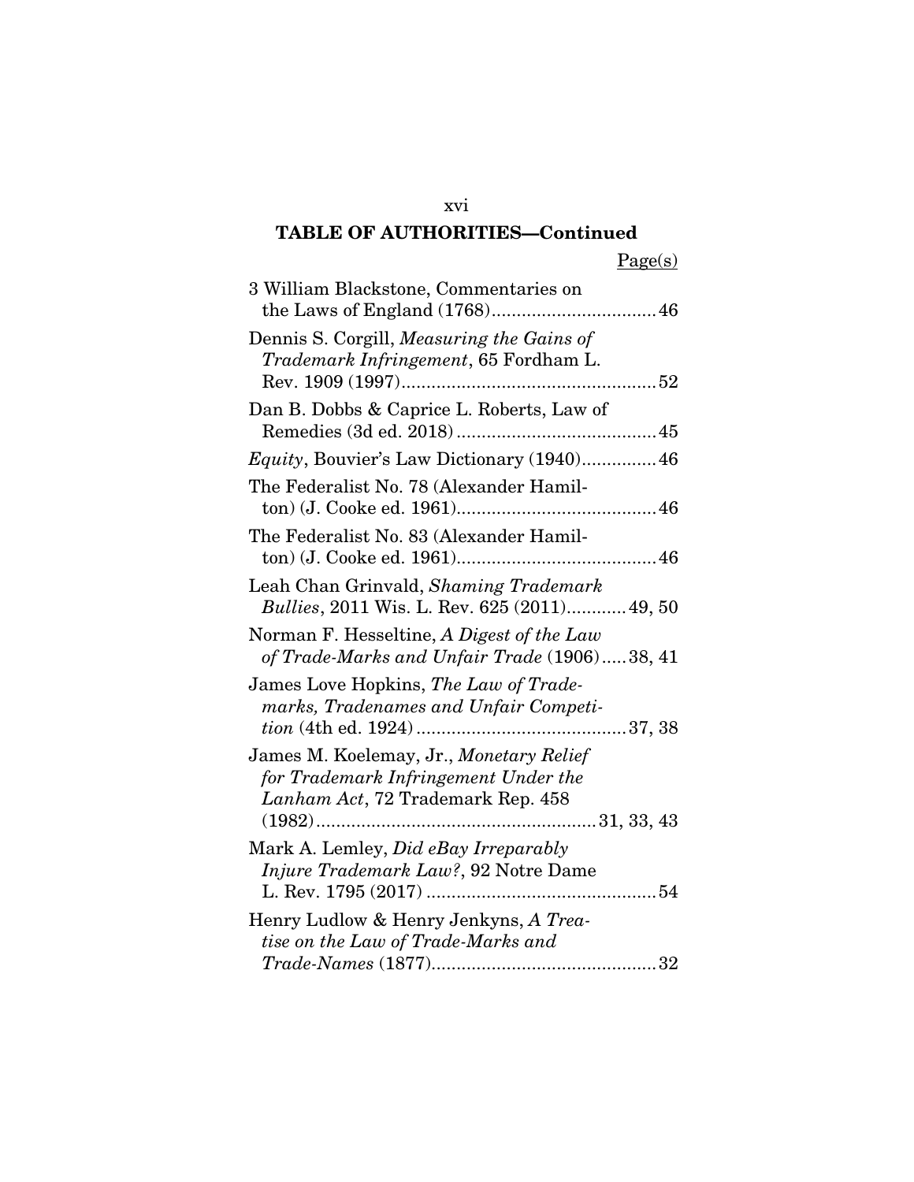## TABLE OF AUTHORITIES—Continued

| | Page(s) |
|---|---|
| 3 William Blackstone, Commentaries on the Laws of England (1768) | 46 |
| Dennis S. Corgill, *Measuring the Gains of Trademark Infringement*, 65 Fordham L. Rev. 1909 (1997) | 52 |
| Dan B. Dobbs & Caprice L. Roberts, Law of Remedies (3d ed. 2018) | 45 |
| *Equity*, Bouvier's Law Dictionary (1940) | 46 |
| The Federalist No. 78 (Alexander Hamilton) (J. Cooke ed. 1961) | 46 |
| The Federalist No. 83 (Alexander Hamilton) (J. Cooke ed. 1961) | 46 |
| Leah Chan Grinvald, *Shaming Trademark Bullies*, 2011 Wis. L. Rev. 625 (2011) | 49, 50 |
| Norman F. Hesseltine, *A Digest of the Law of Trade-Marks and Unfair Trade* (1906) | 38, 41 |
| James Love Hopkins, *The Law of Trademarks, Tradenames and Unfair Competition* (4th ed. 1924) | 37, 38 |
| James M. Koelemay, Jr., *Monetary Relief for Trademark Infringement Under the Lanham Act*, 72 Trademark Rep. 458 (1982) | 31, 33, 43 |
| Mark A. Lemley, *Did eBay Irreparably Injure Trademark Law?*, 92 Notre Dame L. Rev. 1795 (2017) | 54 |
| Henry Ludlow & Henry Jenkyns, *A Treatise on the Law of Trade-Marks and Trade-Names* (1877) | 32 |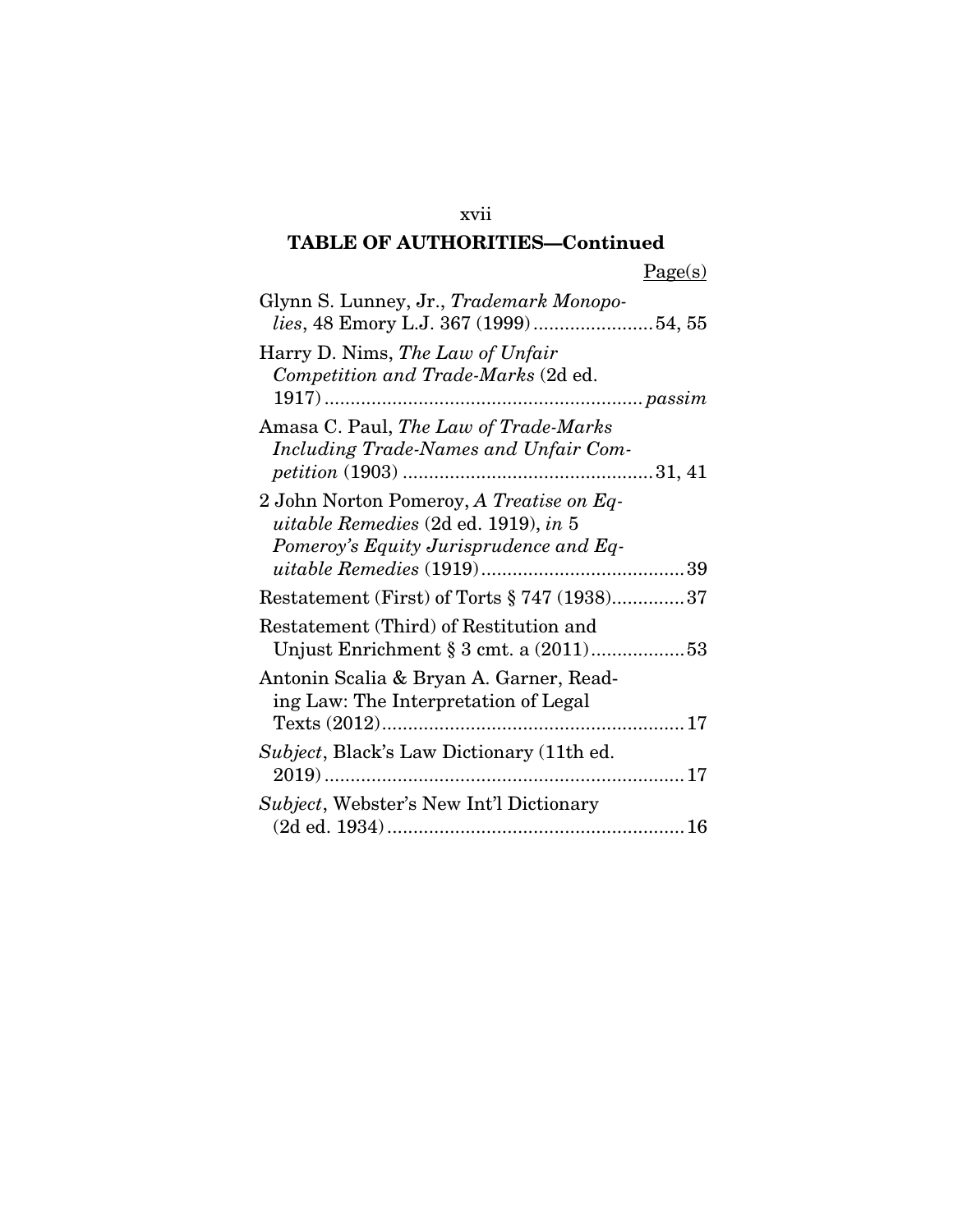**TABLE OF AUTHORITIES—Continued**

Page(s)

Glynn S. Lunney, Jr., *Trademark Monopolies*, 48 Emory L.J. 367 (1999) ....................... 54, 55

Harry D. Nims, *The Law of Unfair Competition and Trade-Marks* (2d ed. 1917) ............................................................ *passim*

Amasa C. Paul, *The Law of Trade-Marks Including Trade-Names and Unfair Competition* (1903) ............................................... 31, 41

2 John Norton Pomeroy, *A Treatise on Equitable Remedies* (2d ed. 1919), *in* 5 *Pomeroy's Equity Jurisprudence and Equitable Remedies* (1919) ....................................... 39

Restatement (First) of Torts § 747 (1938) ............. 37

Restatement (Third) of Restitution and Unjust Enrichment § 3 cmt. a (2011) .................. 53

Antonin Scalia & Bryan A. Garner, Reading Law: The Interpretation of Legal Texts (2012) ......................................................... 17

*Subject*, Black's Law Dictionary (11th ed. 2019) .................................................................... 17

*Subject*, Webster's New Int'l Dictionary (2d ed. 1934) ........................................................ 16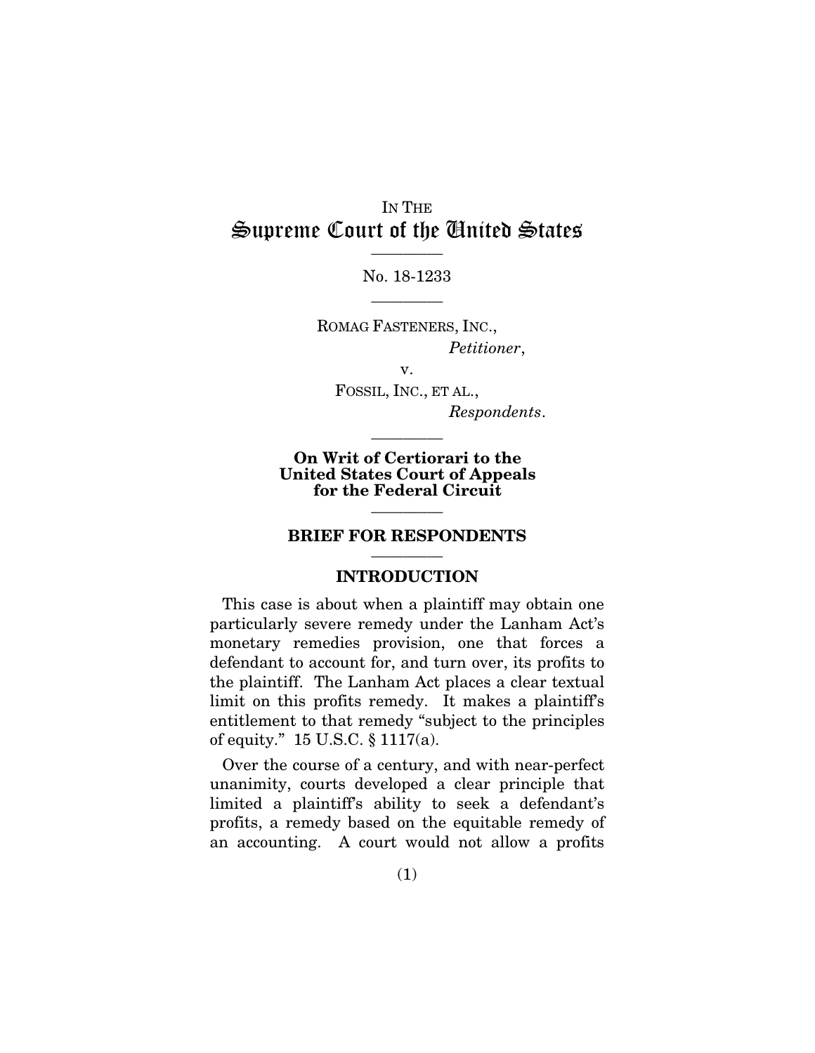IN THE

# Supreme Court of the United States

---

No. 18-1233

---

ROMAG FASTENERS, INC.,

*Petitioner*,

v.

FOSSIL, INC., ET AL.,

*Respondents*.

---

**On Writ of Certiorari to the United States Court of Appeals for the Federal Circuit**

---

## BRIEF FOR RESPONDENTS

---

## INTRODUCTION

This case is about when a plaintiff may obtain one particularly severe remedy under the Lanham Act's monetary remedies provision, one that forces a defendant to account for, and turn over, its profits to the plaintiff. The Lanham Act places a clear textual limit on this profits remedy. It makes a plaintiff's entitlement to that remedy "subject to the principles of equity." 15 U.S.C. § 1117(a).

Over the course of a century, and with near-perfect unanimity, courts developed a clear principle that limited a plaintiff's ability to seek a defendant's profits, a remedy based on the equitable remedy of an accounting. A court would not allow a profits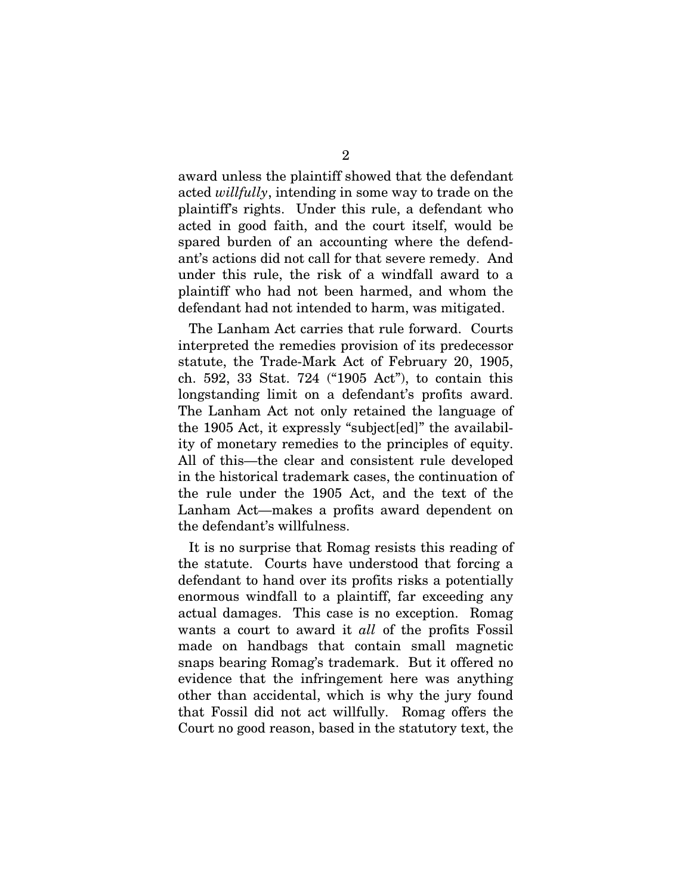award unless the plaintiff showed that the defendant acted *willfully*, intending in some way to trade on the plaintiff's rights. Under this rule, a defendant who acted in good faith, and the court itself, would be spared burden of an accounting where the defendant's actions did not call for that severe remedy. And under this rule, the risk of a windfall award to a plaintiff who had not been harmed, and whom the defendant had not intended to harm, was mitigated.

The Lanham Act carries that rule forward. Courts interpreted the remedies provision of its predecessor statute, the Trade-Mark Act of February 20, 1905, ch. 592, 33 Stat. 724 ("1905 Act"), to contain this longstanding limit on a defendant's profits award. The Lanham Act not only retained the language of the 1905 Act, it expressly "subject[ed]" the availability of monetary remedies to the principles of equity. All of this—the clear and consistent rule developed in the historical trademark cases, the continuation of the rule under the 1905 Act, and the text of the Lanham Act—makes a profits award dependent on the defendant's willfulness.

It is no surprise that Romag resists this reading of the statute. Courts have understood that forcing a defendant to hand over its profits risks a potentially enormous windfall to a plaintiff, far exceeding any actual damages. This case is no exception. Romag wants a court to award it *all* of the profits Fossil made on handbags that contain small magnetic snaps bearing Romag's trademark. But it offered no evidence that the infringement here was anything other than accidental, which is why the jury found that Fossil did not act willfully. Romag offers the Court no good reason, based in the statutory text, the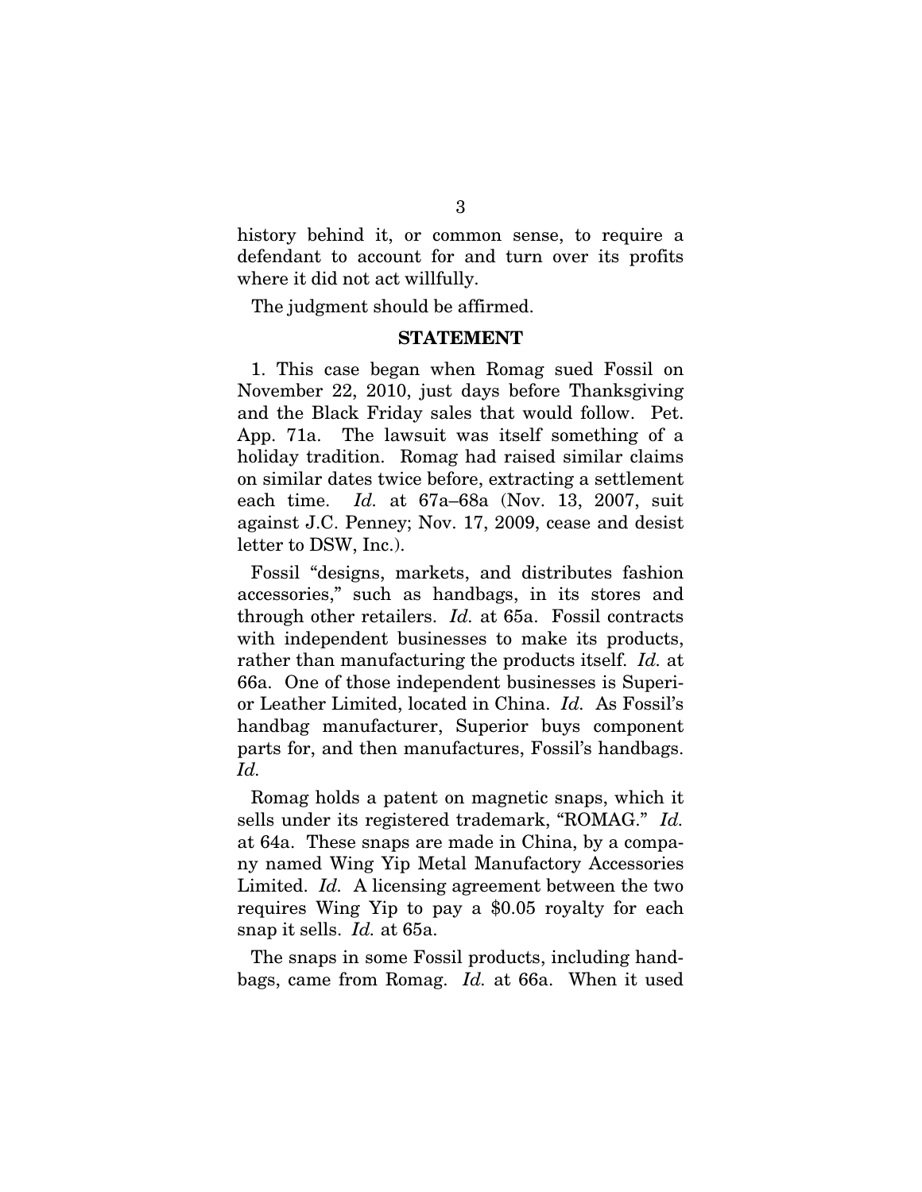history behind it, or common sense, to require a defendant to account for and turn over its profits where it did not act willfully.

The judgment should be affirmed.

## STATEMENT

1. This case began when Romag sued Fossil on November 22, 2010, just days before Thanksgiving and the Black Friday sales that would follow. Pet. App. 71a. The lawsuit was itself something of a holiday tradition. Romag had raised similar claims on similar dates twice before, extracting a settlement each time. *Id.* at 67a–68a (Nov. 13, 2007, suit against J.C. Penney; Nov. 17, 2009, cease and desist letter to DSW, Inc.).

Fossil "designs, markets, and distributes fashion accessories," such as handbags, in its stores and through other retailers. *Id.* at 65a. Fossil contracts with independent businesses to make its products, rather than manufacturing the products itself. *Id.* at 66a. One of those independent businesses is Superior Leather Limited, located in China. *Id.* As Fossil's handbag manufacturer, Superior buys component parts for, and then manufactures, Fossil's handbags. *Id.*

Romag holds a patent on magnetic snaps, which it sells under its registered trademark, "ROMAG." *Id.* at 64a. These snaps are made in China, by a company named Wing Yip Metal Manufactory Accessories Limited. *Id.* A licensing agreement between the two requires Wing Yip to pay a $0.05 royalty for each snap it sells. *Id.* at 65a.

The snaps in some Fossil products, including handbags, came from Romag. *Id.* at 66a. When it used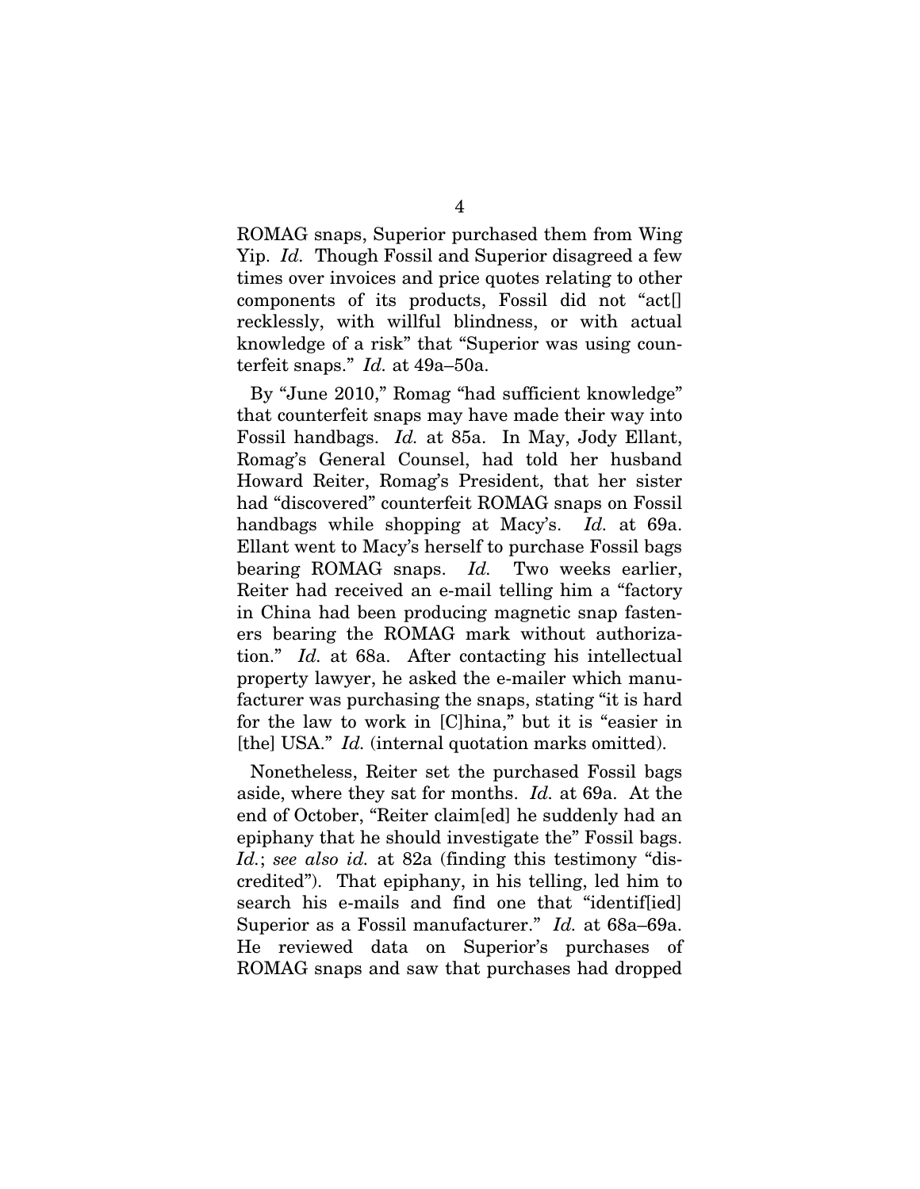ROMAG snaps, Superior purchased them from Wing Yip. *Id.* Though Fossil and Superior disagreed a few times over invoices and price quotes relating to other components of its products, Fossil did not "act[] recklessly, with willful blindness, or with actual knowledge of a risk" that "Superior was using counterfeit snaps." *Id.* at 49a–50a.

By "June 2010," Romag "had sufficient knowledge" that counterfeit snaps may have made their way into Fossil handbags. *Id.* at 85a. In May, Jody Ellant, Romag's General Counsel, had told her husband Howard Reiter, Romag's President, that her sister had "discovered" counterfeit ROMAG snaps on Fossil handbags while shopping at Macy's. *Id.* at 69a. Ellant went to Macy's herself to purchase Fossil bags bearing ROMAG snaps. *Id.* Two weeks earlier, Reiter had received an e-mail telling him a "factory in China had been producing magnetic snap fasteners bearing the ROMAG mark without authorization." *Id.* at 68a. After contacting his intellectual property lawyer, he asked the e-mailer which manufacturer was purchasing the snaps, stating "it is hard for the law to work in [C]hina," but it is "easier in [the] USA." *Id.* (internal quotation marks omitted).

Nonetheless, Reiter set the purchased Fossil bags aside, where they sat for months. *Id.* at 69a. At the end of October, "Reiter claim[ed] he suddenly had an epiphany that he should investigate the" Fossil bags. *Id.*; *see also id.* at 82a (finding this testimony "discredited"). That epiphany, in his telling, led him to search his e-mails and find one that "identif[ied] Superior as a Fossil manufacturer." *Id.* at 68a–69a. He reviewed data on Superior's purchases of ROMAG snaps and saw that purchases had dropped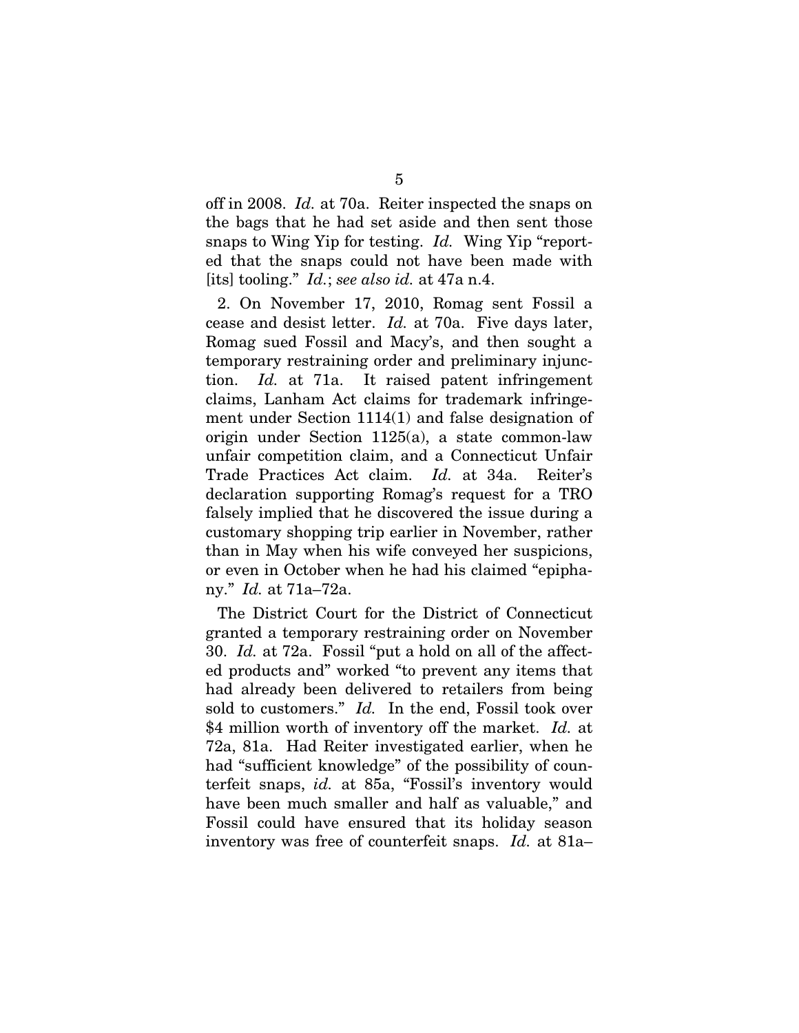off in 2008. *Id.* at 70a. Reiter inspected the snaps on the bags that he had set aside and then sent those snaps to Wing Yip for testing. *Id.* Wing Yip "reported that the snaps could not have been made with [its] tooling." *Id.*; *see also id.* at 47a n.4.

2. On November 17, 2010, Romag sent Fossil a cease and desist letter. *Id.* at 70a. Five days later, Romag sued Fossil and Macy's, and then sought a temporary restraining order and preliminary injunction. *Id.* at 71a. It raised patent infringement claims, Lanham Act claims for trademark infringement under Section 1114(1) and false designation of origin under Section 1125(a), a state common-law unfair competition claim, and a Connecticut Unfair Trade Practices Act claim. *Id.* at 34a. Reiter's declaration supporting Romag's request for a TRO falsely implied that he discovered the issue during a customary shopping trip earlier in November, rather than in May when his wife conveyed her suspicions, or even in October when he had his claimed "epiphany." *Id.* at 71a–72a.

The District Court for the District of Connecticut granted a temporary restraining order on November 30. *Id.* at 72a. Fossil "put a hold on all of the affected products and" worked "to prevent any items that had already been delivered to retailers from being sold to customers." *Id.* In the end, Fossil took over $4 million worth of inventory off the market. *Id.* at 72a, 81a. Had Reiter investigated earlier, when he had "sufficient knowledge" of the possibility of counterfeit snaps, *id.* at 85a, "Fossil's inventory would have been much smaller and half as valuable," and Fossil could have ensured that its holiday season inventory was free of counterfeit snaps. *Id.* at 81a–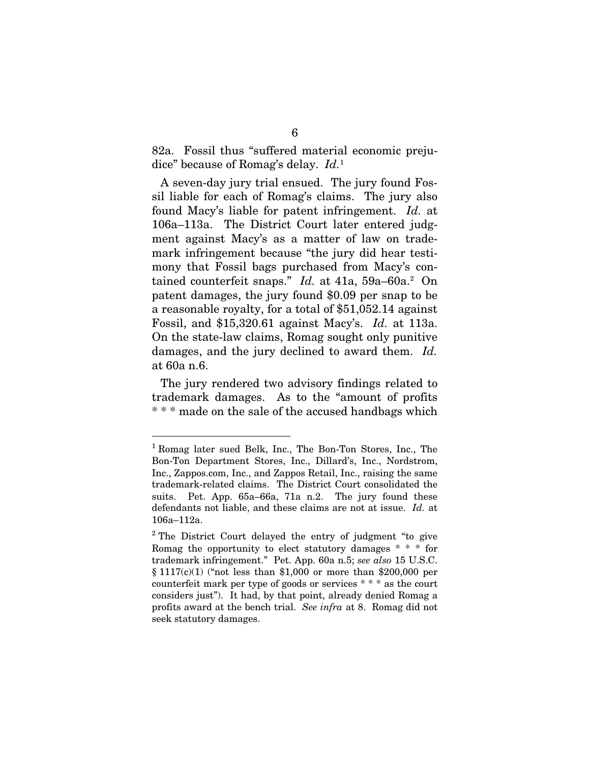82a. Fossil thus "suffered material economic prejudice" because of Romag's delay. *Id.*[1]

A seven-day jury trial ensued. The jury found Fossil liable for each of Romag's claims. The jury also found Macy's liable for patent infringement. *Id.* at 106a–113a. The District Court later entered judgment against Macy's as a matter of law on trademark infringement because "the jury did hear testimony that Fossil bags purchased from Macy's contained counterfeit snaps." *Id.* at 41a, 59a–60a.[2] On patent damages, the jury found $0.09 per snap to be a reasonable royalty, for a total of $51,052.14 against Fossil, and $15,320.61 against Macy's. *Id.* at 113a. On the state-law claims, Romag sought only punitive damages, and the jury declined to award them. *Id.* at 60a n.6.

The jury rendered two advisory findings related to trademark damages. As to the "amount of profits * * * made on the sale of the accused handbags which

---

[1] Romag later sued Belk, Inc., The Bon-Ton Stores, Inc., The Bon-Ton Department Stores, Inc., Dillard's, Inc., Nordstrom, Inc., Zappos.com, Inc., and Zappos Retail, Inc., raising the same trademark-related claims. The District Court consolidated the suits. Pet. App. 65a–66a, 71a n.2. The jury found these defendants not liable, and these claims are not at issue. *Id.* at 106a–112a.

[2] The District Court delayed the entry of judgment "to give Romag the opportunity to elect statutory damages * * * for trademark infringement." Pet. App. 60a n.5; *see also* 15 U.S.C. § 1117(c)(1) ("not less than $1,000 or more than $200,000 per counterfeit mark per type of goods or services * * * as the court considers just"). It had, by that point, already denied Romag a profits award at the bench trial. *See infra* at 8. Romag did not seek statutory damages.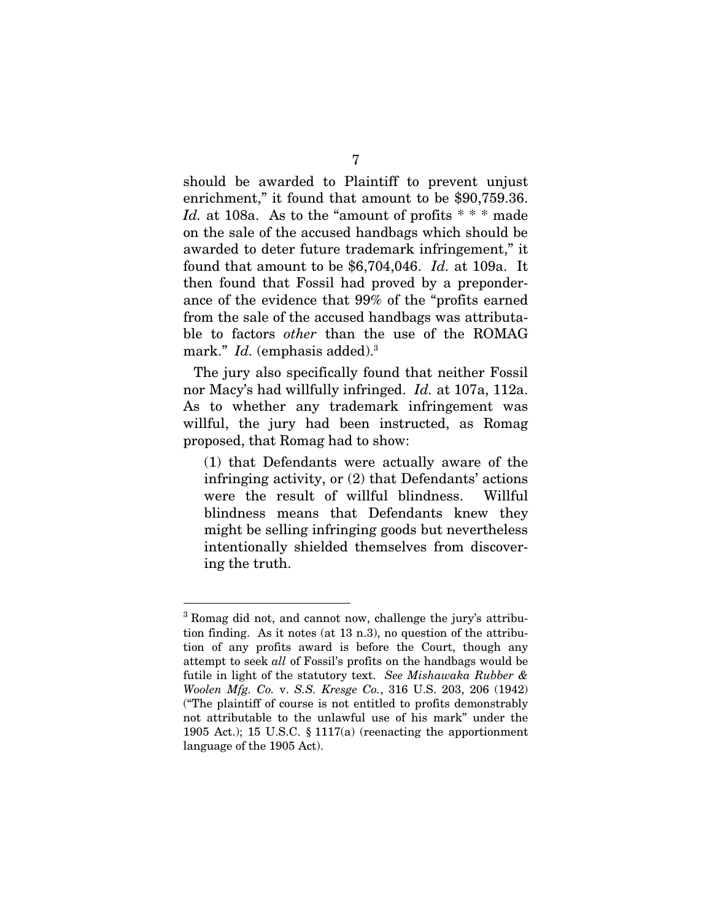should be awarded to Plaintiff to prevent unjust enrichment," it found that amount to be $90,759.36. *Id.* at 108a. As to the "amount of profits * * * made on the sale of the accused handbags which should be awarded to deter future trademark infringement," it found that amount to be $6,704,046. *Id.* at 109a. It then found that Fossil had proved by a preponderance of the evidence that 99% of the "profits earned from the sale of the accused handbags was attributable to factors *other* than the use of the ROMAG mark." *Id.* (emphasis added).[3]

The jury also specifically found that neither Fossil nor Macy's had willfully infringed. *Id.* at 107a, 112a. As to whether any trademark infringement was willful, the jury had been instructed, as Romag proposed, that Romag had to show:

> (1) that Defendants were actually aware of the infringing activity, or (2) that Defendants' actions were the result of willful blindness. Willful blindness means that Defendants knew they might be selling infringing goods but nevertheless intentionally shielded themselves from discovering the truth.

---

[3] Romag did not, and cannot now, challenge the jury's attribution finding. As it notes (at 13 n.3), no question of the attribution of any profits award is before the Court, though any attempt to seek *all* of Fossil's profits on the handbags would be futile in light of the statutory text. *See Mishawaka Rubber & Woolen Mfg. Co.* v. *S.S. Kresge Co.*, 316 U.S. 203, 206 (1942) ("The plaintiff of course is not entitled to profits demonstrably not attributable to the unlawful use of his mark" under the 1905 Act.); 15 U.S.C. § 1117(a) (reenacting the apportionment language of the 1905 Act).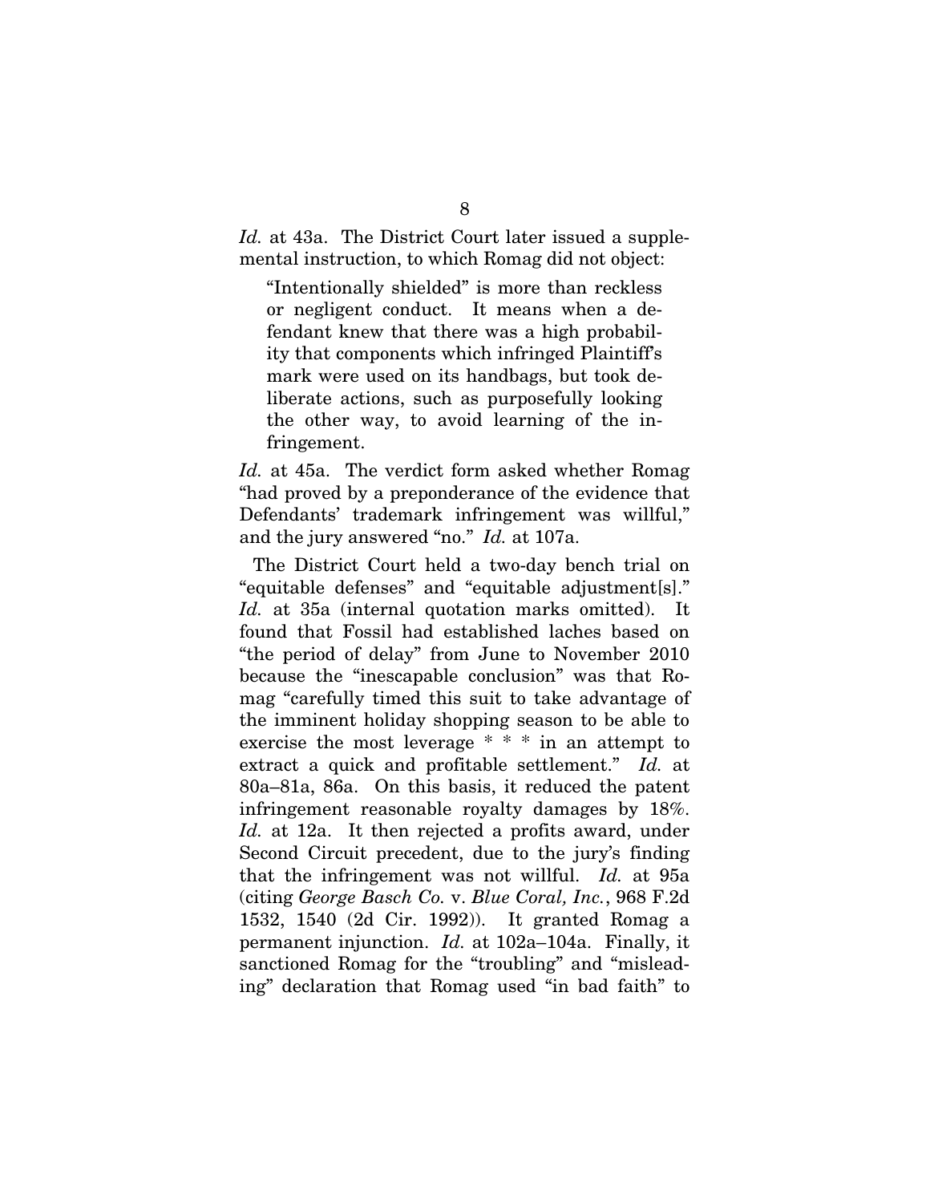*Id.* at 43a. The District Court later issued a supplemental instruction, to which Romag did not object:

> "Intentionally shielded" is more than reckless or negligent conduct. It means when a defendant knew that there was a high probability that components which infringed Plaintiff's mark were used on its handbags, but took deliberate actions, such as purposefully looking the other way, to avoid learning of the infringement.

*Id.* at 45a. The verdict form asked whether Romag "had proved by a preponderance of the evidence that Defendants' trademark infringement was willful," and the jury answered "no." *Id.* at 107a.

The District Court held a two-day bench trial on "equitable defenses" and "equitable adjustment[s]." *Id.* at 35a (internal quotation marks omitted). It found that Fossil had established laches based on "the period of delay" from June to November 2010 because the "inescapable conclusion" was that Romag "carefully timed this suit to take advantage of the imminent holiday shopping season to be able to exercise the most leverage * * * in an attempt to extract a quick and profitable settlement." *Id.* at 80a–81a, 86a. On this basis, it reduced the patent infringement reasonable royalty damages by 18%. *Id.* at 12a. It then rejected a profits award, under Second Circuit precedent, due to the jury's finding that the infringement was not willful. *Id.* at 95a (citing *George Basch Co.* v. *Blue Coral, Inc.*, 968 F.2d 1532, 1540 (2d Cir. 1992)). It granted Romag a permanent injunction. *Id.* at 102a–104a. Finally, it sanctioned Romag for the "troubling" and "misleading" declaration that Romag used "in bad faith" to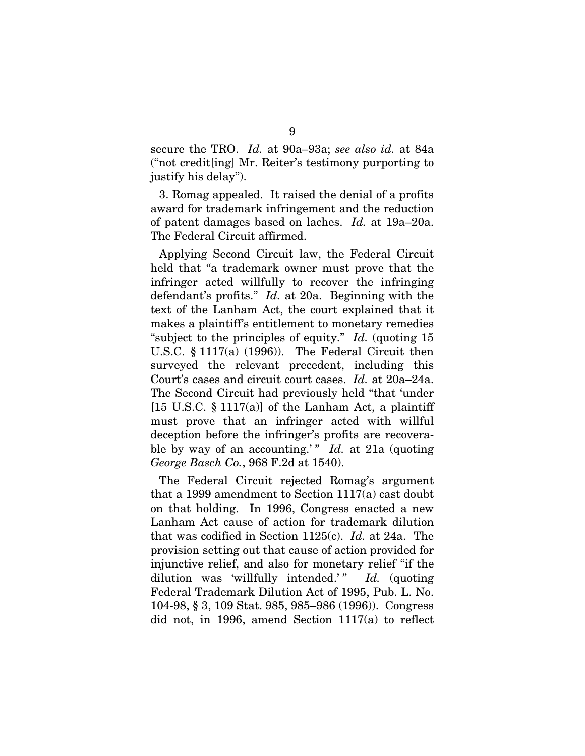secure the TRO. *Id.* at 90a–93a; *see also id.* at 84a ("not credit[ing] Mr. Reiter's testimony purporting to justify his delay").

3. Romag appealed. It raised the denial of a profits award for trademark infringement and the reduction of patent damages based on laches. *Id.* at 19a–20a. The Federal Circuit affirmed.

Applying Second Circuit law, the Federal Circuit held that "a trademark owner must prove that the infringer acted willfully to recover the infringing defendant's profits." *Id.* at 20a. Beginning with the text of the Lanham Act, the court explained that it makes a plaintiff's entitlement to monetary remedies "subject to the principles of equity." *Id.* (quoting 15 U.S.C. § 1117(a) (1996)). The Federal Circuit then surveyed the relevant precedent, including this Court's cases and circuit court cases. *Id.* at 20a–24a. The Second Circuit had previously held "that 'under [15 U.S.C. § 1117(a)] of the Lanham Act, a plaintiff must prove that an infringer acted with willful deception before the infringer's profits are recoverable by way of an accounting.' " *Id.* at 21a (quoting *George Basch Co.*, 968 F.2d at 1540).

The Federal Circuit rejected Romag's argument that a 1999 amendment to Section 1117(a) cast doubt on that holding. In 1996, Congress enacted a new Lanham Act cause of action for trademark dilution that was codified in Section 1125(c). *Id.* at 24a. The provision setting out that cause of action provided for injunctive relief, and also for monetary relief "if the dilution was 'willfully intended.' " *Id.* (quoting Federal Trademark Dilution Act of 1995, Pub. L. No. 104-98, § 3, 109 Stat. 985, 985–986 (1996)). Congress did not, in 1996, amend Section 1117(a) to reflect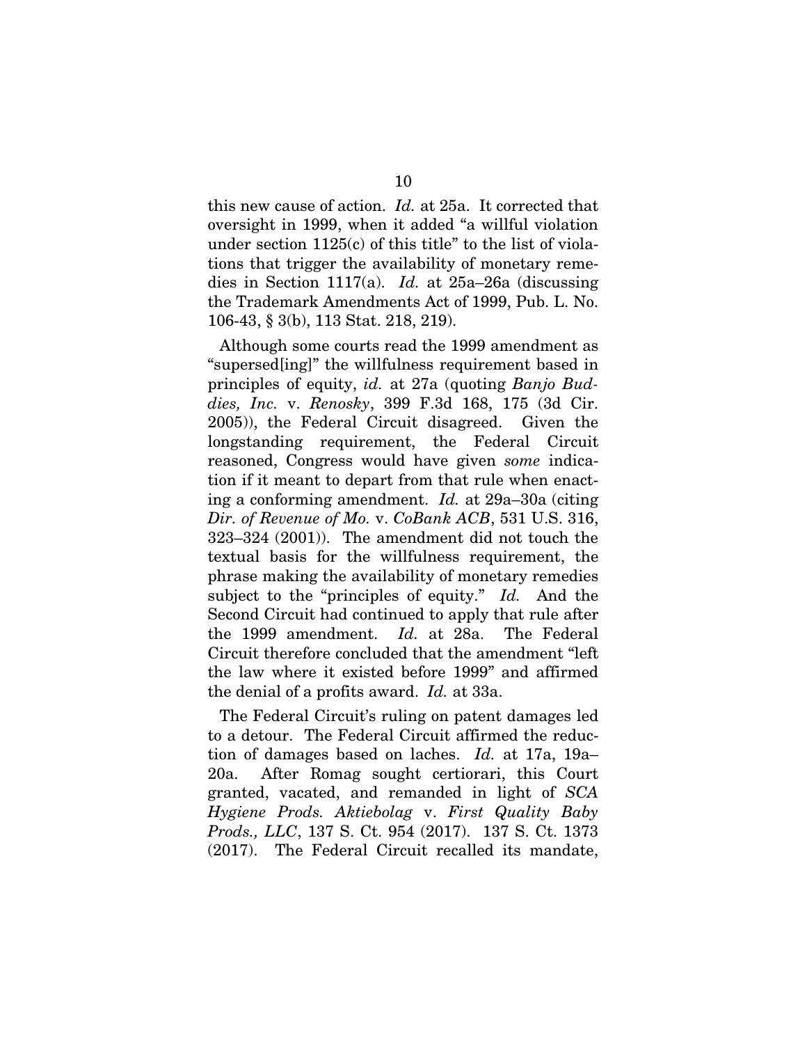this new cause of action. *Id.* at 25a. It corrected that oversight in 1999, when it added "a willful violation under section 1125(c) of this title" to the list of violations that trigger the availability of monetary remedies in Section 1117(a). *Id.* at 25a–26a (discussing the Trademark Amendments Act of 1999, Pub. L. No. 106-43, § 3(b), 113 Stat. 218, 219).

Although some courts read the 1999 amendment as "supersed[ing]" the willfulness requirement based in principles of equity, *id.* at 27a (quoting *Banjo Buddies, Inc.* v. *Renosky*, 399 F.3d 168, 175 (3d Cir. 2005)), the Federal Circuit disagreed. Given the longstanding requirement, the Federal Circuit reasoned, Congress would have given *some* indication if it meant to depart from that rule when enacting a conforming amendment. *Id.* at 29a–30a (citing *Dir. of Revenue of Mo.* v. *CoBank ACB*, 531 U.S. 316, 323–324 (2001)). The amendment did not touch the textual basis for the willfulness requirement, the phrase making the availability of monetary remedies subject to the "principles of equity." *Id.* And the Second Circuit had continued to apply that rule after the 1999 amendment. *Id.* at 28a. The Federal Circuit therefore concluded that the amendment "left the law where it existed before 1999" and affirmed the denial of a profits award. *Id.* at 33a.

The Federal Circuit's ruling on patent damages led to a detour. The Federal Circuit affirmed the reduction of damages based on laches. *Id.* at 17a, 19a–20a. After Romag sought certiorari, this Court granted, vacated, and remanded in light of *SCA Hygiene Prods. Aktiebolag* v. *First Quality Baby Prods., LLC*, 137 S. Ct. 954 (2017). 137 S. Ct. 1373 (2017). The Federal Circuit recalled its mandate,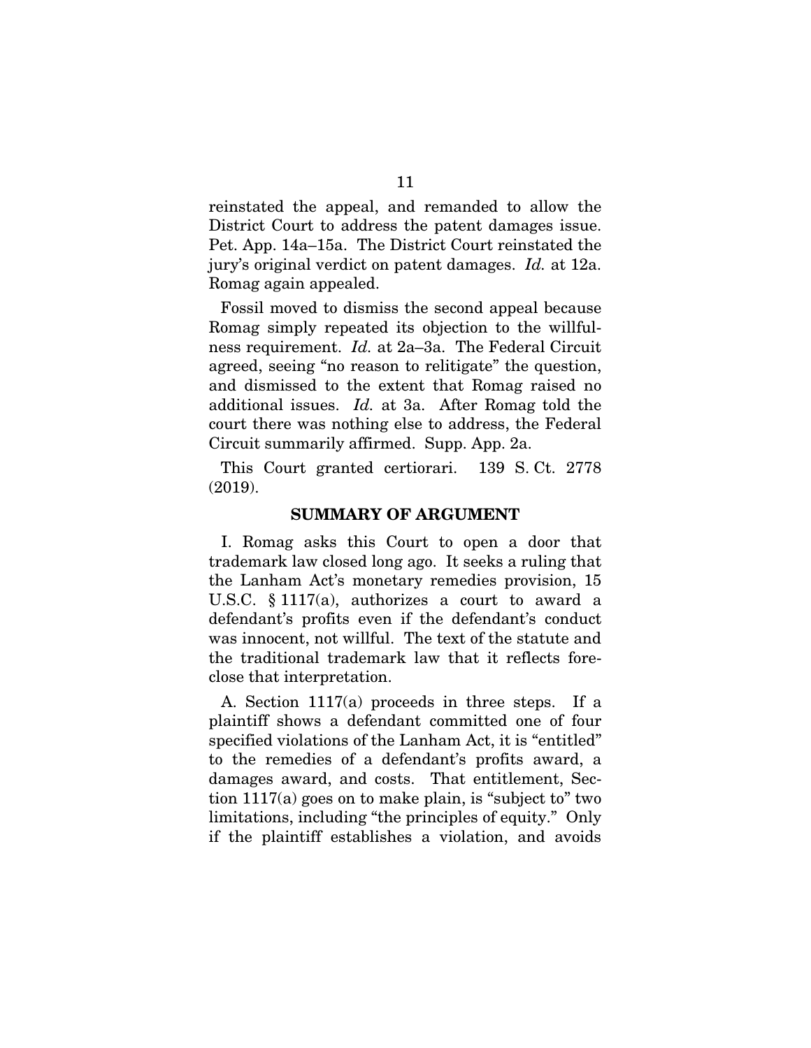reinstated the appeal, and remanded to allow the District Court to address the patent damages issue. Pet. App. 14a–15a. The District Court reinstated the jury's original verdict on patent damages. *Id.* at 12a. Romag again appealed.

Fossil moved to dismiss the second appeal because Romag simply repeated its objection to the willfulness requirement. *Id.* at 2a–3a. The Federal Circuit agreed, seeing "no reason to relitigate" the question, and dismissed to the extent that Romag raised no additional issues. *Id.* at 3a. After Romag told the court there was nothing else to address, the Federal Circuit summarily affirmed. Supp. App. 2a.

This Court granted certiorari. 139 S. Ct. 2778 (2019).

## SUMMARY OF ARGUMENT

I. Romag asks this Court to open a door that trademark law closed long ago. It seeks a ruling that the Lanham Act's monetary remedies provision, 15 U.S.C. § 1117(a), authorizes a court to award a defendant's profits even if the defendant's conduct was innocent, not willful. The text of the statute and the traditional trademark law that it reflects foreclose that interpretation.

A. Section 1117(a) proceeds in three steps. If a plaintiff shows a defendant committed one of four specified violations of the Lanham Act, it is "entitled" to the remedies of a defendant's profits award, a damages award, and costs. That entitlement, Section 1117(a) goes on to make plain, is "subject to" two limitations, including "the principles of equity." Only if the plaintiff establishes a violation, and avoids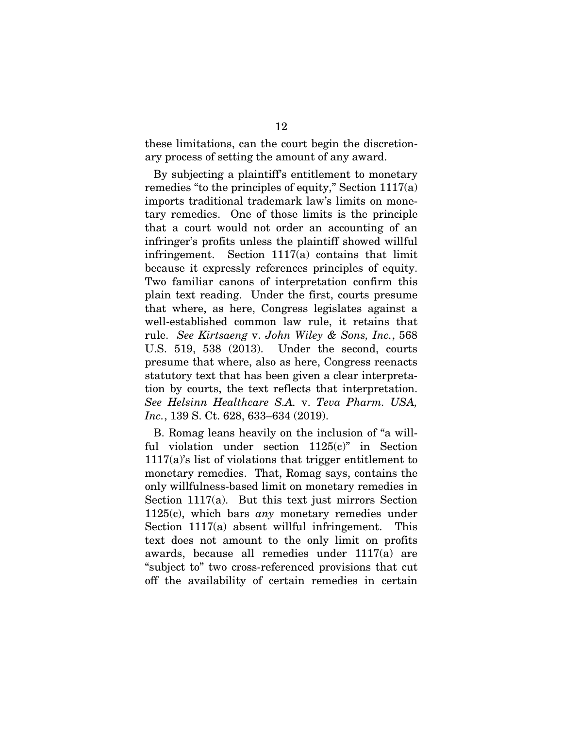these limitations, can the court begin the discretionary process of setting the amount of any award.

By subjecting a plaintiff's entitlement to monetary remedies "to the principles of equity," Section 1117(a) imports traditional trademark law's limits on monetary remedies. One of those limits is the principle that a court would not order an accounting of an infringer's profits unless the plaintiff showed willful infringement. Section 1117(a) contains that limit because it expressly references principles of equity. Two familiar canons of interpretation confirm this plain text reading. Under the first, courts presume that where, as here, Congress legislates against a well-established common law rule, it retains that rule. *See Kirtsaeng* v. *John Wiley & Sons, Inc.*, 568 U.S. 519, 538 (2013). Under the second, courts presume that where, also as here, Congress reenacts statutory text that has been given a clear interpretation by courts, the text reflects that interpretation. *See Helsinn Healthcare S.A.* v. *Teva Pharm. USA, Inc.*, 139 S. Ct. 628, 633–634 (2019).

B. Romag leans heavily on the inclusion of "a willful violation under section 1125(c)" in Section 1117(a)'s list of violations that trigger entitlement to monetary remedies. That, Romag says, contains the only willfulness-based limit on monetary remedies in Section 1117(a). But this text just mirrors Section 1125(c), which bars *any* monetary remedies under Section 1117(a) absent willful infringement. This text does not amount to the only limit on profits awards, because all remedies under 1117(a) are "subject to" two cross-referenced provisions that cut off the availability of certain remedies in certain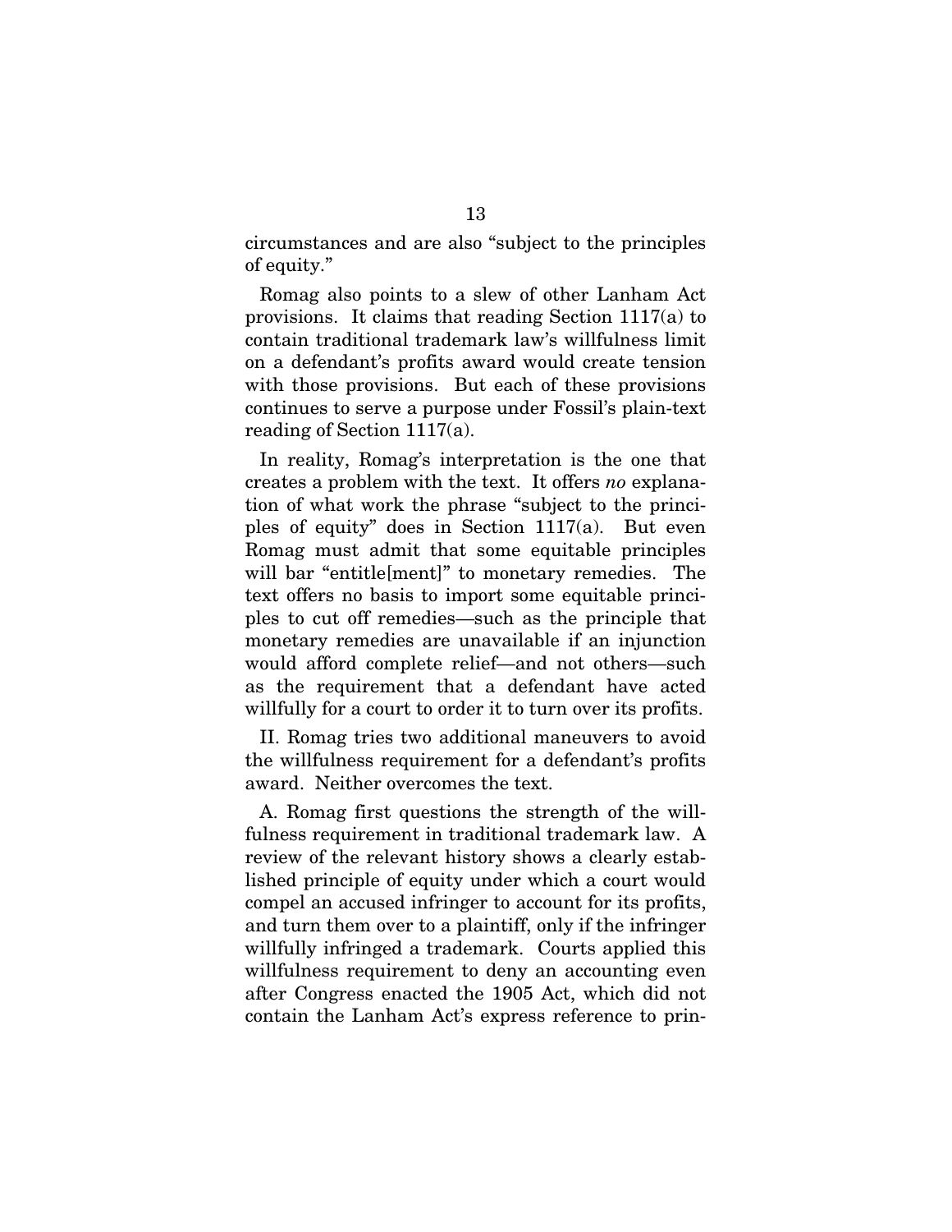circumstances and are also "subject to the principles of equity."

Romag also points to a slew of other Lanham Act provisions. It claims that reading Section 1117(a) to contain traditional trademark law's willfulness limit on a defendant's profits award would create tension with those provisions. But each of these provisions continues to serve a purpose under Fossil's plain-text reading of Section 1117(a).

In reality, Romag's interpretation is the one that creates a problem with the text. It offers *no* explanation of what work the phrase "subject to the principles of equity" does in Section 1117(a). But even Romag must admit that some equitable principles will bar "entitle[ment]" to monetary remedies. The text offers no basis to import some equitable principles to cut off remedies—such as the principle that monetary remedies are unavailable if an injunction would afford complete relief—and not others—such as the requirement that a defendant have acted willfully for a court to order it to turn over its profits.

II. Romag tries two additional maneuvers to avoid the willfulness requirement for a defendant's profits award. Neither overcomes the text.

A. Romag first questions the strength of the willfulness requirement in traditional trademark law. A review of the relevant history shows a clearly established principle of equity under which a court would compel an accused infringer to account for its profits, and turn them over to a plaintiff, only if the infringer willfully infringed a trademark. Courts applied this willfulness requirement to deny an accounting even after Congress enacted the 1905 Act, which did not contain the Lanham Act's express reference to prin-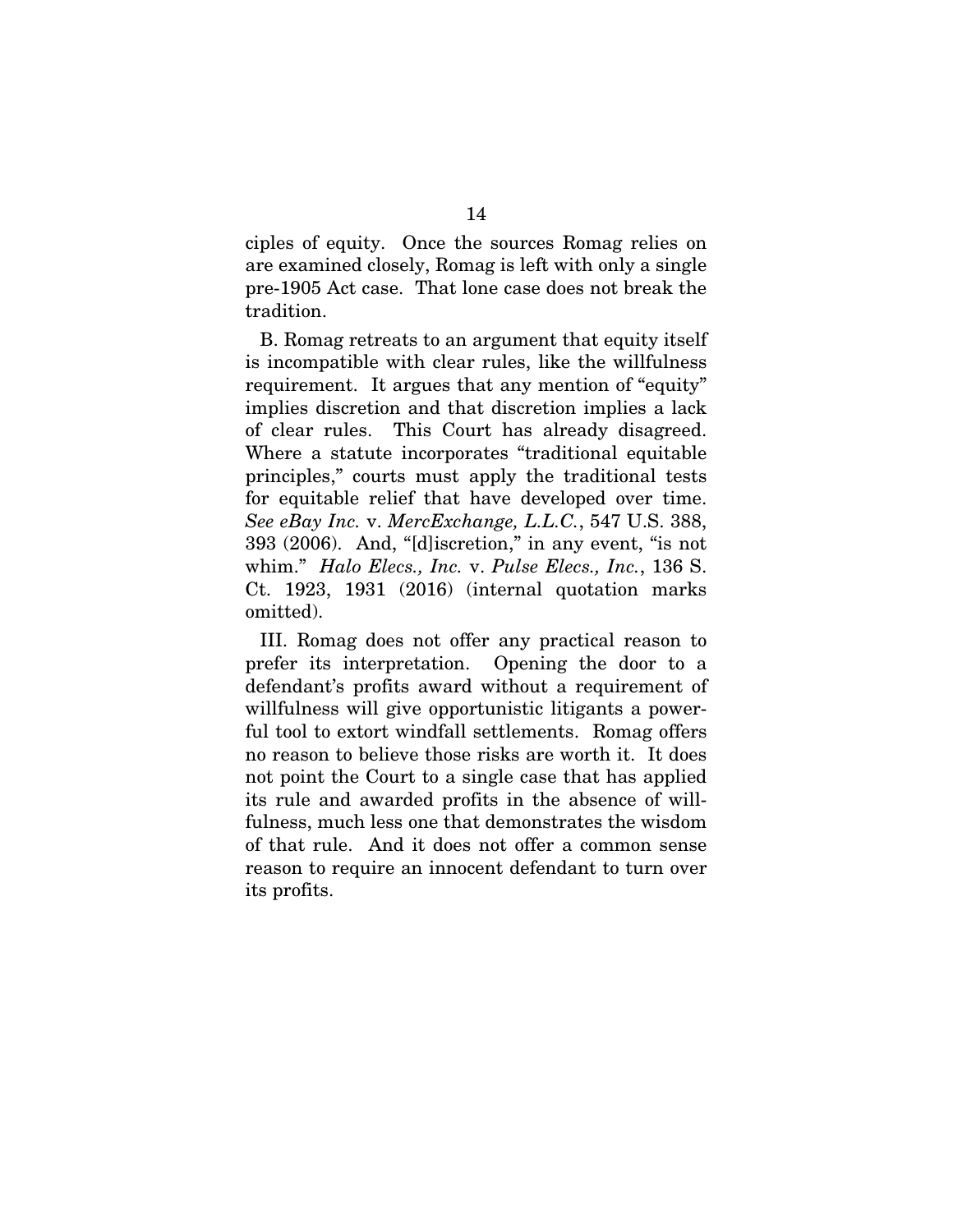ciples of equity. Once the sources Romag relies on are examined closely, Romag is left with only a single pre-1905 Act case. That lone case does not break the tradition.

B. Romag retreats to an argument that equity itself is incompatible with clear rules, like the willfulness requirement. It argues that any mention of "equity" implies discretion and that discretion implies a lack of clear rules. This Court has already disagreed. Where a statute incorporates "traditional equitable principles," courts must apply the traditional tests for equitable relief that have developed over time. *See eBay Inc.* v. *MercExchange, L.L.C.*, 547 U.S. 388, 393 (2006). And, "[d]iscretion," in any event, "is not whim." *Halo Elecs., Inc.* v. *Pulse Elecs., Inc.*, 136 S. Ct. 1923, 1931 (2016) (internal quotation marks omitted).

III. Romag does not offer any practical reason to prefer its interpretation. Opening the door to a defendant's profits award without a requirement of willfulness will give opportunistic litigants a powerful tool to extort windfall settlements. Romag offers no reason to believe those risks are worth it. It does not point the Court to a single case that has applied its rule and awarded profits in the absence of willfulness, much less one that demonstrates the wisdom of that rule. And it does not offer a common sense reason to require an innocent defendant to turn over its profits.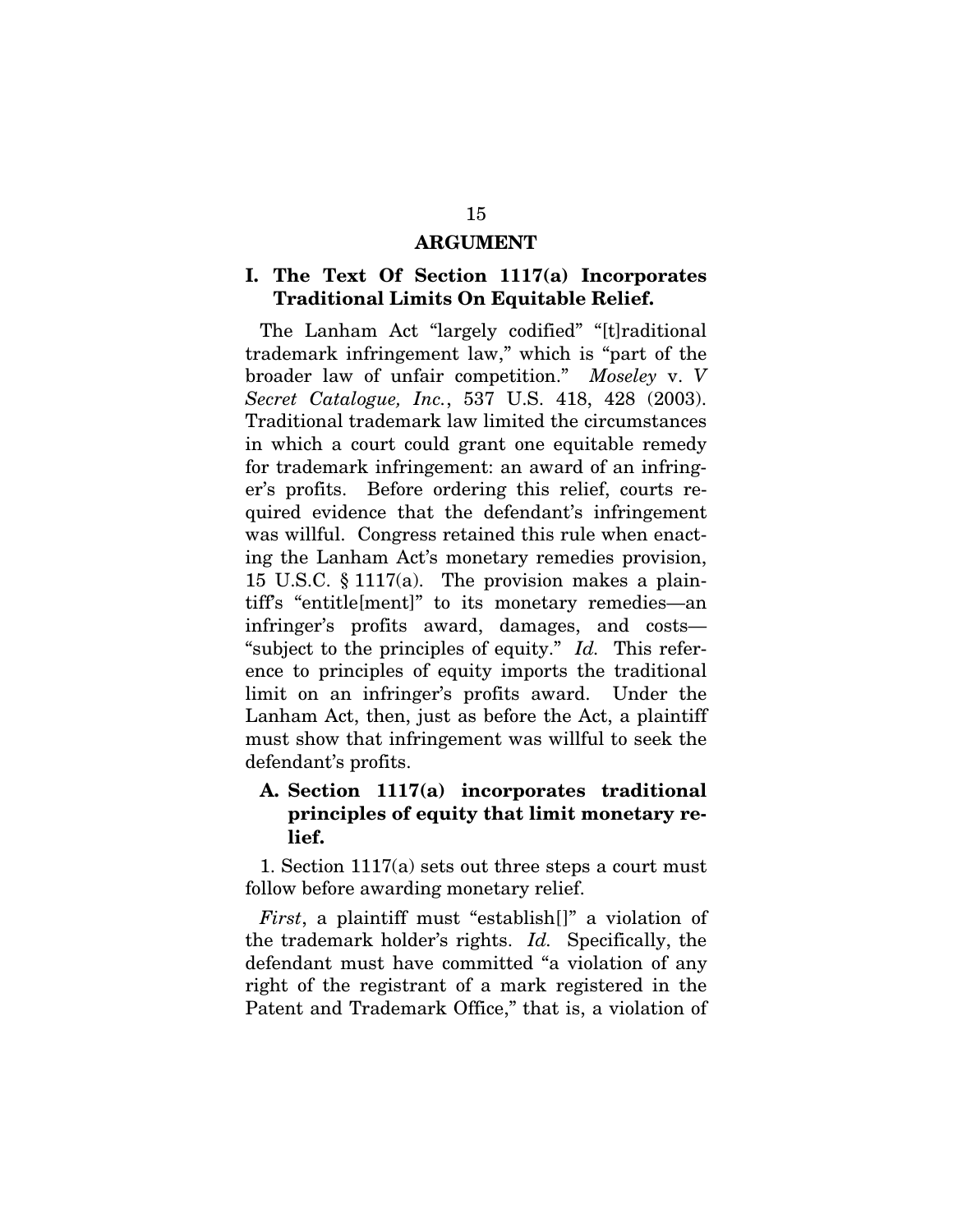# ARGUMENT

## I. The Text Of Section 1117(a) Incorporates Traditional Limits On Equitable Relief.

The Lanham Act "largely codified" "[t]raditional trademark infringement law," which is "part of the broader law of unfair competition." *Moseley* v. *V Secret Catalogue, Inc.*, 537 U.S. 418, 428 (2003). Traditional trademark law limited the circumstances in which a court could grant one equitable remedy for trademark infringement: an award of an infringer's profits. Before ordering this relief, courts required evidence that the defendant's infringement was willful. Congress retained this rule when enacting the Lanham Act's monetary remedies provision, 15 U.S.C. § 1117(a). The provision makes a plaintiff's "entitle[ment]" to its monetary remedies—an infringer's profits award, damages, and costs—"subject to the principles of equity." *Id.* This reference to principles of equity imports the traditional limit on an infringer's profits award. Under the Lanham Act, then, just as before the Act, a plaintiff must show that infringement was willful to seek the defendant's profits.

### A. Section 1117(a) incorporates traditional principles of equity that limit monetary relief.

1. Section 1117(a) sets out three steps a court must follow before awarding monetary relief.

*First*, a plaintiff must "establish[]" a violation of the trademark holder's rights. *Id.* Specifically, the defendant must have committed "a violation of any right of the registrant of a mark registered in the Patent and Trademark Office," that is, a violation of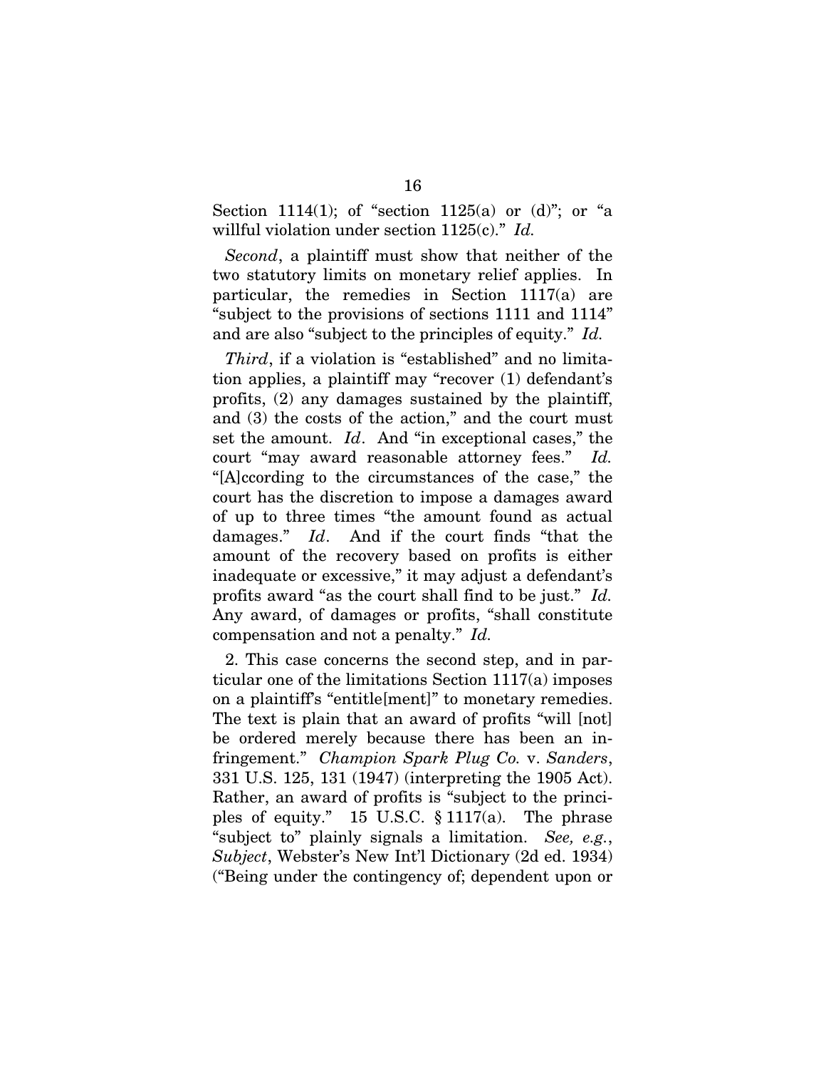Section 1114(1); of "section 1125(a) or (d)"; or "a willful violation under section 1125(c)." *Id.*

*Second*, a plaintiff must show that neither of the two statutory limits on monetary relief applies. In particular, the remedies in Section 1117(a) are "subject to the provisions of sections 1111 and 1114" and are also "subject to the principles of equity." *Id.*

*Third*, if a violation is "established" and no limitation applies, a plaintiff may "recover (1) defendant's profits, (2) any damages sustained by the plaintiff, and (3) the costs of the action," and the court must set the amount. *Id*. And "in exceptional cases," the court "may award reasonable attorney fees." *Id.* "[A]ccording to the circumstances of the case," the court has the discretion to impose a damages award of up to three times "the amount found as actual damages." *Id*. And if the court finds "that the amount of the recovery based on profits is either inadequate or excessive," it may adjust a defendant's profits award "as the court shall find to be just." *Id.* Any award, of damages or profits, "shall constitute compensation and not a penalty." *Id.*

2. This case concerns the second step, and in particular one of the limitations Section 1117(a) imposes on a plaintiff's "entitle[ment]" to monetary remedies. The text is plain that an award of profits "will [not] be ordered merely because there has been an infringement." *Champion Spark Plug Co.* v. *Sanders*, 331 U.S. 125, 131 (1947) (interpreting the 1905 Act). Rather, an award of profits is "subject to the principles of equity." 15 U.S.C. § 1117(a). The phrase "subject to" plainly signals a limitation. *See, e.g.*, *Subject*, Webster's New Int'l Dictionary (2d ed. 1934) ("Being under the contingency of; dependent upon or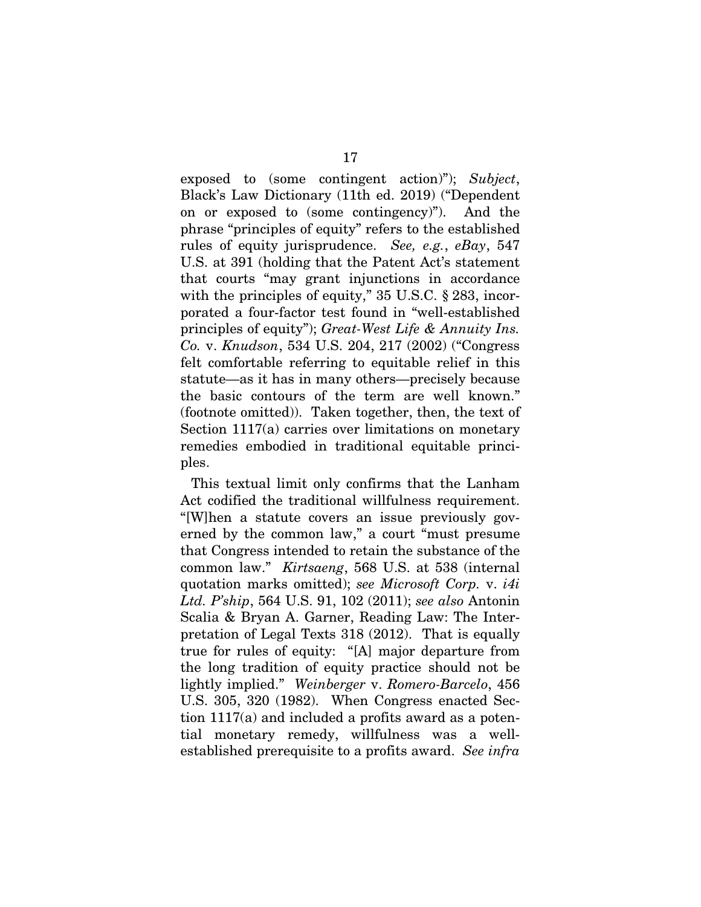exposed to (some contingent action)"); *Subject*, Black's Law Dictionary (11th ed. 2019) ("Dependent on or exposed to (some contingency)"). And the phrase "principles of equity" refers to the established rules of equity jurisprudence. *See, e.g.*, *eBay*, 547 U.S. at 391 (holding that the Patent Act's statement that courts "may grant injunctions in accordance with the principles of equity," 35 U.S.C. § 283, incorporated a four-factor test found in "well-established principles of equity"); *Great-West Life & Annuity Ins. Co.* v. *Knudson*, 534 U.S. 204, 217 (2002) ("Congress felt comfortable referring to equitable relief in this statute—as it has in many others—precisely because the basic contours of the term are well known." (footnote omitted)). Taken together, then, the text of Section 1117(a) carries over limitations on monetary remedies embodied in traditional equitable principles.

This textual limit only confirms that the Lanham Act codified the traditional willfulness requirement. "[W]hen a statute covers an issue previously governed by the common law," a court "must presume that Congress intended to retain the substance of the common law." *Kirtsaeng*, 568 U.S. at 538 (internal quotation marks omitted); *see Microsoft Corp.* v. *i4i Ltd. P'ship*, 564 U.S. 91, 102 (2011); *see also* Antonin Scalia & Bryan A. Garner, Reading Law: The Interpretation of Legal Texts 318 (2012). That is equally true for rules of equity: "[A] major departure from the long tradition of equity practice should not be lightly implied." *Weinberger* v. *Romero-Barcelo*, 456 U.S. 305, 320 (1982). When Congress enacted Section 1117(a) and included a profits award as a potential monetary remedy, willfulness was a well-established prerequisite to a profits award. *See infra*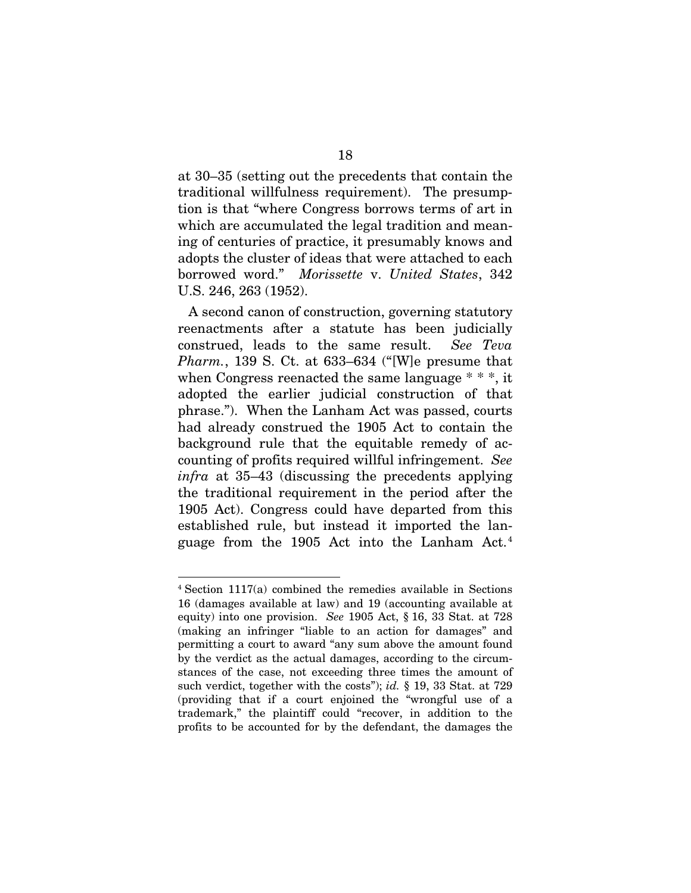at 30–35 (setting out the precedents that contain the traditional willfulness requirement). The presumption is that "where Congress borrows terms of art in which are accumulated the legal tradition and meaning of centuries of practice, it presumably knows and adopts the cluster of ideas that were attached to each borrowed word." *Morissette* v. *United States*, 342 U.S. 246, 263 (1952).

A second canon of construction, governing statutory reenactments after a statute has been judicially construed, leads to the same result. *See Teva Pharm.*, 139 S. Ct. at 633–634 ("[W]e presume that when Congress reenacted the same language * * *, it adopted the earlier judicial construction of that phrase."). When the Lanham Act was passed, courts had already construed the 1905 Act to contain the background rule that the equitable remedy of accounting of profits required willful infringement. *See infra* at 35–43 (discussing the precedents applying the traditional requirement in the period after the 1905 Act). Congress could have departed from this established rule, but instead it imported the language from the 1905 Act into the Lanham Act.[4]

---

[4] Section 1117(a) combined the remedies available in Sections 16 (damages available at law) and 19 (accounting available at equity) into one provision. *See* 1905 Act, § 16, 33 Stat. at 728 (making an infringer "liable to an action for damages" and permitting a court to award "any sum above the amount found by the verdict as the actual damages, according to the circumstances of the case, not exceeding three times the amount of such verdict, together with the costs"); *id.* § 19, 33 Stat. at 729 (providing that if a court enjoined the "wrongful use of a trademark," the plaintiff could "recover, in addition to the profits to be accounted for by the defendant, the damages the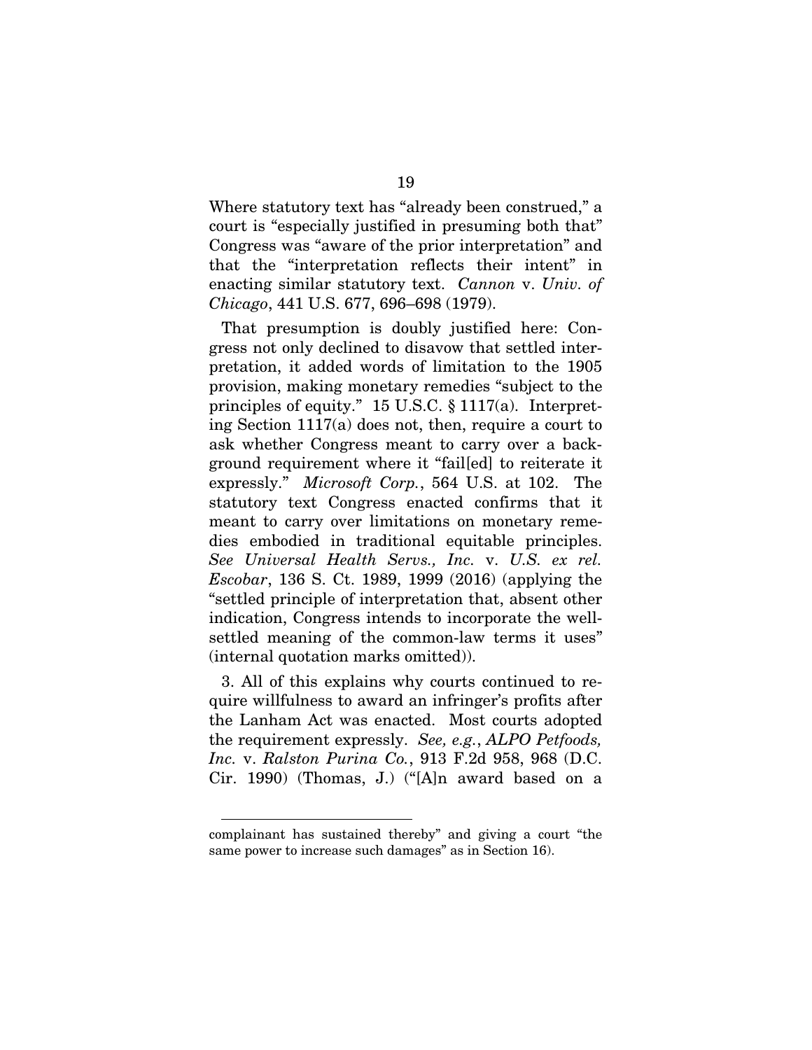Where statutory text has "already been construed," a court is "especially justified in presuming both that" Congress was "aware of the prior interpretation" and that the "interpretation reflects their intent" in enacting similar statutory text. *Cannon* v. *Univ. of Chicago*, 441 U.S. 677, 696–698 (1979).

That presumption is doubly justified here: Congress not only declined to disavow that settled interpretation, it added words of limitation to the 1905 provision, making monetary remedies "subject to the principles of equity." 15 U.S.C. § 1117(a). Interpreting Section 1117(a) does not, then, require a court to ask whether Congress meant to carry over a background requirement where it "fail[ed] to reiterate it expressly." *Microsoft Corp.*, 564 U.S. at 102. The statutory text Congress enacted confirms that it meant to carry over limitations on monetary remedies embodied in traditional equitable principles. *See Universal Health Servs., Inc.* v. *U.S. ex rel. Escobar*, 136 S. Ct. 1989, 1999 (2016) (applying the "settled principle of interpretation that, absent other indication, Congress intends to incorporate the well-settled meaning of the common-law terms it uses" (internal quotation marks omitted)).

3. All of this explains why courts continued to require willfulness to award an infringer's profits after the Lanham Act was enacted. Most courts adopted the requirement expressly. *See, e.g.*, *ALPO Petfoods, Inc.* v. *Ralston Purina Co.*, 913 F.2d 958, 968 (D.C. Cir. 1990) (Thomas, J.) ("[A]n award based on a

---

complainant has sustained thereby" and giving a court "the same power to increase such damages" as in Section 16).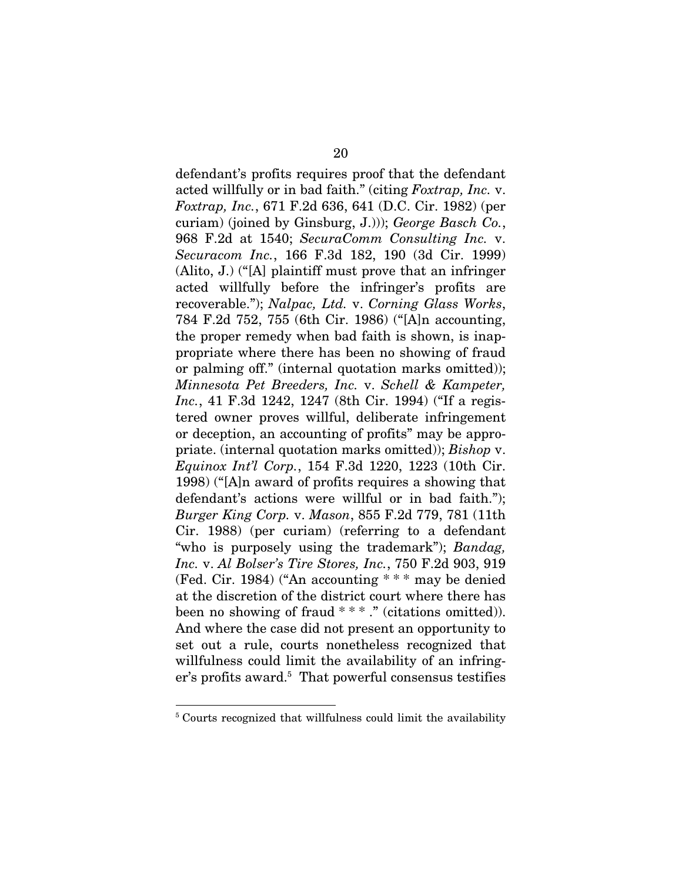defendant's profits requires proof that the defendant acted willfully or in bad faith." (citing *Foxtrap, Inc.* v. *Foxtrap, Inc.*, 671 F.2d 636, 641 (D.C. Cir. 1982) (per curiam) (joined by Ginsburg, J.))); *George Basch Co.*, 968 F.2d at 1540; *SecuraComm Consulting Inc.* v. *Securacom Inc.*, 166 F.3d 182, 190 (3d Cir. 1999) (Alito, J.) ("[A] plaintiff must prove that an infringer acted willfully before the infringer's profits are recoverable."); *Nalpac, Ltd.* v. *Corning Glass Works*, 784 F.2d 752, 755 (6th Cir. 1986) ("[A]n accounting, the proper remedy when bad faith is shown, is inappropriate where there has been no showing of fraud or palming off." (internal quotation marks omitted)); *Minnesota Pet Breeders, Inc.* v. *Schell & Kampeter, Inc.*, 41 F.3d 1242, 1247 (8th Cir. 1994) ("If a registered owner proves willful, deliberate infringement or deception, an accounting of profits" may be appropriate. (internal quotation marks omitted)); *Bishop* v. *Equinox Int'l Corp.*, 154 F.3d 1220, 1223 (10th Cir. 1998) ("[A]n award of profits requires a showing that defendant's actions were willful or in bad faith."); *Burger King Corp.* v. *Mason*, 855 F.2d 779, 781 (11th Cir. 1988) (per curiam) (referring to a defendant "who is purposely using the trademark"); *Bandag, Inc.* v. *Al Bolser's Tire Stores, Inc.*, 750 F.2d 903, 919 (Fed. Cir. 1984) ("An accounting * * * may be denied at the discretion of the district court where there has been no showing of fraud * * * ." (citations omitted)). And where the case did not present an opportunity to set out a rule, courts nonetheless recognized that willfulness could limit the availability of an infringer's profits award.[5] That powerful consensus testifies

---

[5] Courts recognized that willfulness could limit the availability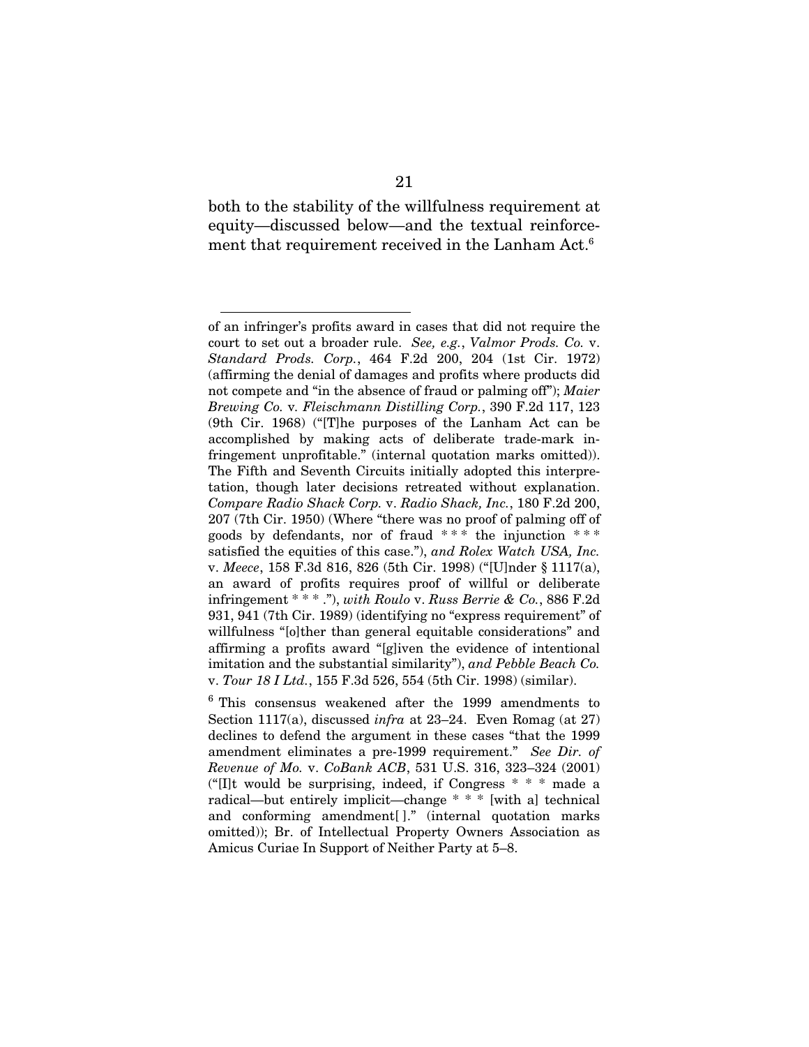both to the stability of the willfulness requirement at equity—discussed below—and the textual reinforcement that requirement received in the Lanham Act.[6]

---

of an infringer's profits award in cases that did not require the court to set out a broader rule. *See, e.g.*, *Valmor Prods. Co.* v. *Standard Prods. Corp.*, 464 F.2d 200, 204 (1st Cir. 1972) (affirming the denial of damages and profits where products did not compete and "in the absence of fraud or palming off"); *Maier Brewing Co.* v. *Fleischmann Distilling Corp.*, 390 F.2d 117, 123 (9th Cir. 1968) ("[T]he purposes of the Lanham Act can be accomplished by making acts of deliberate trade-mark infringement unprofitable." (internal quotation marks omitted)). The Fifth and Seventh Circuits initially adopted this interpretation, though later decisions retreated without explanation. *Compare Radio Shack Corp.* v. *Radio Shack, Inc.*, 180 F.2d 200, 207 (7th Cir. 1950) (Where "there was no proof of palming off of goods by defendants, nor of fraud * * * the injunction * * * satisfied the equities of this case."), *and Rolex Watch USA, Inc.* v. *Meece*, 158 F.3d 816, 826 (5th Cir. 1998) ("[U]nder § 1117(a), an award of profits requires proof of willful or deliberate infringement * * * ."), *with Roulo* v. *Russ Berrie & Co.*, 886 F.2d 931, 941 (7th Cir. 1989) (identifying no "express requirement" of willfulness "[o]ther than general equitable considerations" and affirming a profits award "[g]iven the evidence of intentional imitation and the substantial similarity"), *and Pebble Beach Co.* v. *Tour 18 I Ltd.*, 155 F.3d 526, 554 (5th Cir. 1998) (similar).

[6] This consensus weakened after the 1999 amendments to Section 1117(a), discussed *infra* at 23–24. Even Romag (at 27) declines to defend the argument in these cases "that the 1999 amendment eliminates a pre-1999 requirement." *See Dir. of Revenue of Mo.* v. *CoBank ACB*, 531 U.S. 316, 323–324 (2001) ("[I]t would be surprising, indeed, if Congress * * * made a radical—but entirely implicit—change * * * [with a] technical and conforming amendment[ ]." (internal quotation marks omitted)); Br. of Intellectual Property Owners Association as Amicus Curiae In Support of Neither Party at 5–8.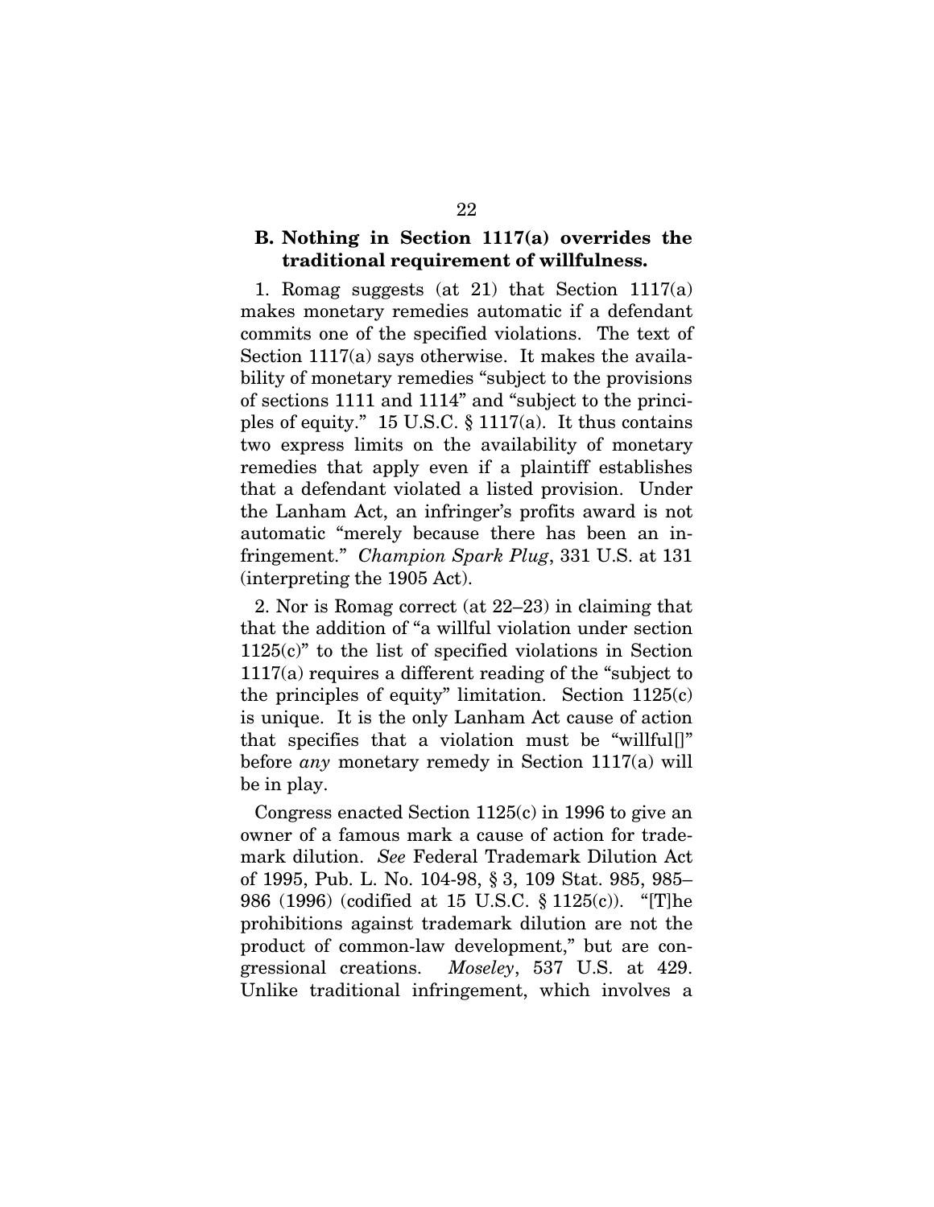### B. Nothing in Section 1117(a) overrides the traditional requirement of willfulness.

1. Romag suggests (at 21) that Section 1117(a) makes monetary remedies automatic if a defendant commits one of the specified violations. The text of Section 1117(a) says otherwise. It makes the availability of monetary remedies "subject to the provisions of sections 1111 and 1114" and "subject to the principles of equity." 15 U.S.C. § 1117(a). It thus contains two express limits on the availability of monetary remedies that apply even if a plaintiff establishes that a defendant violated a listed provision. Under the Lanham Act, an infringer's profits award is not automatic "merely because there has been an infringement." *Champion Spark Plug*, 331 U.S. at 131 (interpreting the 1905 Act).

2. Nor is Romag correct (at 22–23) in claiming that that the addition of "a willful violation under section 1125(c)" to the list of specified violations in Section 1117(a) requires a different reading of the "subject to the principles of equity" limitation. Section 1125(c) is unique. It is the only Lanham Act cause of action that specifies that a violation must be "willful[]" before *any* monetary remedy in Section 1117(a) will be in play.

Congress enacted Section 1125(c) in 1996 to give an owner of a famous mark a cause of action for trademark dilution. *See* Federal Trademark Dilution Act of 1995, Pub. L. No. 104-98, § 3, 109 Stat. 985, 985–986 (1996) (codified at 15 U.S.C. § 1125(c)). "[T]he prohibitions against trademark dilution are not the product of common-law development," but are congressional creations. *Moseley*, 537 U.S. at 429. Unlike traditional infringement, which involves a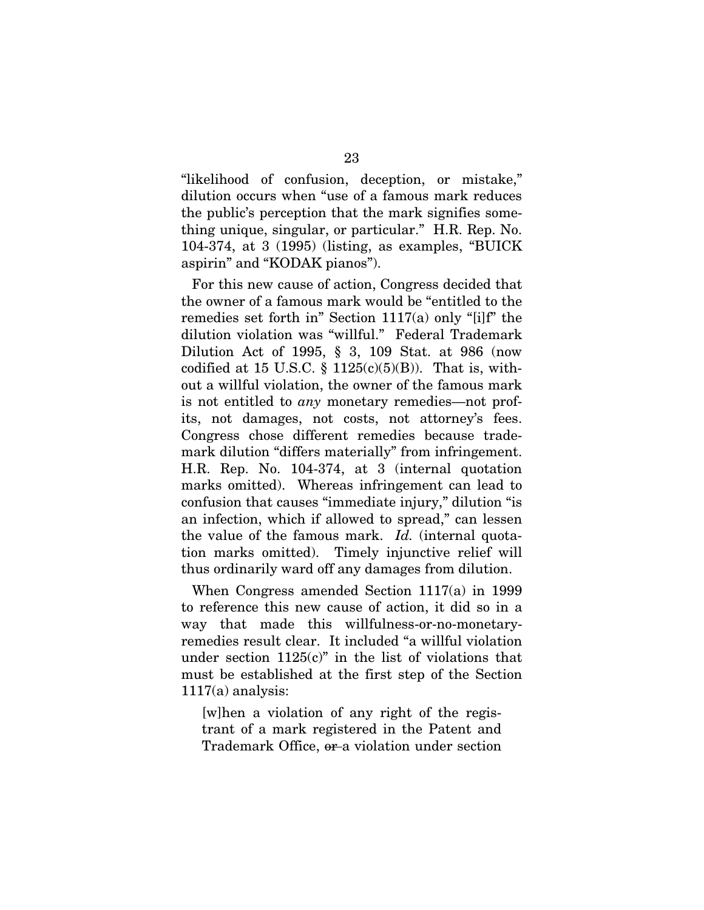"likelihood of confusion, deception, or mistake," dilution occurs when "use of a famous mark reduces the public's perception that the mark signifies something unique, singular, or particular." H.R. Rep. No. 104-374, at 3 (1995) (listing, as examples, "BUICK aspirin" and "KODAK pianos").

For this new cause of action, Congress decided that the owner of a famous mark would be "entitled to the remedies set forth in" Section 1117(a) only "[i]f" the dilution violation was "willful." Federal Trademark Dilution Act of 1995, § 3, 109 Stat. at 986 (now codified at 15 U.S.C. § 1125(c)(5)(B)). That is, without a willful violation, the owner of the famous mark is not entitled to *any* monetary remedies—not profits, not damages, not costs, not attorney's fees. Congress chose different remedies because trademark dilution "differs materially" from infringement. H.R. Rep. No. 104-374, at 3 (internal quotation marks omitted). Whereas infringement can lead to confusion that causes "immediate injury," dilution "is an infection, which if allowed to spread," can lessen the value of the famous mark. *Id.* (internal quotation marks omitted). Timely injunctive relief will thus ordinarily ward off any damages from dilution.

When Congress amended Section 1117(a) in 1999 to reference this new cause of action, it did so in a way that made this willfulness-or-no-monetary-remedies result clear. It included "a willful violation under section 1125(c)" in the list of violations that must be established at the first step of the Section 1117(a) analysis:

> [w]hen a violation of any right of the registrant of a mark registered in the Patent and Trademark Office, ~~or~~ a violation under section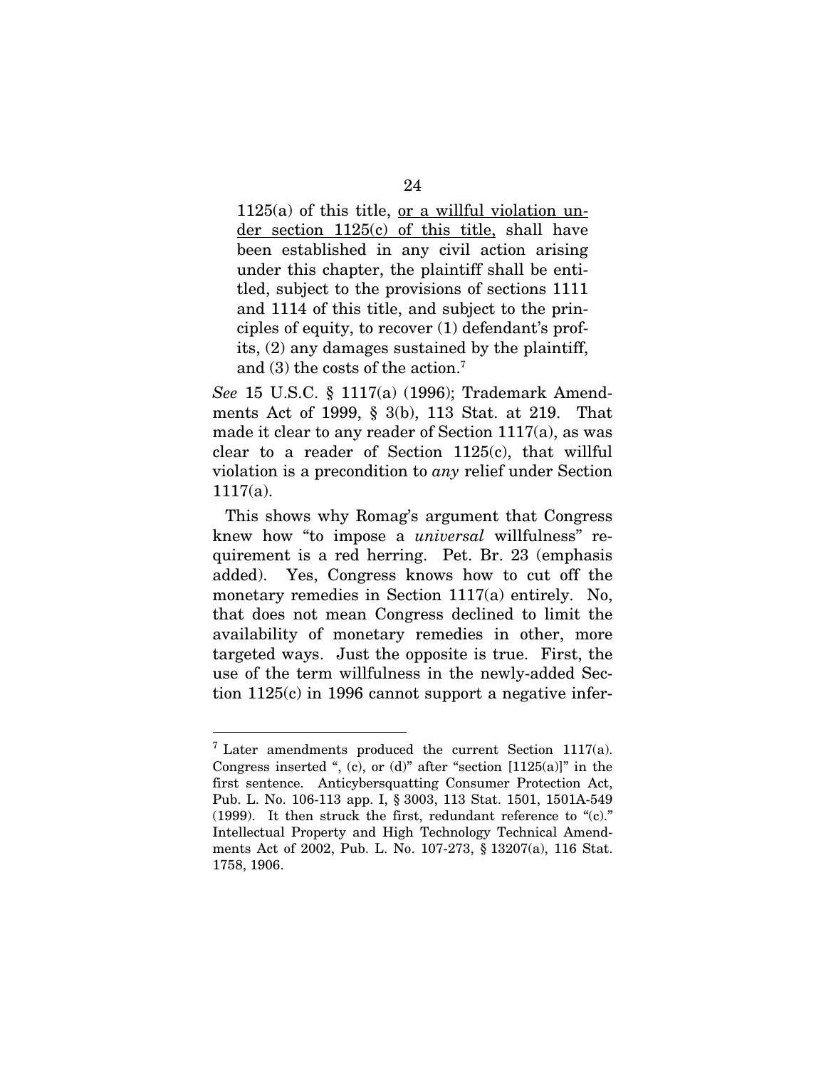> 1125(a) of this title, <u>or a willful violation under section 1125(c) of this title,</u> shall have been established in any civil action arising under this chapter, the plaintiff shall be entitled, subject to the provisions of sections 1111 and 1114 of this title, and subject to the principles of equity, to recover (1) defendant's profits, (2) any damages sustained by the plaintiff, and (3) the costs of the action.[7]

*See* 15 U.S.C. § 1117(a) (1996); Trademark Amendments Act of 1999, § 3(b), 113 Stat. at 219. That made it clear to any reader of Section 1117(a), as was clear to a reader of Section 1125(c), that willful violation is a precondition to *any* relief under Section 1117(a).

This shows why Romag's argument that Congress knew how "to impose a *universal* willfulness" requirement is a red herring. Pet. Br. 23 (emphasis added). Yes, Congress knows how to cut off the monetary remedies in Section 1117(a) entirely. No, that does not mean Congress declined to limit the availability of monetary remedies in other, more targeted ways. Just the opposite is true. First, the use of the term willfulness in the newly-added Section 1125(c) in 1996 cannot support a negative infer-

---

[7] Later amendments produced the current Section 1117(a). Congress inserted ", (c), or (d)" after "section [1125(a)]" in the first sentence. Anticybersquatting Consumer Protection Act, Pub. L. No. 106-113 app. I, § 3003, 113 Stat. 1501, 1501A-549 (1999). It then struck the first, redundant reference to "(c)." Intellectual Property and High Technology Technical Amendments Act of 2002, Pub. L. No. 107-273, § 13207(a), 116 Stat. 1758, 1906.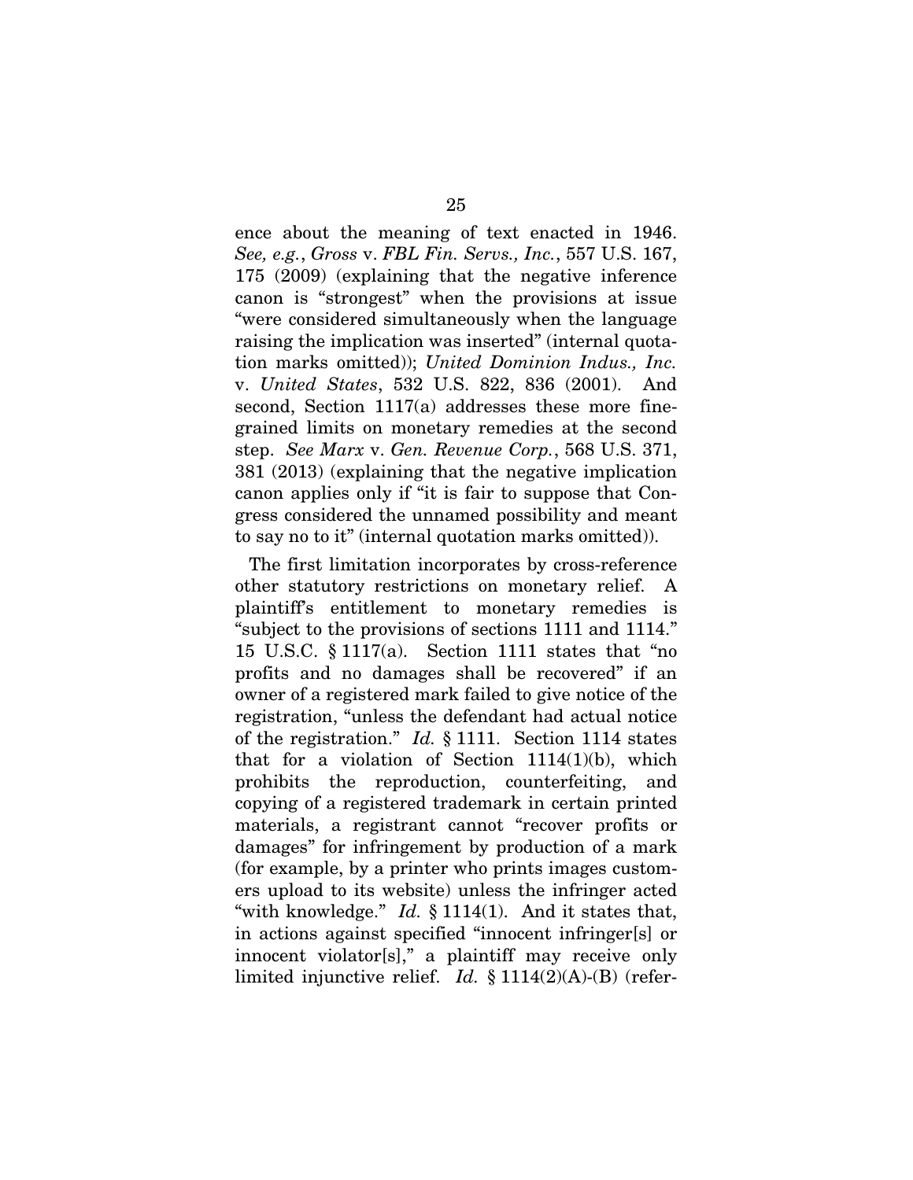ence about the meaning of text enacted in 1946. *See, e.g.*, *Gross* v. *FBL Fin. Servs., Inc.*, 557 U.S. 167, 175 (2009) (explaining that the negative inference canon is "strongest" when the provisions at issue "were considered simultaneously when the language raising the implication was inserted" (internal quotation marks omitted)); *United Dominion Indus., Inc.* v. *United States*, 532 U.S. 822, 836 (2001). And second, Section 1117(a) addresses these more fine-grained limits on monetary remedies at the second step. *See Marx* v. *Gen. Revenue Corp.*, 568 U.S. 371, 381 (2013) (explaining that the negative implication canon applies only if "it is fair to suppose that Congress considered the unnamed possibility and meant to say no to it" (internal quotation marks omitted)).

The first limitation incorporates by cross-reference other statutory restrictions on monetary relief. A plaintiff's entitlement to monetary remedies is "subject to the provisions of sections 1111 and 1114." 15 U.S.C. § 1117(a). Section 1111 states that "no profits and no damages shall be recovered" if an owner of a registered mark failed to give notice of the registration, "unless the defendant had actual notice of the registration." *Id.* § 1111. Section 1114 states that for a violation of Section 1114(1)(b), which prohibits the reproduction, counterfeiting, and copying of a registered trademark in certain printed materials, a registrant cannot "recover profits or damages" for infringement by production of a mark (for example, by a printer who prints images customers upload to its website) unless the infringer acted "with knowledge." *Id.* § 1114(1). And it states that, in actions against specified "innocent infringer[s] or innocent violator[s]," a plaintiff may receive only limited injunctive relief. *Id.* § 1114(2)(A)-(B) (refer-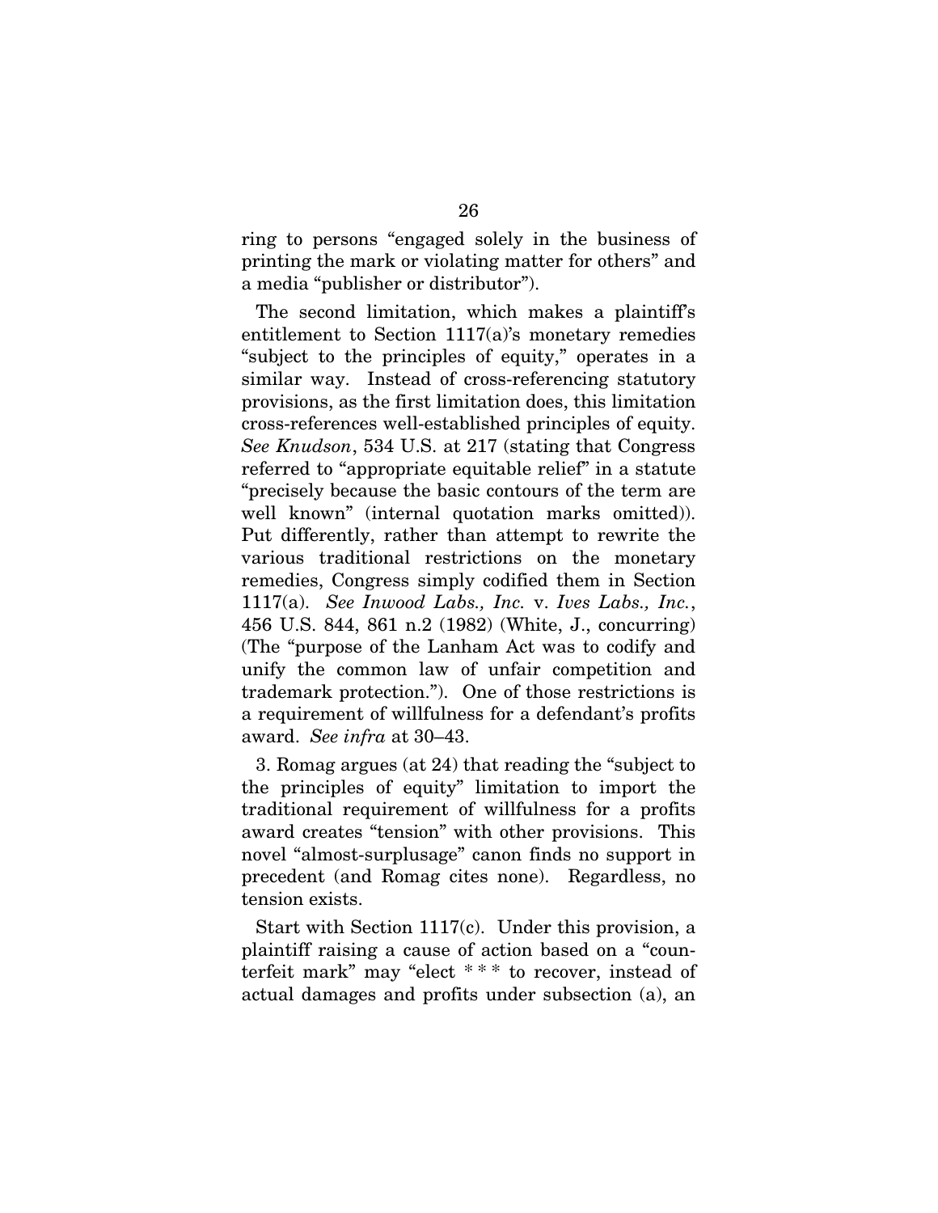ring to persons "engaged solely in the business of printing the mark or violating matter for others" and a media "publisher or distributor").

The second limitation, which makes a plaintiff's entitlement to Section 1117(a)'s monetary remedies "subject to the principles of equity," operates in a similar way. Instead of cross-referencing statutory provisions, as the first limitation does, this limitation cross-references well-established principles of equity. *See Knudson*, 534 U.S. at 217 (stating that Congress referred to "appropriate equitable relief" in a statute "precisely because the basic contours of the term are well known" (internal quotation marks omitted)). Put differently, rather than attempt to rewrite the various traditional restrictions on the monetary remedies, Congress simply codified them in Section 1117(a). *See Inwood Labs., Inc.* v. *Ives Labs., Inc.*, 456 U.S. 844, 861 n.2 (1982) (White, J., concurring) (The "purpose of the Lanham Act was to codify and unify the common law of unfair competition and trademark protection."). One of those restrictions is a requirement of willfulness for a defendant's profits award. *See infra* at 30–43.

3. Romag argues (at 24) that reading the "subject to the principles of equity" limitation to import the traditional requirement of willfulness for a profits award creates "tension" with other provisions. This novel "almost-surplusage" canon finds no support in precedent (and Romag cites none). Regardless, no tension exists.

Start with Section 1117(c). Under this provision, a plaintiff raising a cause of action based on a "counterfeit mark" may "elect * * * to recover, instead of actual damages and profits under subsection (a), an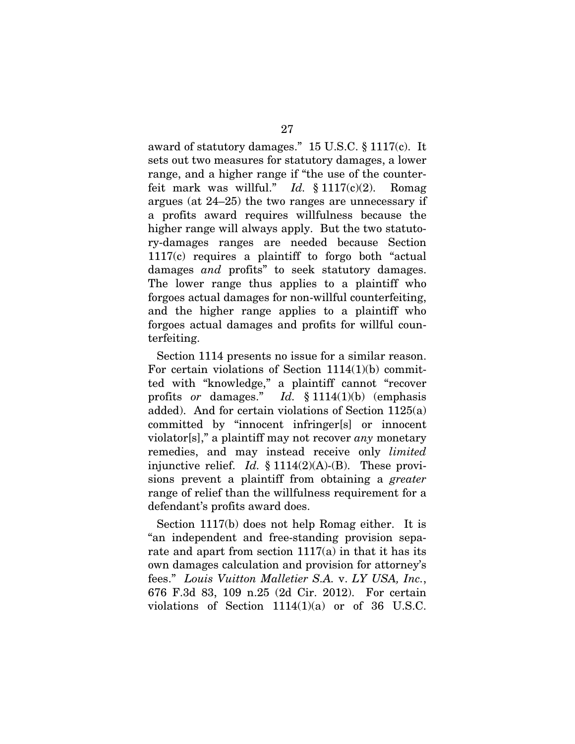award of statutory damages." 15 U.S.C. § 1117(c). It sets out two measures for statutory damages, a lower range, and a higher range if "the use of the counterfeit mark was willful." *Id.* § 1117(c)(2). Romag argues (at 24–25) the two ranges are unnecessary if a profits award requires willfulness because the higher range will always apply. But the two statutory-damages ranges are needed because Section 1117(c) requires a plaintiff to forgo both "actual damages *and* profits" to seek statutory damages. The lower range thus applies to a plaintiff who forgoes actual damages for non-willful counterfeiting, and the higher range applies to a plaintiff who forgoes actual damages and profits for willful counterfeiting.

Section 1114 presents no issue for a similar reason. For certain violations of Section 1114(1)(b) committed with "knowledge," a plaintiff cannot "recover profits *or* damages." *Id.* § 1114(1)(b) (emphasis added). And for certain violations of Section 1125(a) committed by "innocent infringer[s] or innocent violator[s]," a plaintiff may not recover *any* monetary remedies, and may instead receive only *limited* injunctive relief. *Id.* § 1114(2)(A)-(B). These provisions prevent a plaintiff from obtaining a *greater* range of relief than the willfulness requirement for a defendant's profits award does.

Section 1117(b) does not help Romag either. It is "an independent and free-standing provision separate and apart from section 1117(a) in that it has its own damages calculation and provision for attorney's fees." *Louis Vuitton Malletier S.A.* v. *LY USA, Inc.*, 676 F.3d 83, 109 n.25 (2d Cir. 2012). For certain violations of Section 1114(1)(a) or of 36 U.S.C.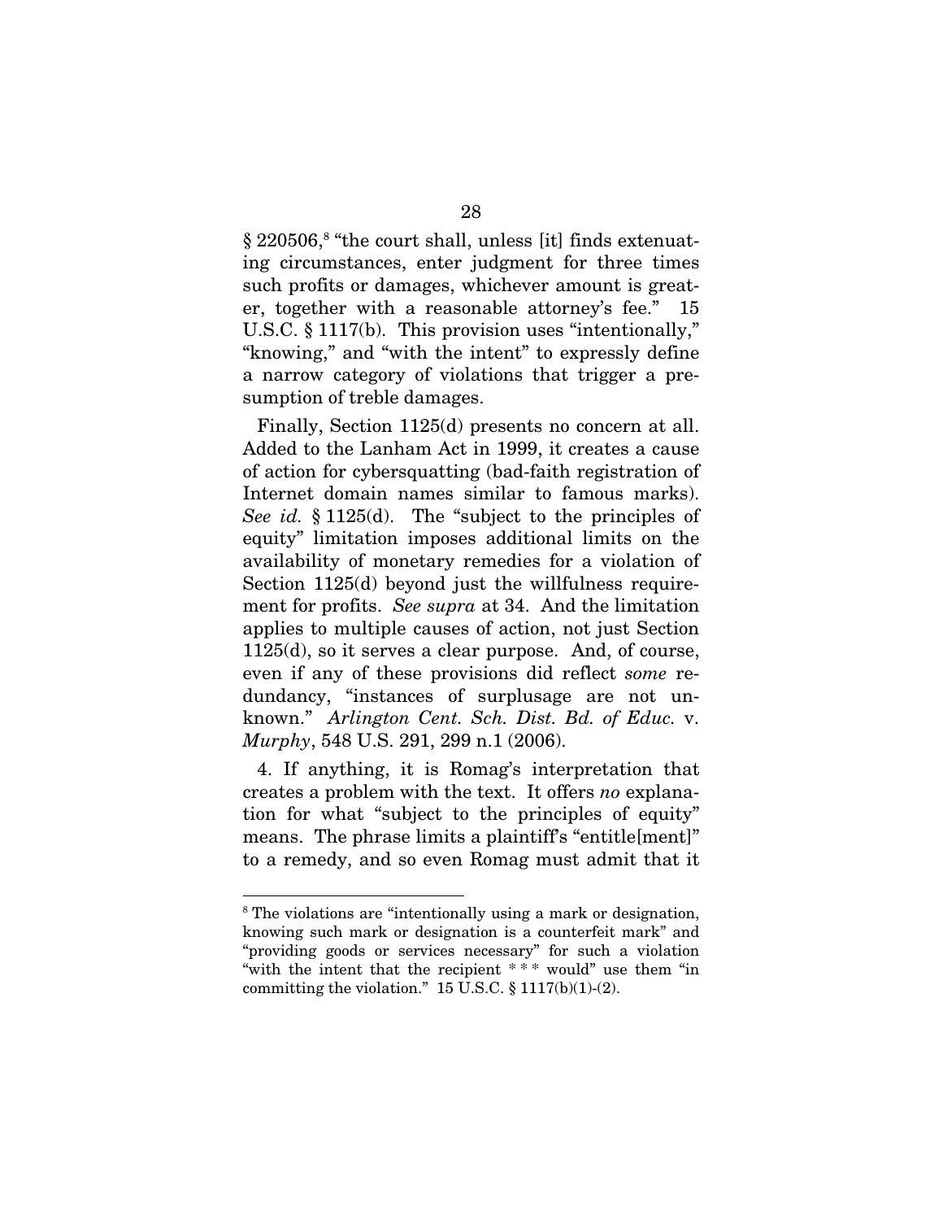§ 220506,[8] "the court shall, unless [it] finds extenuating circumstances, enter judgment for three times such profits or damages, whichever amount is greater, together with a reasonable attorney's fee." 15 U.S.C. § 1117(b). This provision uses "intentionally," "knowing," and "with the intent" to expressly define a narrow category of violations that trigger a presumption of treble damages.

Finally, Section 1125(d) presents no concern at all. Added to the Lanham Act in 1999, it creates a cause of action for cybersquatting (bad-faith registration of Internet domain names similar to famous marks). *See id.* § 1125(d). The "subject to the principles of equity" limitation imposes additional limits on the availability of monetary remedies for a violation of Section 1125(d) beyond just the willfulness requirement for profits. *See supra* at 34. And the limitation applies to multiple causes of action, not just Section 1125(d), so it serves a clear purpose. And, of course, even if any of these provisions did reflect *some* redundancy, "instances of surplusage are not unknown." *Arlington Cent. Sch. Dist. Bd. of Educ.* v. *Murphy*, 548 U.S. 291, 299 n.1 (2006).

4. If anything, it is Romag's interpretation that creates a problem with the text. It offers *no* explanation for what "subject to the principles of equity" means. The phrase limits a plaintiff's "entitle[ment]" to a remedy, and so even Romag must admit that it

---

[8] The violations are "intentionally using a mark or designation, knowing such mark or designation is a counterfeit mark" and "providing goods or services necessary" for such a violation "with the intent that the recipient * * * would" use them "in committing the violation." 15 U.S.C. § 1117(b)(1)-(2).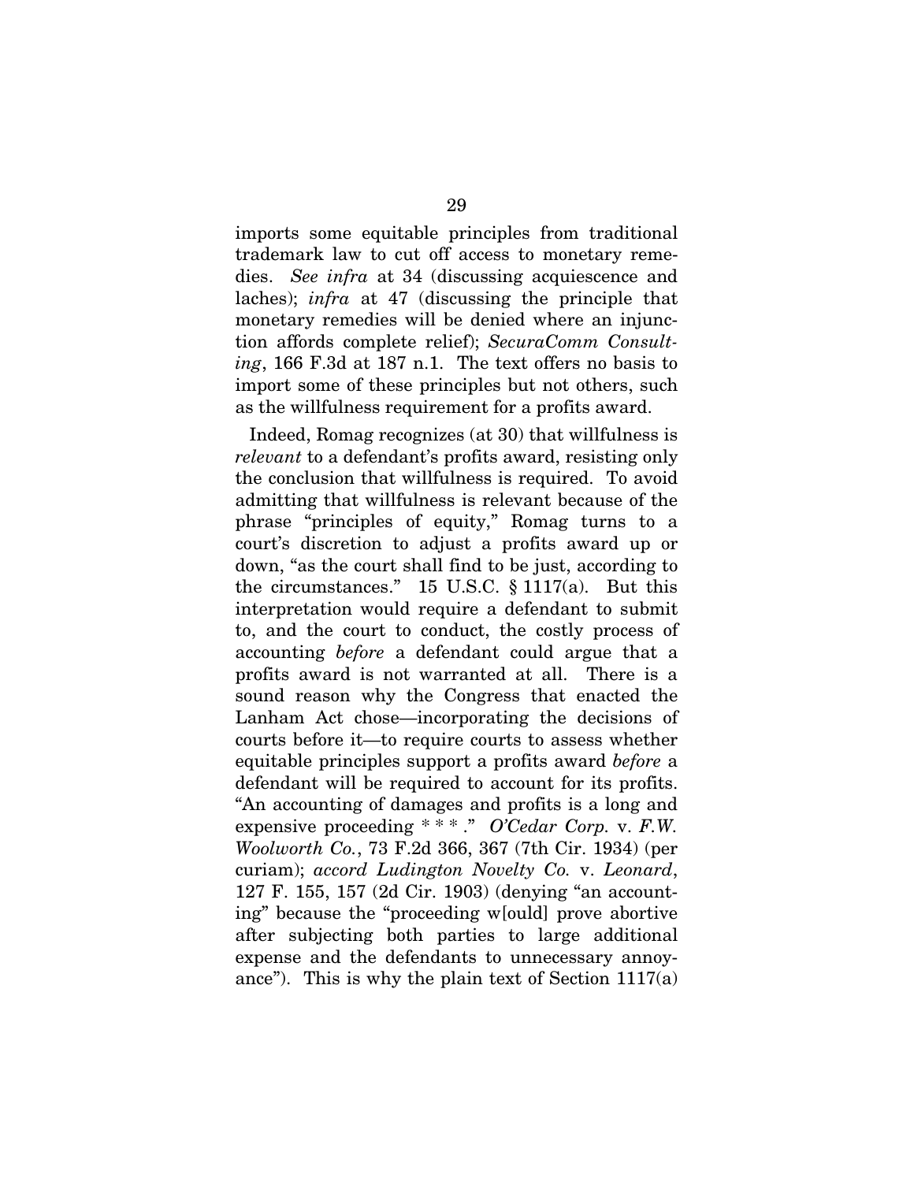imports some equitable principles from traditional trademark law to cut off access to monetary remedies. *See infra* at 34 (discussing acquiescence and laches); *infra* at 47 (discussing the principle that monetary remedies will be denied where an injunction affords complete relief); *SecuraComm Consulting*, 166 F.3d at 187 n.1. The text offers no basis to import some of these principles but not others, such as the willfulness requirement for a profits award.

Indeed, Romag recognizes (at 30) that willfulness is *relevant* to a defendant's profits award, resisting only the conclusion that willfulness is required. To avoid admitting that willfulness is relevant because of the phrase "principles of equity," Romag turns to a court's discretion to adjust a profits award up or down, "as the court shall find to be just, according to the circumstances." 15 U.S.C. § 1117(a). But this interpretation would require a defendant to submit to, and the court to conduct, the costly process of accounting *before* a defendant could argue that a profits award is not warranted at all. There is a sound reason why the Congress that enacted the Lanham Act chose—incorporating the decisions of courts before it—to require courts to assess whether equitable principles support a profits award *before* a defendant will be required to account for its profits. "An accounting of damages and profits is a long and expensive proceeding * * * ." *O'Cedar Corp.* v. *F.W. Woolworth Co.*, 73 F.2d 366, 367 (7th Cir. 1934) (per curiam); *accord Ludington Novelty Co.* v. *Leonard*, 127 F. 155, 157 (2d Cir. 1903) (denying "an accounting" because the "proceeding w[ould] prove abortive after subjecting both parties to large additional expense and the defendants to unnecessary annoyance"). This is why the plain text of Section 1117(a)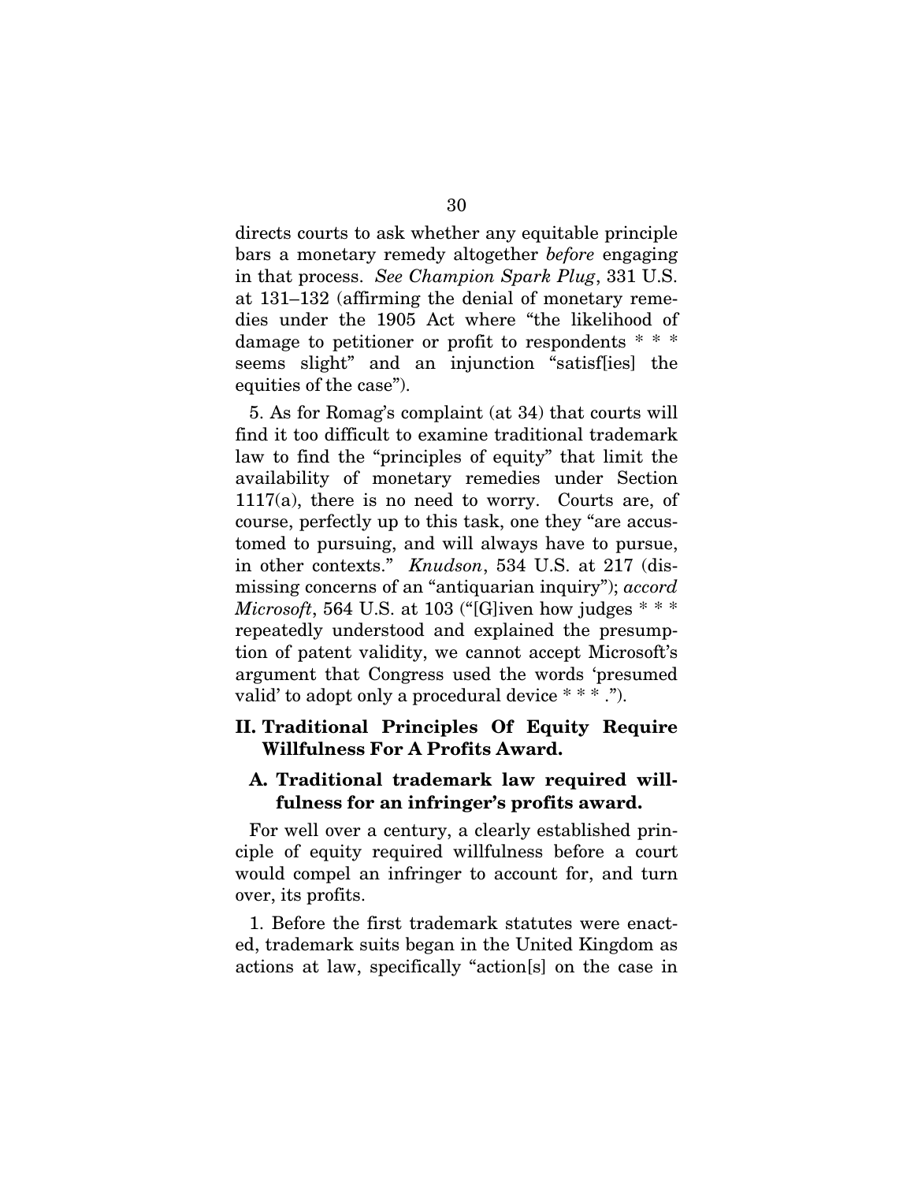directs courts to ask whether any equitable principle bars a monetary remedy altogether *before* engaging in that process. *See Champion Spark Plug*, 331 U.S. at 131–132 (affirming the denial of monetary remedies under the 1905 Act where "the likelihood of damage to petitioner or profit to respondents * * * seems slight" and an injunction "satisf[ies] the equities of the case").

5. As for Romag's complaint (at 34) that courts will find it too difficult to examine traditional trademark law to find the "principles of equity" that limit the availability of monetary remedies under Section 1117(a), there is no need to worry. Courts are, of course, perfectly up to this task, one they "are accustomed to pursuing, and will always have to pursue, in other contexts." *Knudson*, 534 U.S. at 217 (dismissing concerns of an "antiquarian inquiry"); *accord Microsoft*, 564 U.S. at 103 ("[G]iven how judges * * * repeatedly understood and explained the presumption of patent validity, we cannot accept Microsoft's argument that Congress used the words 'presumed valid' to adopt only a procedural device * * * .").

## II. Traditional Principles Of Equity Require Willfulness For A Profits Award.

### A. Traditional trademark law required willfulness for an infringer's profits award.

For well over a century, a clearly established principle of equity required willfulness before a court would compel an infringer to account for, and turn over, its profits.

1. Before the first trademark statutes were enacted, trademark suits began in the United Kingdom as actions at law, specifically "action[s] on the case in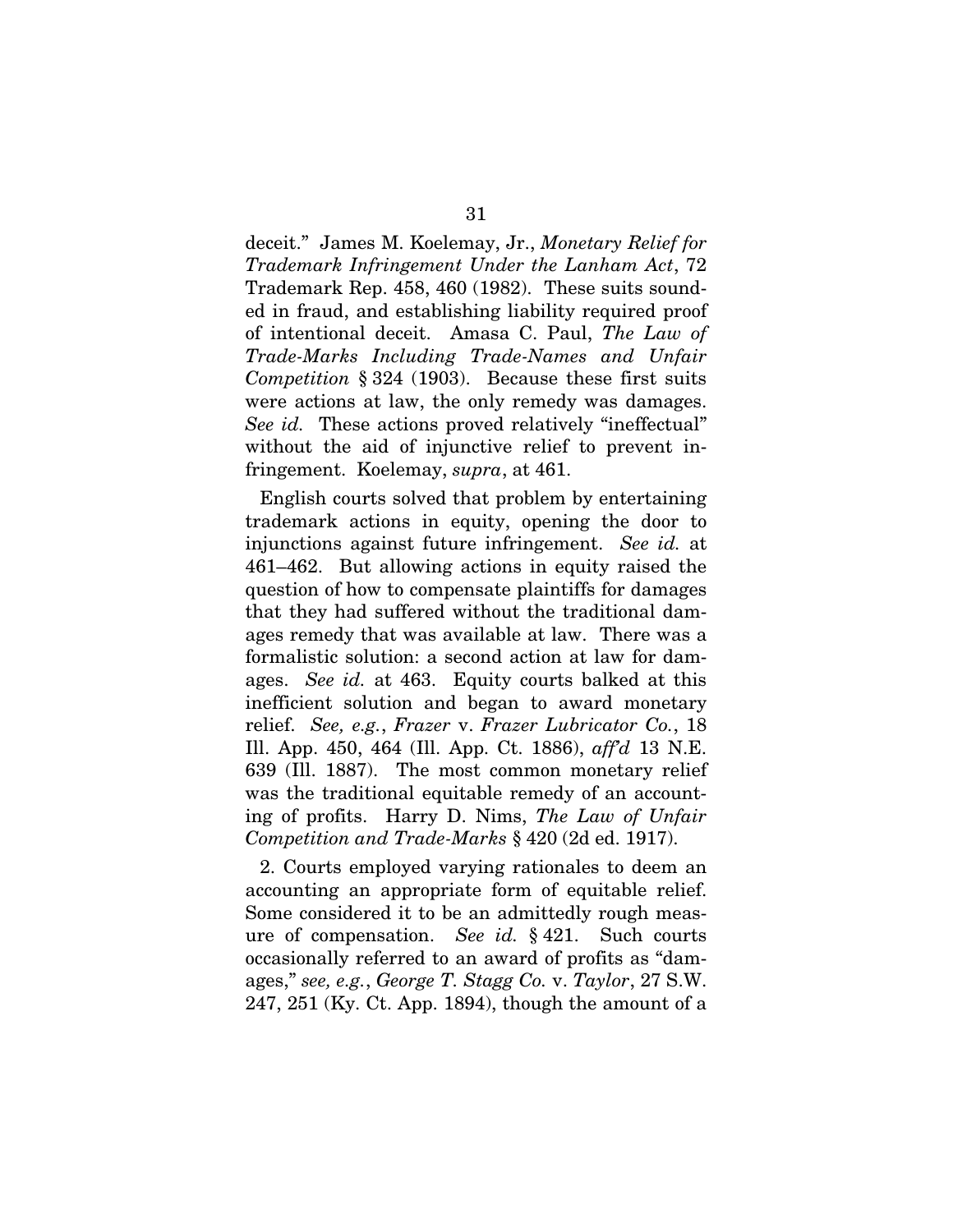deceit." James M. Koelemay, Jr., *Monetary Relief for Trademark Infringement Under the Lanham Act*, 72 Trademark Rep. 458, 460 (1982). These suits sounded in fraud, and establishing liability required proof of intentional deceit. Amasa C. Paul, *The Law of Trade-Marks Including Trade-Names and Unfair Competition* § 324 (1903). Because these first suits were actions at law, the only remedy was damages. *See id.* These actions proved relatively "ineffectual" without the aid of injunctive relief to prevent infringement. Koelemay, *supra*, at 461.

English courts solved that problem by entertaining trademark actions in equity, opening the door to injunctions against future infringement. *See id.* at 461–462. But allowing actions in equity raised the question of how to compensate plaintiffs for damages that they had suffered without the traditional damages remedy that was available at law. There was a formalistic solution: a second action at law for damages. *See id.* at 463. Equity courts balked at this inefficient solution and began to award monetary relief. *See, e.g.*, *Frazer* v. *Frazer Lubricator Co.*, 18 Ill. App. 450, 464 (Ill. App. Ct. 1886), *aff'd* 13 N.E. 639 (Ill. 1887). The most common monetary relief was the traditional equitable remedy of an accounting of profits. Harry D. Nims, *The Law of Unfair Competition and Trade-Marks* § 420 (2d ed. 1917).

2. Courts employed varying rationales to deem an accounting an appropriate form of equitable relief. Some considered it to be an admittedly rough measure of compensation. *See id.* § 421. Such courts occasionally referred to an award of profits as "damages," *see, e.g.*, *George T. Stagg Co.* v. *Taylor*, 27 S.W. 247, 251 (Ky. Ct. App. 1894), though the amount of a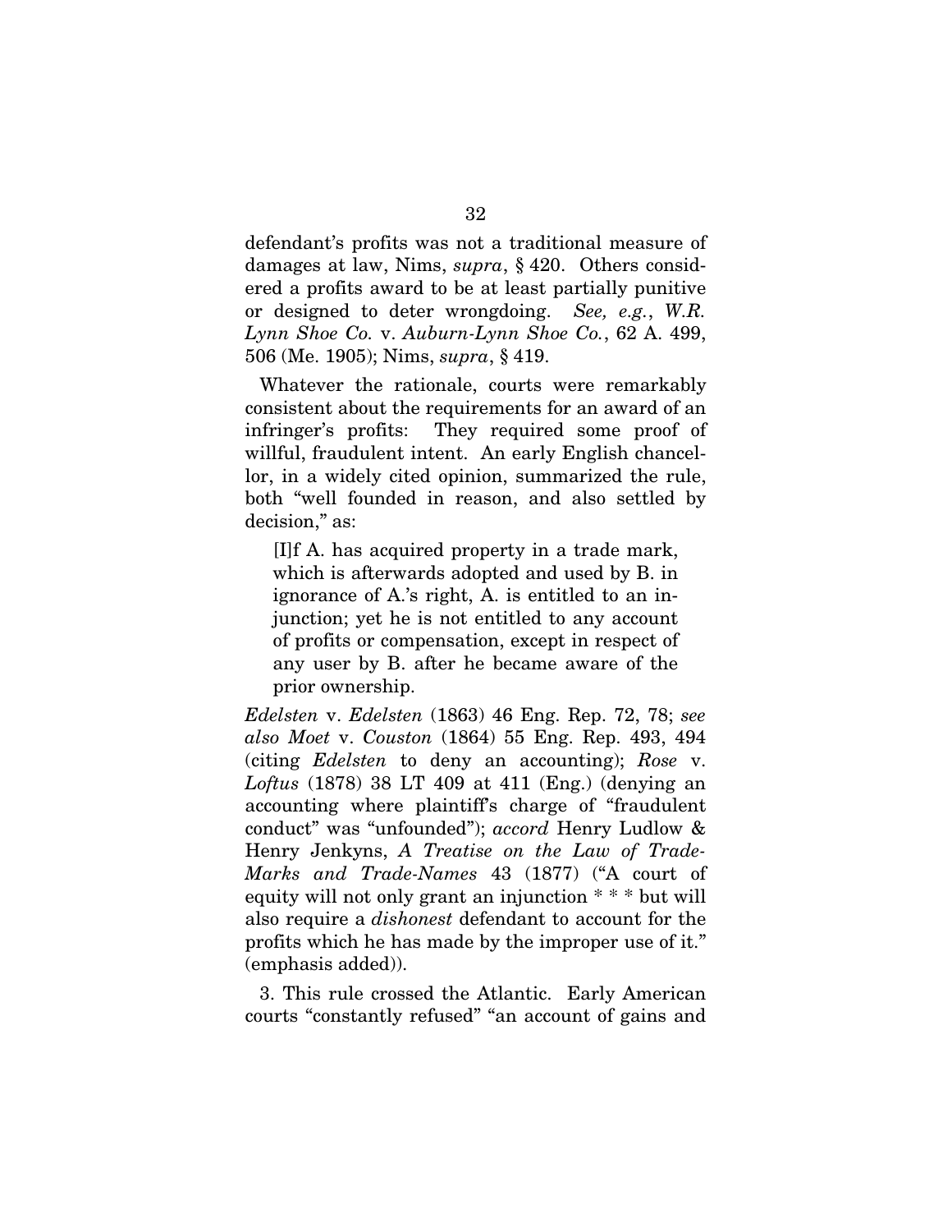defendant's profits was not a traditional measure of damages at law, Nims, *supra*, § 420. Others considered a profits award to be at least partially punitive or designed to deter wrongdoing. *See, e.g.*, *W.R. Lynn Shoe Co.* v. *Auburn-Lynn Shoe Co.*, 62 A. 499, 506 (Me. 1905); Nims, *supra*, § 419.

Whatever the rationale, courts were remarkably consistent about the requirements for an award of an infringer's profits: They required some proof of willful, fraudulent intent. An early English chancellor, in a widely cited opinion, summarized the rule, both "well founded in reason, and also settled by decision," as:

> [I]f A. has acquired property in a trade mark, which is afterwards adopted and used by B. in ignorance of A.'s right, A. is entitled to an injunction; yet he is not entitled to any account of profits or compensation, except in respect of any user by B. after he became aware of the prior ownership.

*Edelsten* v. *Edelsten* (1863) 46 Eng. Rep. 72, 78; *see also Moet* v. *Couston* (1864) 55 Eng. Rep. 493, 494 (citing *Edelsten* to deny an accounting); *Rose* v. *Loftus* (1878) 38 LT 409 at 411 (Eng.) (denying an accounting where plaintiff's charge of "fraudulent conduct" was "unfounded"); *accord* Henry Ludlow & Henry Jenkyns, *A Treatise on the Law of Trade-Marks and Trade-Names* 43 (1877) ("A court of equity will not only grant an injunction * * * but will also require a *dishonest* defendant to account for the profits which he has made by the improper use of it." (emphasis added)).

3. This rule crossed the Atlantic. Early American courts "constantly refused" "an account of gains and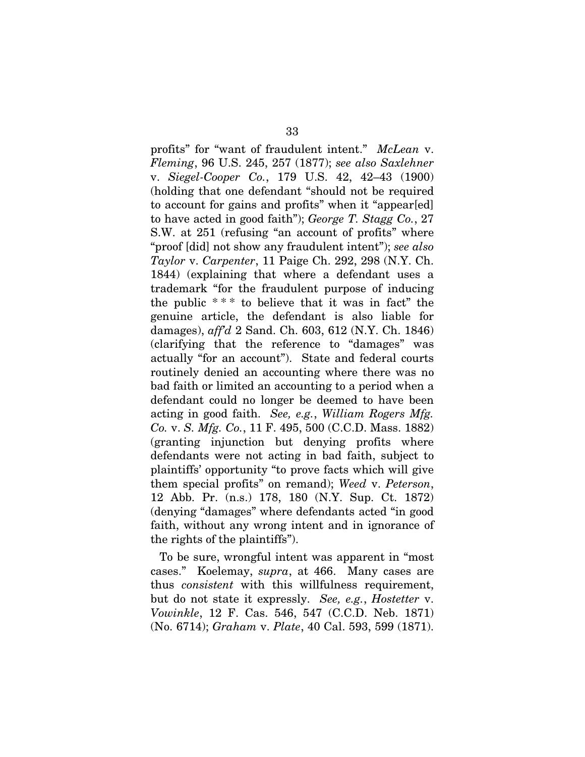profits" for "want of fraudulent intent." *McLean* v. *Fleming*, 96 U.S. 245, 257 (1877); *see also Saxlehner* v. *Siegel-Cooper Co.*, 179 U.S. 42, 42–43 (1900) (holding that one defendant "should not be required to account for gains and profits" when it "appear[ed] to have acted in good faith"); *George T. Stagg Co.*, 27 S.W. at 251 (refusing "an account of profits" where "proof [did] not show any fraudulent intent"); *see also Taylor* v. *Carpenter*, 11 Paige Ch. 292, 298 (N.Y. Ch. 1844) (explaining that where a defendant uses a trademark "for the fraudulent purpose of inducing the public * * * to believe that it was in fact" the genuine article, the defendant is also liable for damages), *aff'd* 2 Sand. Ch. 603, 612 (N.Y. Ch. 1846) (clarifying that the reference to "damages" was actually "for an account"). State and federal courts routinely denied an accounting where there was no bad faith or limited an accounting to a period when a defendant could no longer be deemed to have been acting in good faith. *See, e.g.*, *William Rogers Mfg. Co.* v. *S. Mfg. Co.*, 11 F. 495, 500 (C.C.D. Mass. 1882) (granting injunction but denying profits where defendants were not acting in bad faith, subject to plaintiffs' opportunity "to prove facts which will give them special profits" on remand); *Weed* v. *Peterson*, 12 Abb. Pr. (n.s.) 178, 180 (N.Y. Sup. Ct. 1872) (denying "damages" where defendants acted "in good faith, without any wrong intent and in ignorance of the rights of the plaintiffs").

To be sure, wrongful intent was apparent in "most cases." Koelemay, *supra*, at 466. Many cases are thus *consistent* with this willfulness requirement, but do not state it expressly. *See, e.g.*, *Hostetter* v. *Vowinkle*, 12 F. Cas. 546, 547 (C.C.D. Neb. 1871) (No. 6714); *Graham* v. *Plate*, 40 Cal. 593, 599 (1871).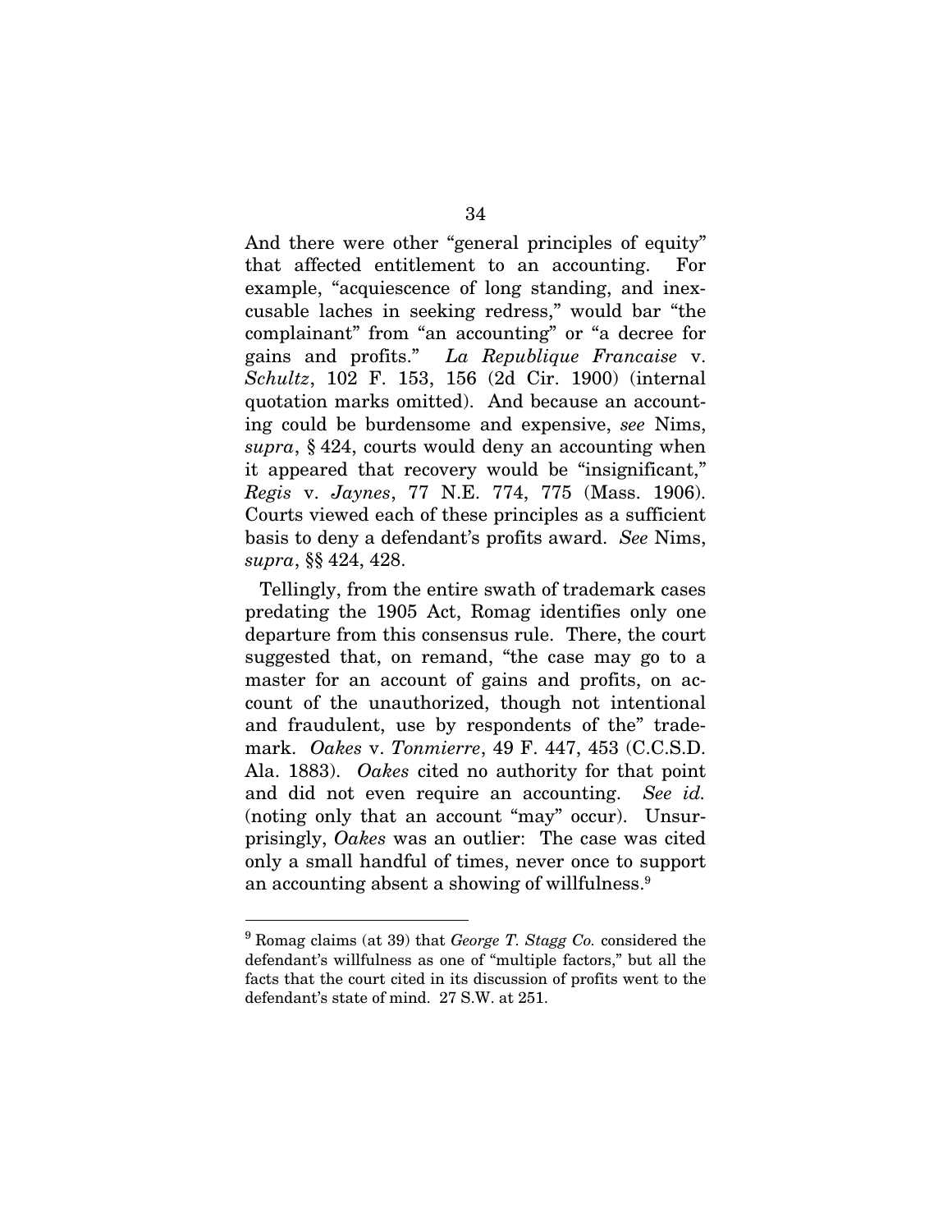And there were other "general principles of equity" that affected entitlement to an accounting. For example, "acquiescence of long standing, and inexcusable laches in seeking redress," would bar "the complainant" from "an accounting" or "a decree for gains and profits." *La Republique Francaise* v. *Schultz*, 102 F. 153, 156 (2d Cir. 1900) (internal quotation marks omitted). And because an accounting could be burdensome and expensive, *see* Nims, *supra*, § 424, courts would deny an accounting when it appeared that recovery would be "insignificant," *Regis* v. *Jaynes*, 77 N.E. 774, 775 (Mass. 1906). Courts viewed each of these principles as a sufficient basis to deny a defendant's profits award. *See* Nims, *supra*, §§ 424, 428.

Tellingly, from the entire swath of trademark cases predating the 1905 Act, Romag identifies only one departure from this consensus rule. There, the court suggested that, on remand, "the case may go to a master for an account of gains and profits, on account of the unauthorized, though not intentional and fraudulent, use by respondents of the" trademark. *Oakes* v. *Tonmierre*, 49 F. 447, 453 (C.C.S.D. Ala. 1883). *Oakes* cited no authority for that point and did not even require an accounting. *See id.* (noting only that an account "may" occur). Unsurprisingly, *Oakes* was an outlier: The case was cited only a small handful of times, never once to support an accounting absent a showing of willfulness.[9]

---

[9] Romag claims (at 39) that *George T. Stagg Co.* considered the defendant's willfulness as one of "multiple factors," but all the facts that the court cited in its discussion of profits went to the defendant's state of mind. 27 S.W. at 251.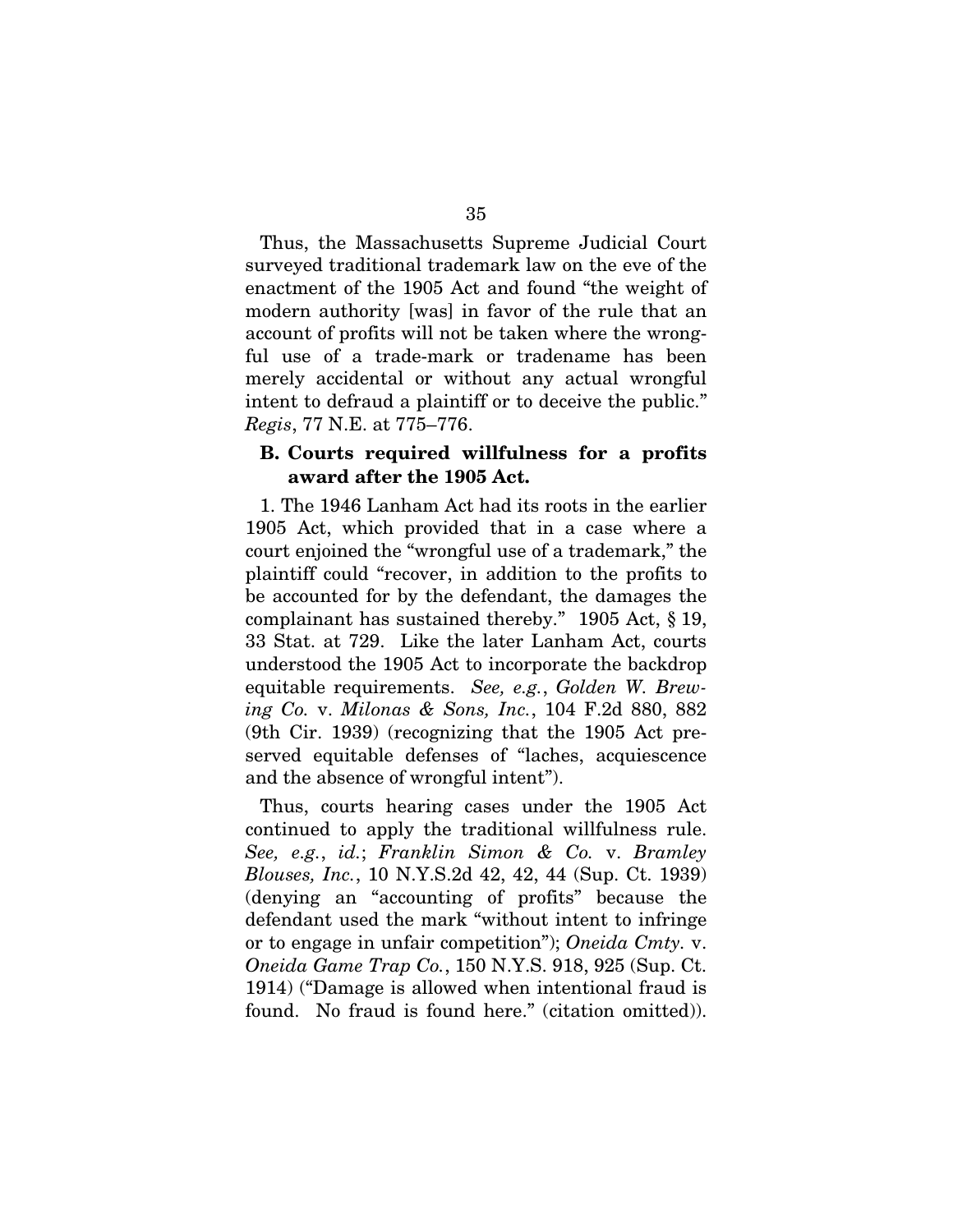Thus, the Massachusetts Supreme Judicial Court surveyed traditional trademark law on the eve of the enactment of the 1905 Act and found "the weight of modern authority [was] in favor of the rule that an account of profits will not be taken where the wrongful use of a trade-mark or tradename has been merely accidental or without any actual wrongful intent to defraud a plaintiff or to deceive the public." *Regis*, 77 N.E. at 775–776.

### B. Courts required willfulness for a profits award after the 1905 Act.

1. The 1946 Lanham Act had its roots in the earlier 1905 Act, which provided that in a case where a court enjoined the "wrongful use of a trademark," the plaintiff could "recover, in addition to the profits to be accounted for by the defendant, the damages the complainant has sustained thereby." 1905 Act, § 19, 33 Stat. at 729. Like the later Lanham Act, courts understood the 1905 Act to incorporate the backdrop equitable requirements. *See, e.g.*, *Golden W. Brewing Co.* v. *Milonas & Sons, Inc.*, 104 F.2d 880, 882 (9th Cir. 1939) (recognizing that the 1905 Act preserved equitable defenses of "laches, acquiescence and the absence of wrongful intent").

Thus, courts hearing cases under the 1905 Act continued to apply the traditional willfulness rule. *See, e.g.*, *id.*; *Franklin Simon & Co.* v. *Bramley Blouses, Inc.*, 10 N.Y.S.2d 42, 42, 44 (Sup. Ct. 1939) (denying an "accounting of profits" because the defendant used the mark "without intent to infringe or to engage in unfair competition"); *Oneida Cmty.* v. *Oneida Game Trap Co.*, 150 N.Y.S. 918, 925 (Sup. Ct. 1914) ("Damage is allowed when intentional fraud is found. No fraud is found here." (citation omitted)).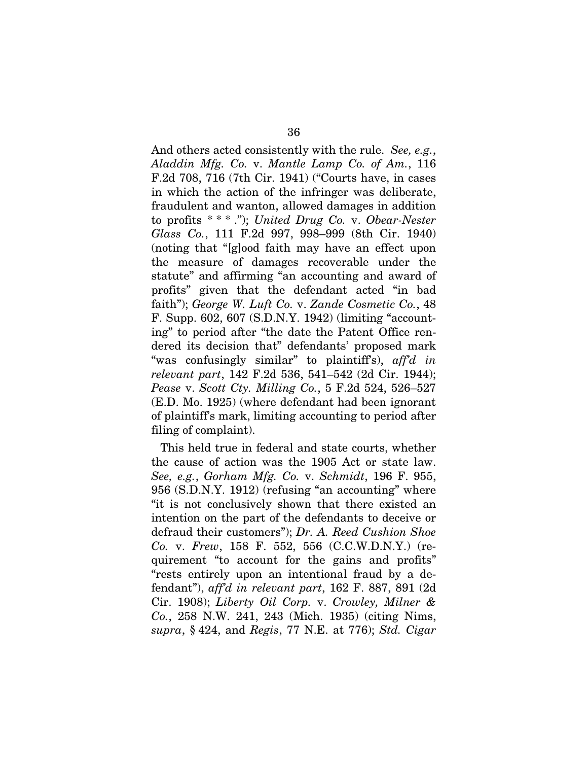And others acted consistently with the rule. *See, e.g.*, *Aladdin Mfg. Co.* v. *Mantle Lamp Co. of Am.*, 116 F.2d 708, 716 (7th Cir. 1941) ("Courts have, in cases in which the action of the infringer was deliberate, fraudulent and wanton, allowed damages in addition to profits * * * ."); *United Drug Co.* v. *Obear-Nester Glass Co.*, 111 F.2d 997, 998–999 (8th Cir. 1940) (noting that "[g]ood faith may have an effect upon the measure of damages recoverable under the statute" and affirming "an accounting and award of profits" given that the defendant acted "in bad faith"); *George W. Luft Co.* v. *Zande Cosmetic Co.*, 48 F. Supp. 602, 607 (S.D.N.Y. 1942) (limiting "accounting" to period after "the date the Patent Office rendered its decision that" defendants' proposed mark "was confusingly similar" to plaintiff's), *aff'd in relevant part*, 142 F.2d 536, 541–542 (2d Cir. 1944); *Pease* v. *Scott Cty. Milling Co.*, 5 F.2d 524, 526–527 (E.D. Mo. 1925) (where defendant had been ignorant of plaintiff's mark, limiting accounting to period after filing of complaint).

This held true in federal and state courts, whether the cause of action was the 1905 Act or state law. *See, e.g.*, *Gorham Mfg. Co.* v. *Schmidt*, 196 F. 955, 956 (S.D.N.Y. 1912) (refusing "an accounting" where "it is not conclusively shown that there existed an intention on the part of the defendants to deceive or defraud their customers"); *Dr. A. Reed Cushion Shoe Co.* v. *Frew*, 158 F. 552, 556 (C.C.W.D.N.Y.) (requirement "to account for the gains and profits" "rests entirely upon an intentional fraud by a defendant"), *aff'd in relevant part*, 162 F. 887, 891 (2d Cir. 1908); *Liberty Oil Corp.* v. *Crowley, Milner & Co.*, 258 N.W. 241, 243 (Mich. 1935) (citing Nims, *supra*, § 424, and *Regis*, 77 N.E. at 776); *Std. Cigar*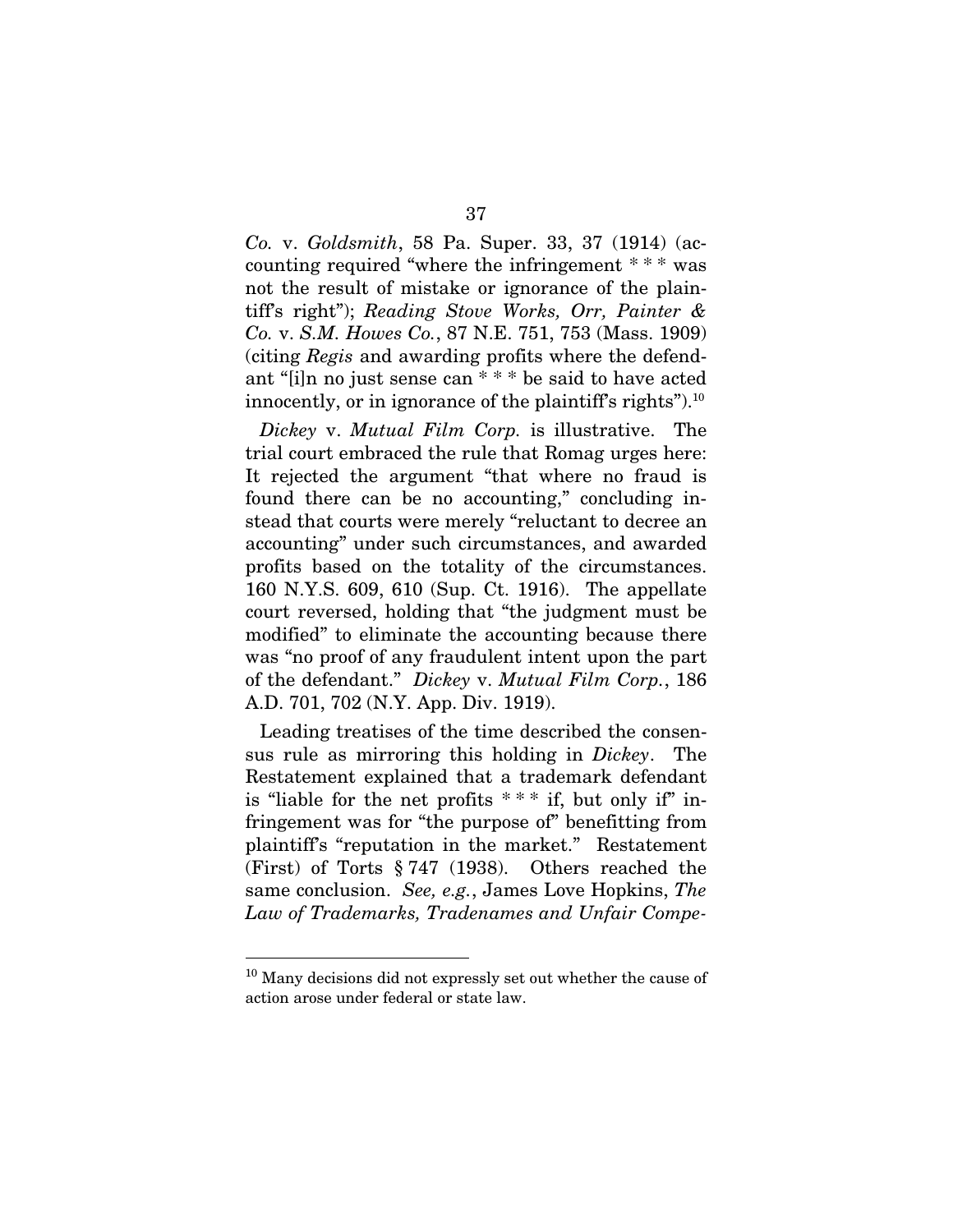*Co.* v. *Goldsmith*, 58 Pa. Super. 33, 37 (1914) (accounting required "where the infringement * * * was not the result of mistake or ignorance of the plaintiff's right"); *Reading Stove Works, Orr, Painter & Co.* v. *S.M. Howes Co.*, 87 N.E. 751, 753 (Mass. 1909) (citing *Regis* and awarding profits where the defendant "[i]n no just sense can * * * be said to have acted innocently, or in ignorance of the plaintiff's rights").[10]

*Dickey* v. *Mutual Film Corp.* is illustrative. The trial court embraced the rule that Romag urges here: It rejected the argument "that where no fraud is found there can be no accounting," concluding instead that courts were merely "reluctant to decree an accounting" under such circumstances, and awarded profits based on the totality of the circumstances. 160 N.Y.S. 609, 610 (Sup. Ct. 1916). The appellate court reversed, holding that "the judgment must be modified" to eliminate the accounting because there was "no proof of any fraudulent intent upon the part of the defendant." *Dickey* v. *Mutual Film Corp.*, 186 A.D. 701, 702 (N.Y. App. Div. 1919).

Leading treatises of the time described the consensus rule as mirroring this holding in *Dickey*. The Restatement explained that a trademark defendant is "liable for the net profits * * * if, but only if" infringement was for "the purpose of" benefitting from plaintiff's "reputation in the market." Restatement (First) of Torts § 747 (1938). Others reached the same conclusion. *See, e.g.*, James Love Hopkins, *The Law of Trademarks, Tradenames and Unfair Compe-*

[10] Many decisions did not expressly set out whether the cause of action arose under federal or state law.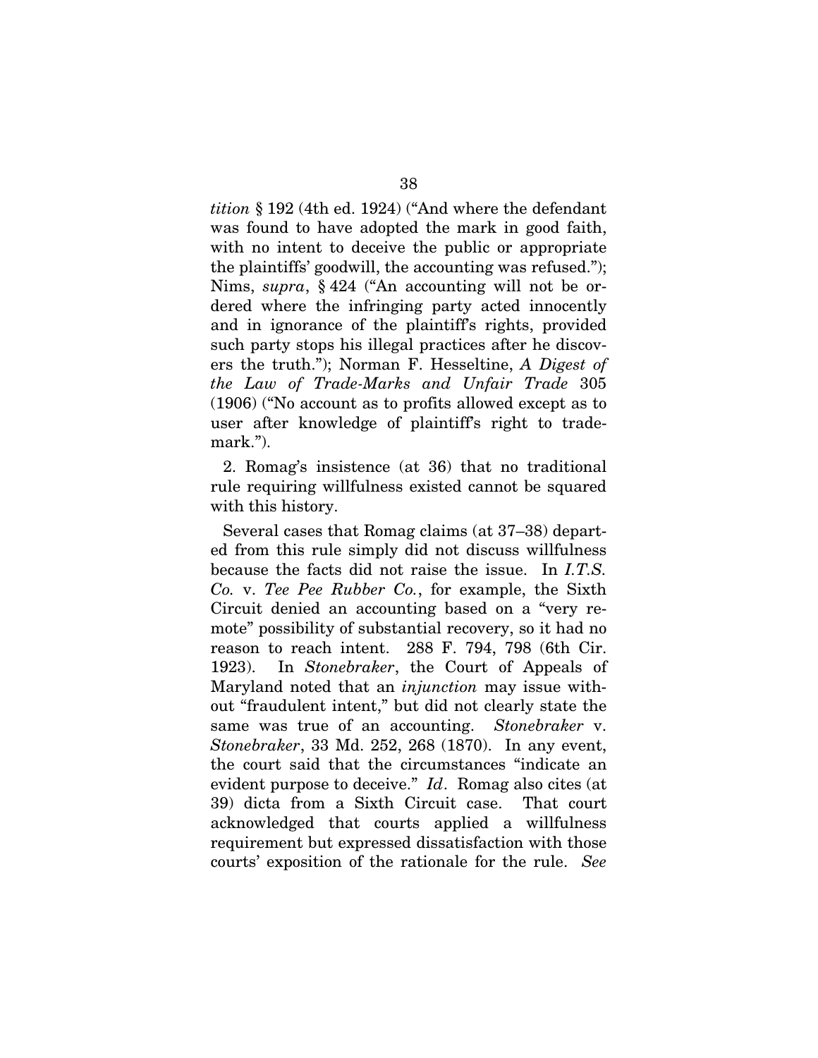*tition* § 192 (4th ed. 1924) ("And where the defendant was found to have adopted the mark in good faith, with no intent to deceive the public or appropriate the plaintiffs' goodwill, the accounting was refused."); Nims, *supra*, § 424 ("An accounting will not be ordered where the infringing party acted innocently and in ignorance of the plaintiff's rights, provided such party stops his illegal practices after he discovers the truth."); Norman F. Hesseltine, *A Digest of the Law of Trade-Marks and Unfair Trade* 305 (1906) ("No account as to profits allowed except as to user after knowledge of plaintiff's right to trademark.").

2. Romag's insistence (at 36) that no traditional rule requiring willfulness existed cannot be squared with this history.

Several cases that Romag claims (at 37–38) departed from this rule simply did not discuss willfulness because the facts did not raise the issue. In *I.T.S. Co.* v. *Tee Pee Rubber Co.*, for example, the Sixth Circuit denied an accounting based on a "very remote" possibility of substantial recovery, so it had no reason to reach intent. 288 F. 794, 798 (6th Cir. 1923). In *Stonebraker*, the Court of Appeals of Maryland noted that an *injunction* may issue without "fraudulent intent," but did not clearly state the same was true of an accounting. *Stonebraker* v. *Stonebraker*, 33 Md. 252, 268 (1870). In any event, the court said that the circumstances "indicate an evident purpose to deceive." *Id*. Romag also cites (at 39) dicta from a Sixth Circuit case. That court acknowledged that courts applied a willfulness requirement but expressed dissatisfaction with those courts' exposition of the rationale for the rule. *See*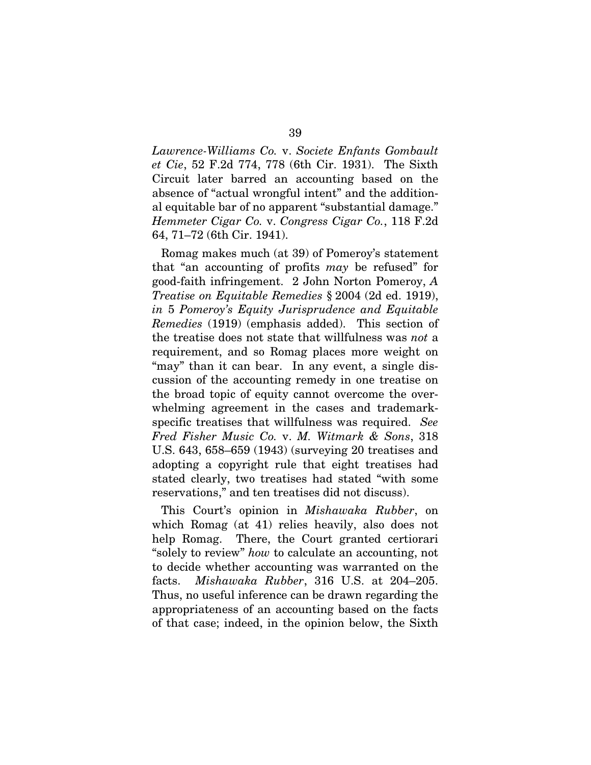*Lawrence-Williams Co.* v. *Societe Enfants Gombault et Cie*, 52 F.2d 774, 778 (6th Cir. 1931). The Sixth Circuit later barred an accounting based on the absence of "actual wrongful intent" and the additional equitable bar of no apparent "substantial damage." *Hemmeter Cigar Co.* v. *Congress Cigar Co.*, 118 F.2d 64, 71–72 (6th Cir. 1941).

Romag makes much (at 39) of Pomeroy's statement that "an accounting of profits *may* be refused" for good-faith infringement. 2 John Norton Pomeroy, *A Treatise on Equitable Remedies* § 2004 (2d ed. 1919), *in* 5 *Pomeroy's Equity Jurisprudence and Equitable Remedies* (1919) (emphasis added). This section of the treatise does not state that willfulness was *not* a requirement, and so Romag places more weight on "may" than it can bear. In any event, a single discussion of the accounting remedy in one treatise on the broad topic of equity cannot overcome the overwhelming agreement in the cases and trademark-specific treatises that willfulness was required. *See Fred Fisher Music Co.* v. *M. Witmark & Sons*, 318 U.S. 643, 658–659 (1943) (surveying 20 treatises and adopting a copyright rule that eight treatises had stated clearly, two treatises had stated "with some reservations," and ten treatises did not discuss).

This Court's opinion in *Mishawaka Rubber*, on which Romag (at 41) relies heavily, also does not help Romag. There, the Court granted certiorari "solely to review" *how* to calculate an accounting, not to decide whether accounting was warranted on the facts. *Mishawaka Rubber*, 316 U.S. at 204–205. Thus, no useful inference can be drawn regarding the appropriateness of an accounting based on the facts of that case; indeed, in the opinion below, the Sixth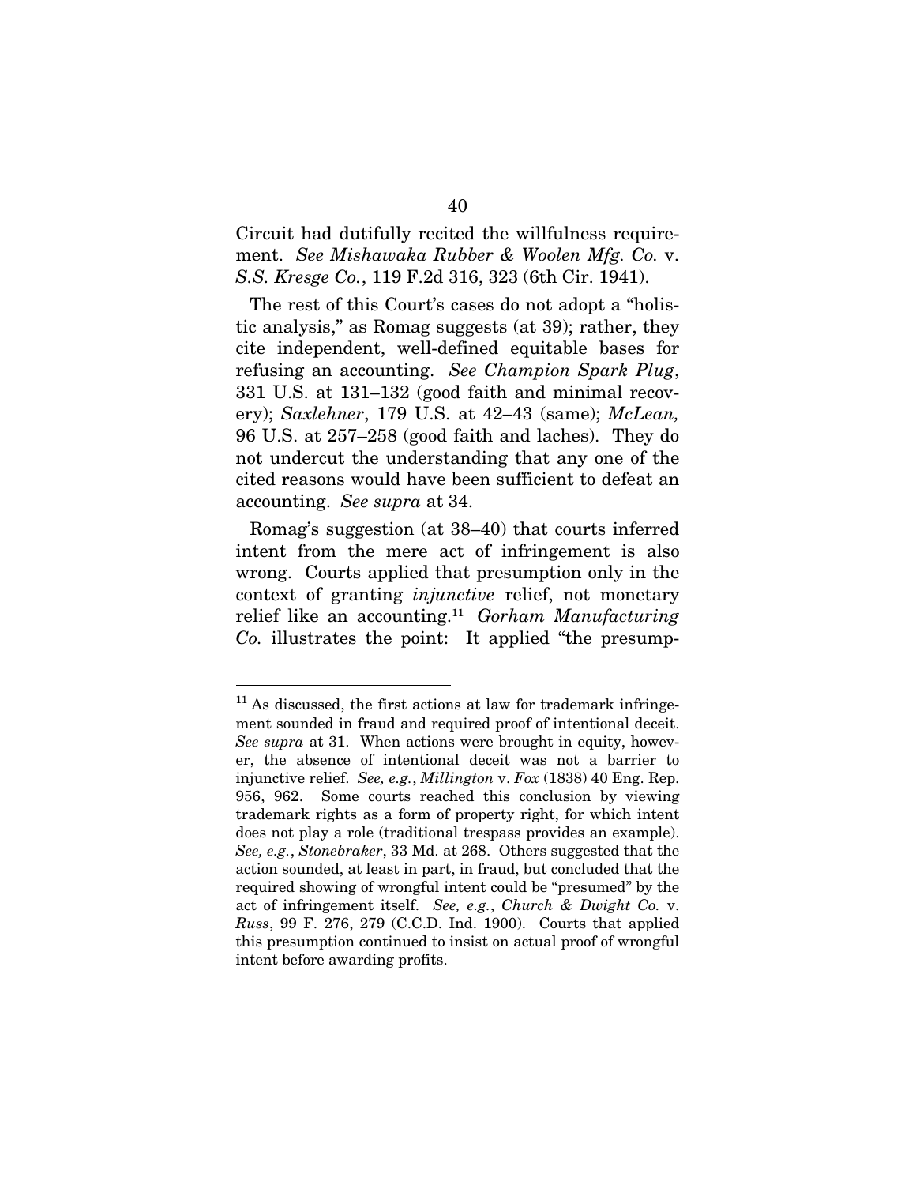Circuit had dutifully recited the willfulness requirement. *See Mishawaka Rubber & Woolen Mfg. Co.* v. *S.S. Kresge Co.*, 119 F.2d 316, 323 (6th Cir. 1941).

The rest of this Court's cases do not adopt a "holistic analysis," as Romag suggests (at 39); rather, they cite independent, well-defined equitable bases for refusing an accounting. *See Champion Spark Plug*, 331 U.S. at 131–132 (good faith and minimal recovery); *Saxlehner*, 179 U.S. at 42–43 (same); *McLean,* 96 U.S. at 257–258 (good faith and laches). They do not undercut the understanding that any one of the cited reasons would have been sufficient to defeat an accounting. *See supra* at 34.

Romag's suggestion (at 38–40) that courts inferred intent from the mere act of infringement is also wrong. Courts applied that presumption only in the context of granting *injunctive* relief, not monetary relief like an accounting.[11] *Gorham Manufacturing Co.* illustrates the point: It applied "the presump-

---

[11] As discussed, the first actions at law for trademark infringement sounded in fraud and required proof of intentional deceit. *See supra* at 31. When actions were brought in equity, however, the absence of intentional deceit was not a barrier to injunctive relief. *See, e.g.*, *Millington* v. *Fox* (1838) 40 Eng. Rep. 956, 962. Some courts reached this conclusion by viewing trademark rights as a form of property right, for which intent does not play a role (traditional trespass provides an example). *See, e.g.*, *Stonebraker*, 33 Md. at 268. Others suggested that the action sounded, at least in part, in fraud, but concluded that the required showing of wrongful intent could be "presumed" by the act of infringement itself. *See, e.g.*, *Church & Dwight Co.* v. *Russ*, 99 F. 276, 279 (C.C.D. Ind. 1900). Courts that applied this presumption continued to insist on actual proof of wrongful intent before awarding profits.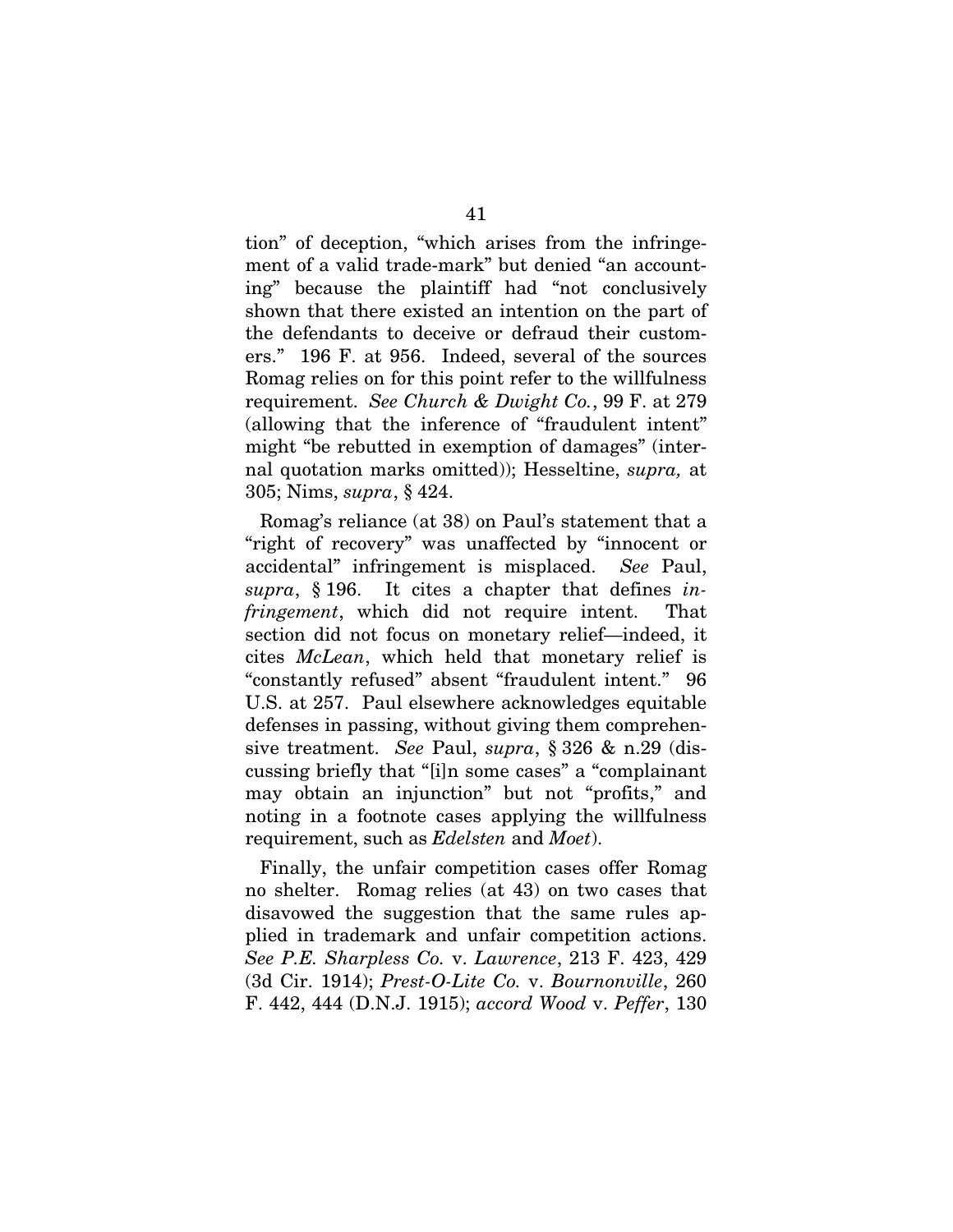tion" of deception, "which arises from the infringement of a valid trade-mark" but denied "an accounting" because the plaintiff had "not conclusively shown that there existed an intention on the part of the defendants to deceive or defraud their customers." 196 F. at 956. Indeed, several of the sources Romag relies on for this point refer to the willfulness requirement. *See Church & Dwight Co.*, 99 F. at 279 (allowing that the inference of "fraudulent intent" might "be rebutted in exemption of damages" (internal quotation marks omitted)); Hesseltine, *supra,* at 305; Nims, *supra*, § 424.

Romag's reliance (at 38) on Paul's statement that a "right of recovery" was unaffected by "innocent or accidental" infringement is misplaced. *See* Paul, *supra*, § 196. It cites a chapter that defines *infringement*, which did not require intent. That section did not focus on monetary relief—indeed, it cites *McLean*, which held that monetary relief is "constantly refused" absent "fraudulent intent." 96 U.S. at 257. Paul elsewhere acknowledges equitable defenses in passing, without giving them comprehensive treatment. *See* Paul, *supra*, § 326 & n.29 (discussing briefly that "[i]n some cases" a "complainant may obtain an injunction" but not "profits," and noting in a footnote cases applying the willfulness requirement, such as *Edelsten* and *Moet*).

Finally, the unfair competition cases offer Romag no shelter. Romag relies (at 43) on two cases that disavowed the suggestion that the same rules applied in trademark and unfair competition actions. *See P.E. Sharpless Co.* v. *Lawrence*, 213 F. 423, 429 (3d Cir. 1914); *Prest-O-Lite Co.* v. *Bournonville*, 260 F. 442, 444 (D.N.J. 1915); *accord Wood* v. *Peffer*, 130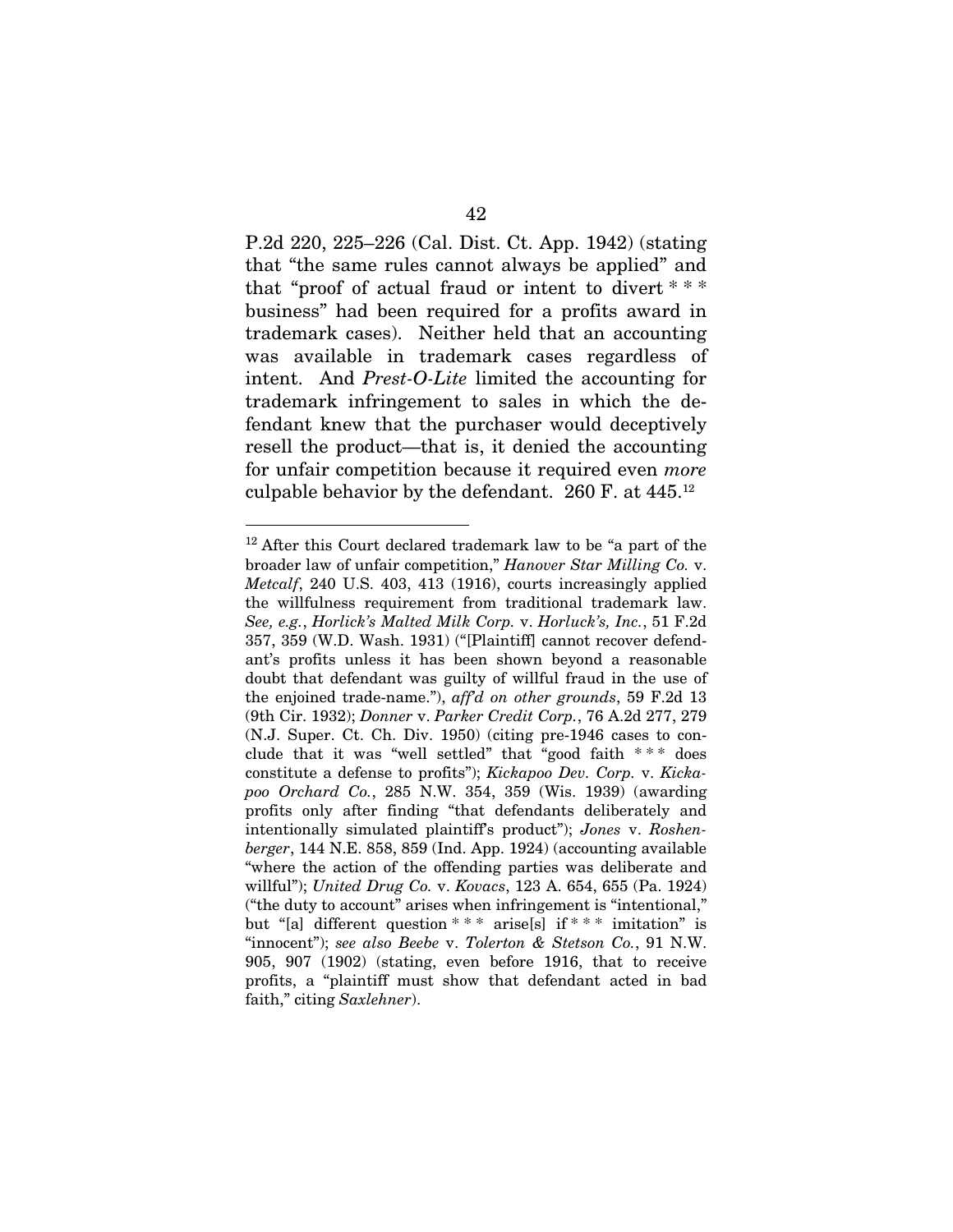P.2d 220, 225–226 (Cal. Dist. Ct. App. 1942) (stating that "the same rules cannot always be applied" and that "proof of actual fraud or intent to divert * * * business" had been required for a profits award in trademark cases). Neither held that an accounting was available in trademark cases regardless of intent. And *Prest-O-Lite* limited the accounting for trademark infringement to sales in which the defendant knew that the purchaser would deceptively resell the product—that is, it denied the accounting for unfair competition because it required even *more* culpable behavior by the defendant. 260 F. at 445.[12]

---

[12] After this Court declared trademark law to be "a part of the broader law of unfair competition," *Hanover Star Milling Co.* v. *Metcalf*, 240 U.S. 403, 413 (1916), courts increasingly applied the willfulness requirement from traditional trademark law. *See, e.g.*, *Horlick's Malted Milk Corp.* v. *Horluck's, Inc.*, 51 F.2d 357, 359 (W.D. Wash. 1931) ("[Plaintiff] cannot recover defendant's profits unless it has been shown beyond a reasonable doubt that defendant was guilty of willful fraud in the use of the enjoined trade-name."), *aff'd on other grounds*, 59 F.2d 13 (9th Cir. 1932); *Donner* v. *Parker Credit Corp.*, 76 A.2d 277, 279 (N.J. Super. Ct. Ch. Div. 1950) (citing pre-1946 cases to conclude that it was "well settled" that "good faith * * * does constitute a defense to profits"); *Kickapoo Dev. Corp.* v. *Kickapoo Orchard Co.*, 285 N.W. 354, 359 (Wis. 1939) (awarding profits only after finding "that defendants deliberately and intentionally simulated plaintiff's product"); *Jones* v. *Roshenberger*, 144 N.E. 858, 859 (Ind. App. 1924) (accounting available "where the action of the offending parties was deliberate and willful"); *United Drug Co.* v. *Kovacs*, 123 A. 654, 655 (Pa. 1924) ("the duty to account" arises when infringement is "intentional," but "[a] different question * * * arise[s] if * * * imitation" is "innocent"); *see also Beebe* v. *Tolerton & Stetson Co.*, 91 N.W. 905, 907 (1902) (stating, even before 1916, that to receive profits, a "plaintiff must show that defendant acted in bad faith," citing *Saxlehner*).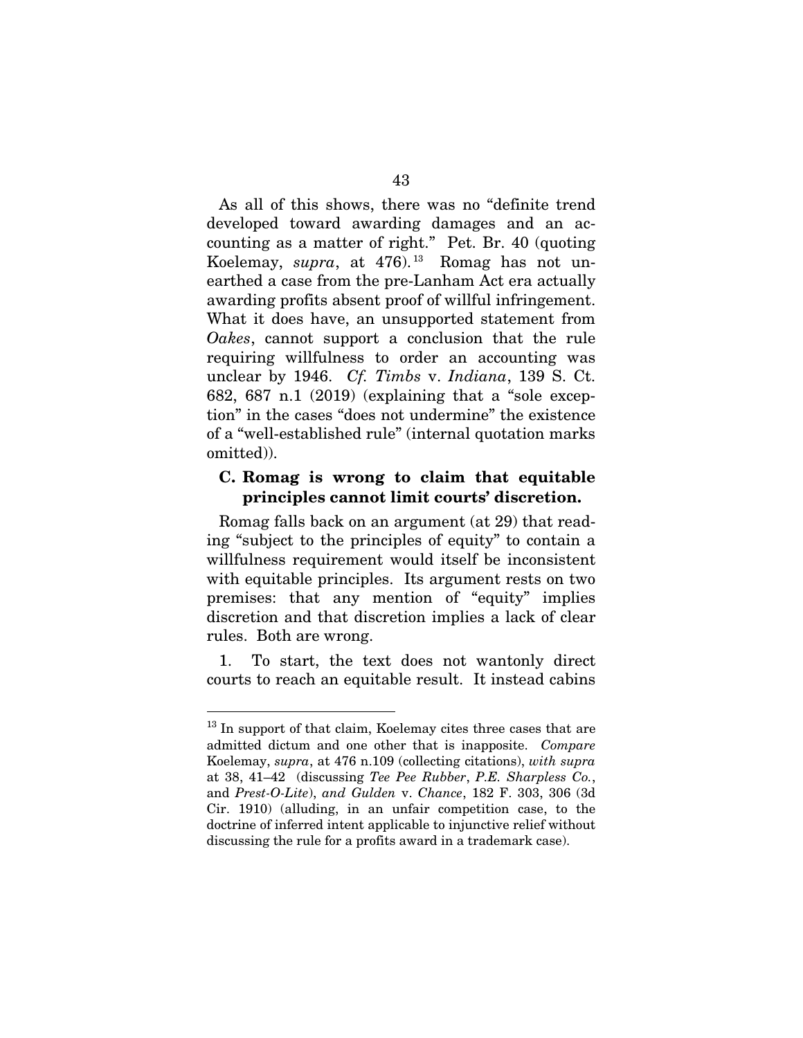As all of this shows, there was no "definite trend developed toward awarding damages and an accounting as a matter of right." Pet. Br. 40 (quoting Koelemay, *supra*, at 476).[13] Romag has not unearthed a case from the pre-Lanham Act era actually awarding profits absent proof of willful infringement. What it does have, an unsupported statement from *Oakes*, cannot support a conclusion that the rule requiring willfulness to order an accounting was unclear by 1946. *Cf. Timbs* v. *Indiana*, 139 S. Ct. 682, 687 n.1 (2019) (explaining that a "sole exception" in the cases "does not undermine" the existence of a "well-established rule" (internal quotation marks omitted)).

### C. Romag is wrong to claim that equitable principles cannot limit courts' discretion.

Romag falls back on an argument (at 29) that reading "subject to the principles of equity" to contain a willfulness requirement would itself be inconsistent with equitable principles. Its argument rests on two premises: that any mention of "equity" implies discretion and that discretion implies a lack of clear rules. Both are wrong.

1. To start, the text does not wantonly direct courts to reach an equitable result. It instead cabins

---

[13] In support of that claim, Koelemay cites three cases that are admitted dictum and one other that is inapposite. *Compare* Koelemay, *supra*, at 476 n.109 (collecting citations), *with supra* at 38, 41–42 (discussing *Tee Pee Rubber*, *P.E. Sharpless Co.*, and *Prest-O-Lite*), *and Gulden* v. *Chance*, 182 F. 303, 306 (3d Cir. 1910) (alluding, in an unfair competition case, to the doctrine of inferred intent applicable to injunctive relief without discussing the rule for a profits award in a trademark case).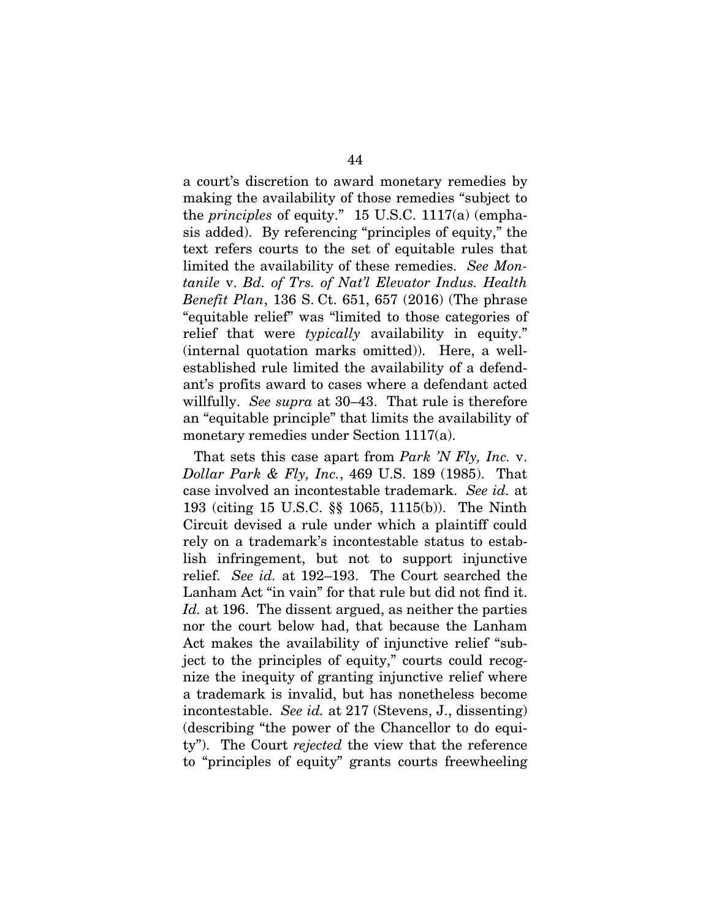a court's discretion to award monetary remedies by making the availability of those remedies "subject to the *principles* of equity." 15 U.S.C. 1117(a) (emphasis added). By referencing "principles of equity," the text refers courts to the set of equitable rules that limited the availability of these remedies. *See Montanile* v. *Bd. of Trs. of Nat'l Elevator Indus. Health Benefit Plan*, 136 S. Ct. 651, 657 (2016) (The phrase "equitable relief" was "limited to those categories of relief that were *typically* availability in equity." (internal quotation marks omitted)). Here, a well-established rule limited the availability of a defendant's profits award to cases where a defendant acted willfully. *See supra* at 30–43. That rule is therefore an "equitable principle" that limits the availability of monetary remedies under Section 1117(a).

That sets this case apart from *Park 'N Fly, Inc.* v. *Dollar Park & Fly, Inc.*, 469 U.S. 189 (1985). That case involved an incontestable trademark. *See id.* at 193 (citing 15 U.S.C. §§ 1065, 1115(b)). The Ninth Circuit devised a rule under which a plaintiff could rely on a trademark's incontestable status to establish infringement, but not to support injunctive relief. *See id.* at 192–193. The Court searched the Lanham Act "in vain" for that rule but did not find it. *Id.* at 196. The dissent argued, as neither the parties nor the court below had, that because the Lanham Act makes the availability of injunctive relief "subject to the principles of equity," courts could recognize the inequity of granting injunctive relief where a trademark is invalid, but has nonetheless become incontestable. *See id.* at 217 (Stevens, J., dissenting) (describing "the power of the Chancellor to do equity"). The Court *rejected* the view that the reference to "principles of equity" grants courts freewheeling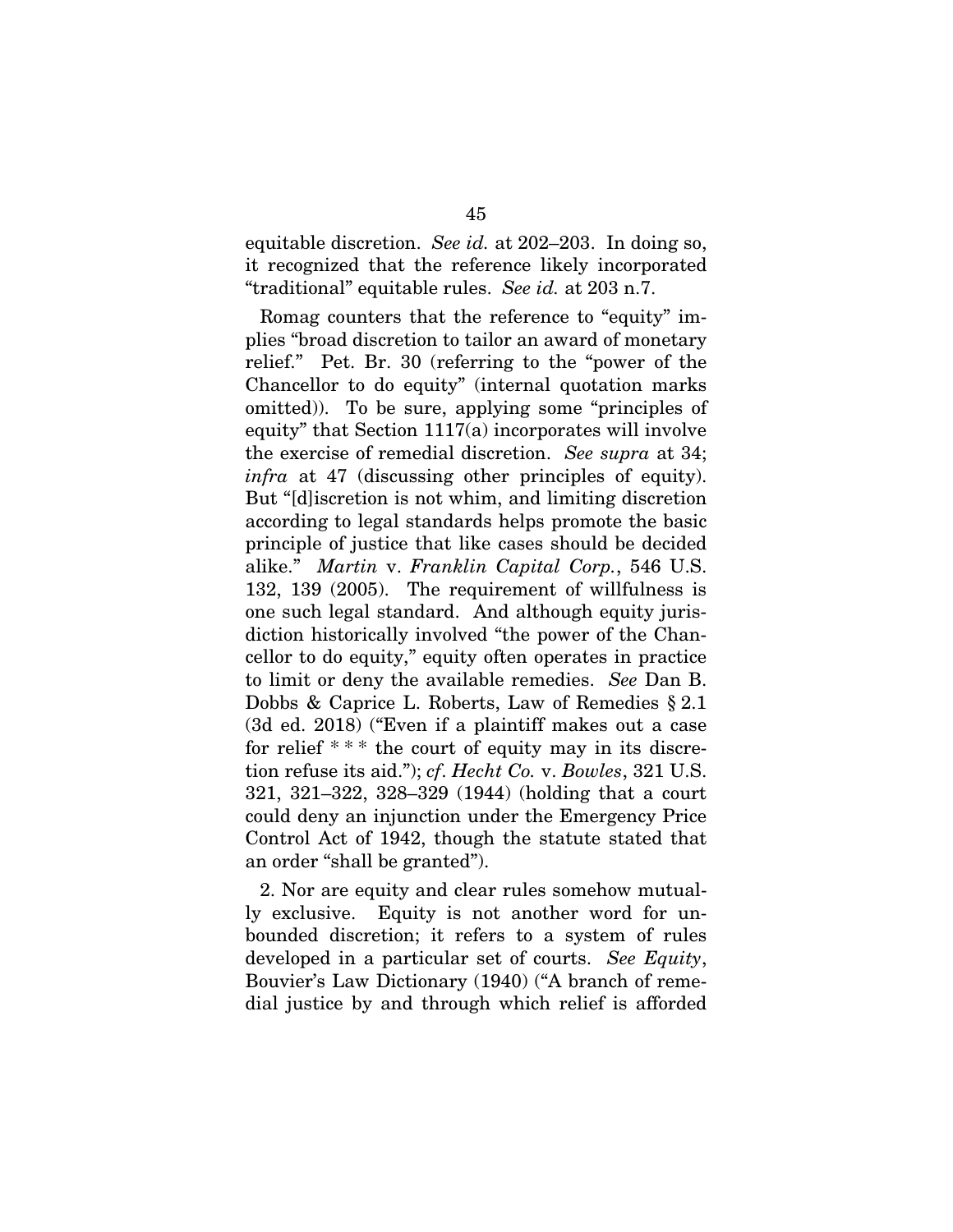equitable discretion. *See id.* at 202–203. In doing so, it recognized that the reference likely incorporated "traditional" equitable rules. *See id.* at 203 n.7.

Romag counters that the reference to "equity" implies "broad discretion to tailor an award of monetary relief." Pet. Br. 30 (referring to the "power of the Chancellor to do equity" (internal quotation marks omitted)). To be sure, applying some "principles of equity" that Section 1117(a) incorporates will involve the exercise of remedial discretion. *See supra* at 34; *infra* at 47 (discussing other principles of equity). But "[d]iscretion is not whim, and limiting discretion according to legal standards helps promote the basic principle of justice that like cases should be decided alike." *Martin* v. *Franklin Capital Corp.*, 546 U.S. 132, 139 (2005). The requirement of willfulness is one such legal standard. And although equity jurisdiction historically involved "the power of the Chancellor to do equity," equity often operates in practice to limit or deny the available remedies. *See* Dan B. Dobbs & Caprice L. Roberts, Law of Remedies § 2.1 (3d ed. 2018) ("Even if a plaintiff makes out a case for relief * * * the court of equity may in its discretion refuse its aid."); *cf. Hecht Co.* v. *Bowles*, 321 U.S. 321, 321–322, 328–329 (1944) (holding that a court could deny an injunction under the Emergency Price Control Act of 1942, though the statute stated that an order "shall be granted").

2. Nor are equity and clear rules somehow mutually exclusive. Equity is not another word for unbounded discretion; it refers to a system of rules developed in a particular set of courts. *See Equity*, Bouvier's Law Dictionary (1940) ("A branch of remedial justice by and through which relief is afforded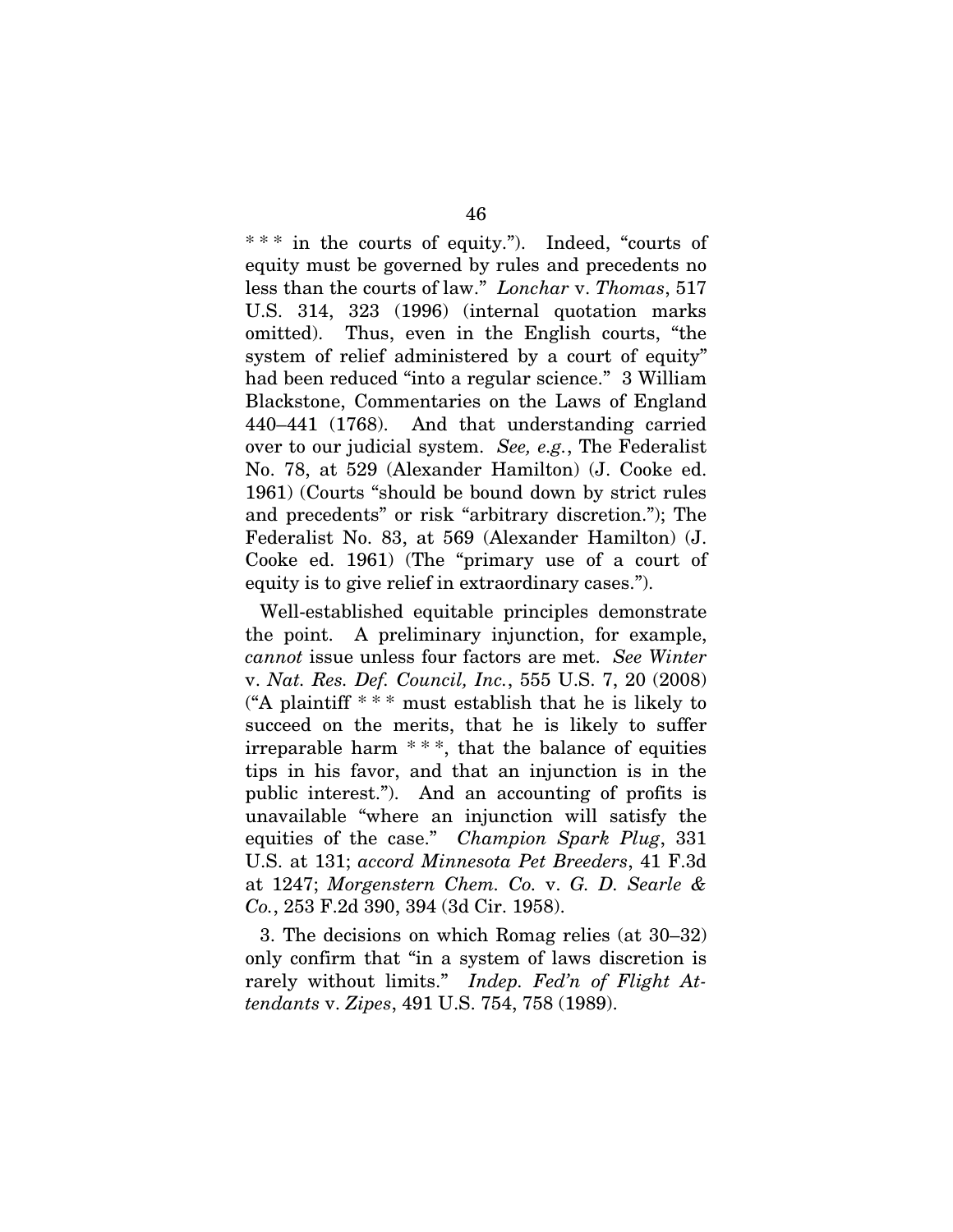\* \* \* in the courts of equity."). Indeed, "courts of equity must be governed by rules and precedents no less than the courts of law." *Lonchar* v. *Thomas*, 517 U.S. 314, 323 (1996) (internal quotation marks omitted). Thus, even in the English courts, "the system of relief administered by a court of equity" had been reduced "into a regular science." 3 William Blackstone, Commentaries on the Laws of England 440–441 (1768). And that understanding carried over to our judicial system. *See, e.g.*, The Federalist No. 78, at 529 (Alexander Hamilton) (J. Cooke ed. 1961) (Courts "should be bound down by strict rules and precedents" or risk "arbitrary discretion."); The Federalist No. 83, at 569 (Alexander Hamilton) (J. Cooke ed. 1961) (The "primary use of a court of equity is to give relief in extraordinary cases.").

Well-established equitable principles demonstrate the point. A preliminary injunction, for example, *cannot* issue unless four factors are met. *See Winter* v. *Nat. Res. Def. Council, Inc.*, 555 U.S. 7, 20 (2008) ("A plaintiff * * * must establish that he is likely to succeed on the merits, that he is likely to suffer irreparable harm * * *, that the balance of equities tips in his favor, and that an injunction is in the public interest."). And an accounting of profits is unavailable "where an injunction will satisfy the equities of the case." *Champion Spark Plug*, 331 U.S. at 131; *accord Minnesota Pet Breeders*, 41 F.3d at 1247; *Morgenstern Chem. Co.* v. *G. D. Searle & Co.*, 253 F.2d 390, 394 (3d Cir. 1958).

3. The decisions on which Romag relies (at 30–32) only confirm that "in a system of laws discretion is rarely without limits." *Indep. Fed'n of Flight Attendants* v. *Zipes*, 491 U.S. 754, 758 (1989).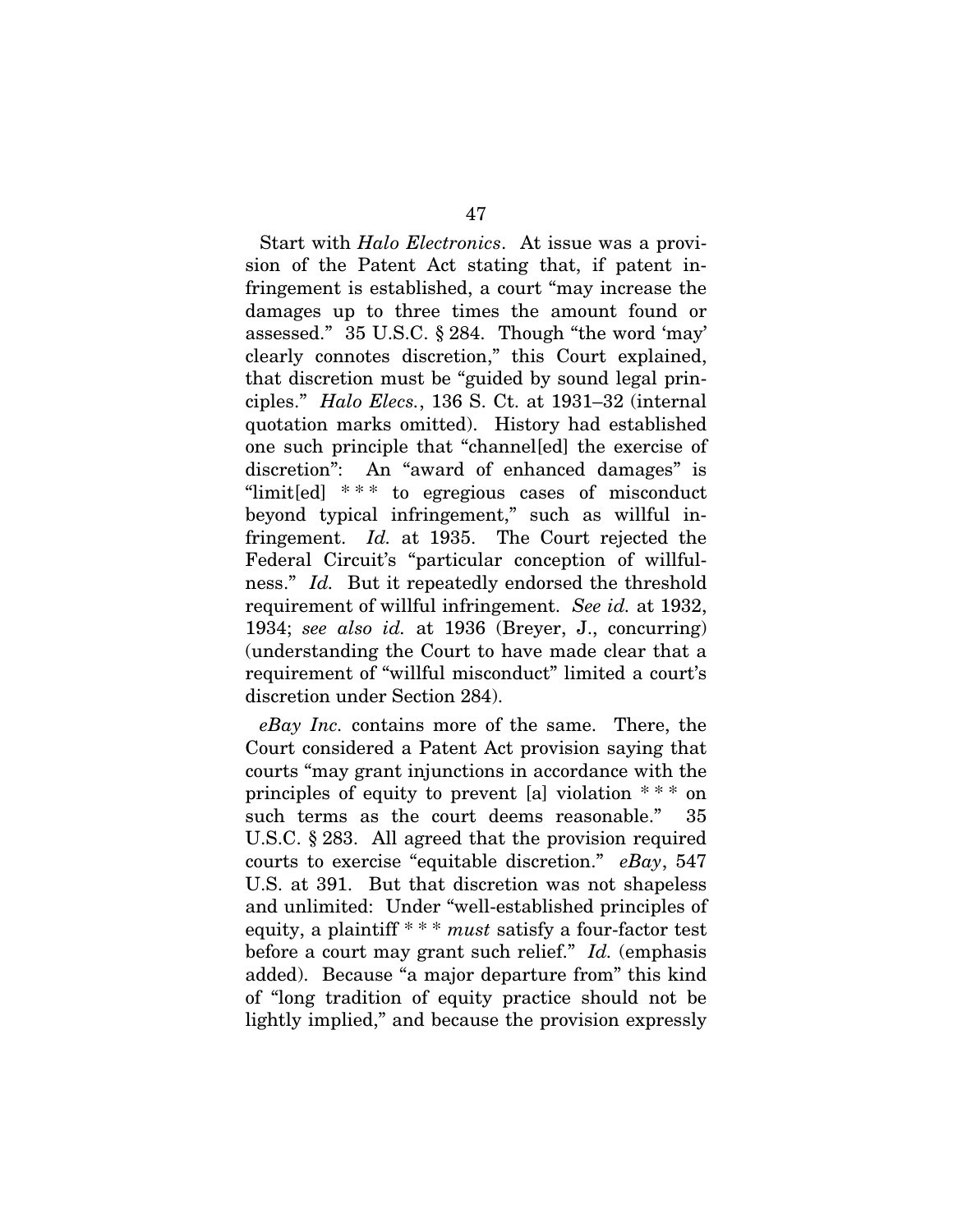Start with *Halo Electronics*. At issue was a provision of the Patent Act stating that, if patent infringement is established, a court "may increase the damages up to three times the amount found or assessed." 35 U.S.C. § 284. Though "the word 'may' clearly connotes discretion," this Court explained, that discretion must be "guided by sound legal principles." *Halo Elecs.*, 136 S. Ct. at 1931–32 (internal quotation marks omitted). History had established one such principle that "channel[ed] the exercise of discretion": An "award of enhanced damages" is "limit[ed] * * * to egregious cases of misconduct beyond typical infringement," such as willful infringement. *Id.* at 1935. The Court rejected the Federal Circuit's "particular conception of willfulness." *Id.* But it repeatedly endorsed the threshold requirement of willful infringement. *See id.* at 1932, 1934; *see also id.* at 1936 (Breyer, J., concurring) (understanding the Court to have made clear that a requirement of "willful misconduct" limited a court's discretion under Section 284).

*eBay Inc.* contains more of the same. There, the Court considered a Patent Act provision saying that courts "may grant injunctions in accordance with the principles of equity to prevent [a] violation * * * on such terms as the court deems reasonable." 35 U.S.C. § 283. All agreed that the provision required courts to exercise "equitable discretion." *eBay*, 547 U.S. at 391. But that discretion was not shapeless and unlimited: Under "well-established principles of equity, a plaintiff * * * *must* satisfy a four-factor test before a court may grant such relief." *Id.* (emphasis added). Because "a major departure from" this kind of "long tradition of equity practice should not be lightly implied," and because the provision expressly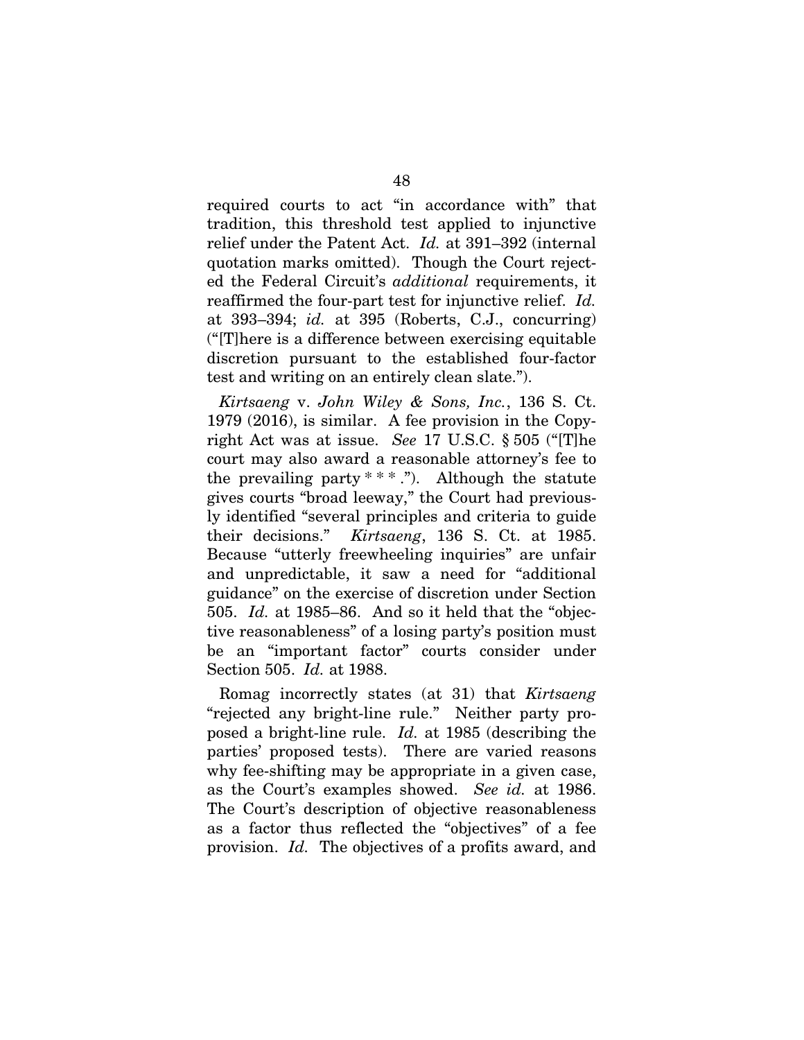required courts to act "in accordance with" that tradition, this threshold test applied to injunctive relief under the Patent Act. *Id.* at 391–392 (internal quotation marks omitted). Though the Court rejected the Federal Circuit's *additional* requirements, it reaffirmed the four-part test for injunctive relief. *Id.* at 393–394; *id.* at 395 (Roberts, C.J., concurring) ("[T]here is a difference between exercising equitable discretion pursuant to the established four-factor test and writing on an entirely clean slate.").

*Kirtsaeng* v. *John Wiley & Sons, Inc.*, 136 S. Ct. 1979 (2016), is similar. A fee provision in the Copyright Act was at issue. *See* 17 U.S.C. § 505 ("[T]he court may also award a reasonable attorney's fee to the prevailing party * * * ."). Although the statute gives courts "broad leeway," the Court had previously identified "several principles and criteria to guide their decisions." *Kirtsaeng*, 136 S. Ct. at 1985. Because "utterly freewheeling inquiries" are unfair and unpredictable, it saw a need for "additional guidance" on the exercise of discretion under Section 505. *Id.* at 1985–86. And so it held that the "objective reasonableness" of a losing party's position must be an "important factor" courts consider under Section 505. *Id.* at 1988.

Romag incorrectly states (at 31) that *Kirtsaeng* "rejected any bright-line rule." Neither party proposed a bright-line rule. *Id.* at 1985 (describing the parties' proposed tests). There are varied reasons why fee-shifting may be appropriate in a given case, as the Court's examples showed. *See id.* at 1986. The Court's description of objective reasonableness as a factor thus reflected the "objectives" of a fee provision. *Id.* The objectives of a profits award, and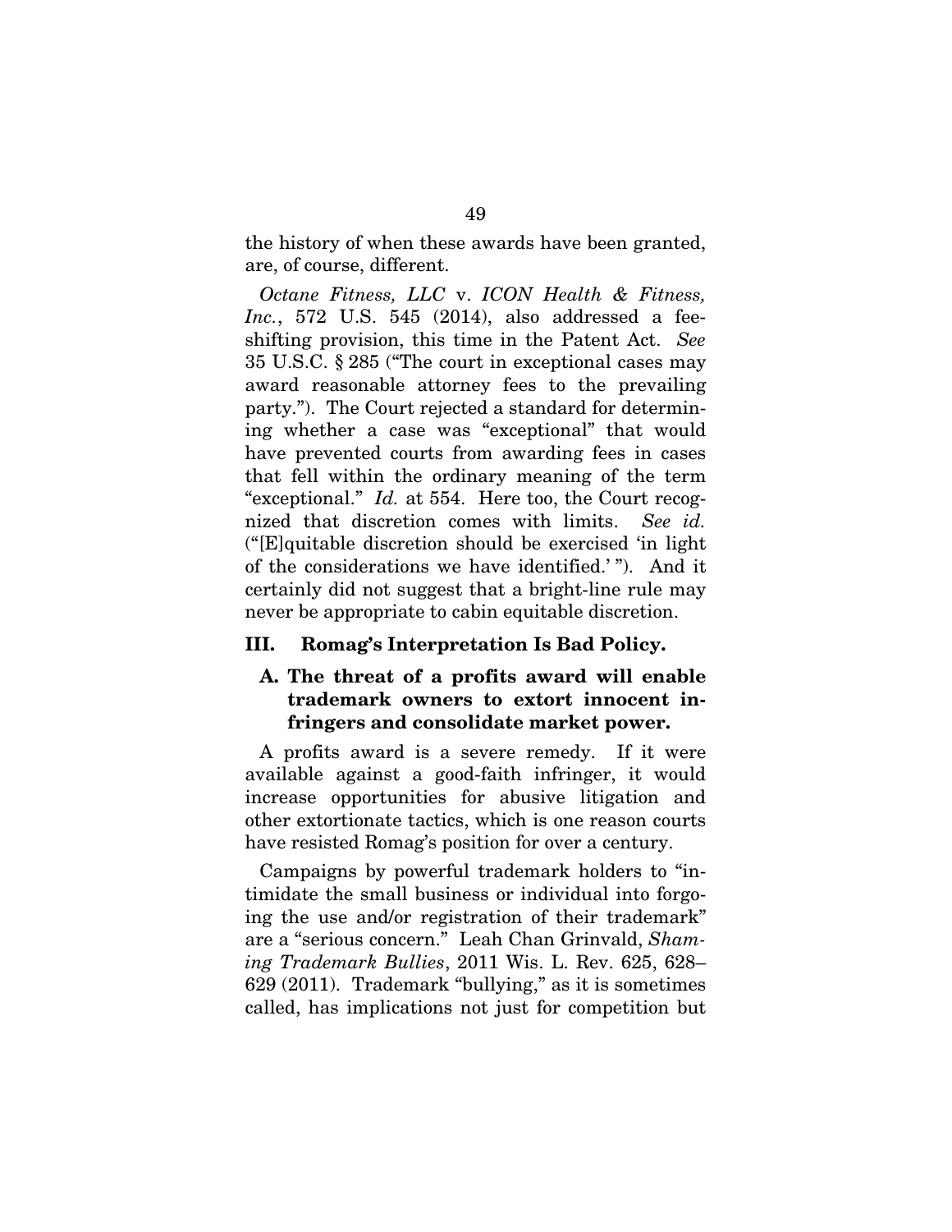the history of when these awards have been granted, are, of course, different.

*Octane Fitness, LLC* v. *ICON Health & Fitness, Inc.*, 572 U.S. 545 (2014), also addressed a fee-shifting provision, this time in the Patent Act. *See* 35 U.S.C. § 285 ("The court in exceptional cases may award reasonable attorney fees to the prevailing party."). The Court rejected a standard for determining whether a case was "exceptional" that would have prevented courts from awarding fees in cases that fell within the ordinary meaning of the term "exceptional." *Id.* at 554. Here too, the Court recognized that discretion comes with limits. *See id.* ("[E]quitable discretion should be exercised 'in light of the considerations we have identified.' "). And it certainly did not suggest that a bright-line rule may never be appropriate to cabin equitable discretion.

## III. Romag's Interpretation Is Bad Policy.

### A. The threat of a profits award will enable trademark owners to extort innocent infringers and consolidate market power.

A profits award is a severe remedy. If it were available against a good-faith infringer, it would increase opportunities for abusive litigation and other extortionate tactics, which is one reason courts have resisted Romag's position for over a century.

Campaigns by powerful trademark holders to "intimidate the small business or individual into forgoing the use and/or registration of their trademark" are a "serious concern." Leah Chan Grinvald, *Shaming Trademark Bullies*, 2011 Wis. L. Rev. 625, 628–629 (2011). Trademark "bullying," as it is sometimes called, has implications not just for competition but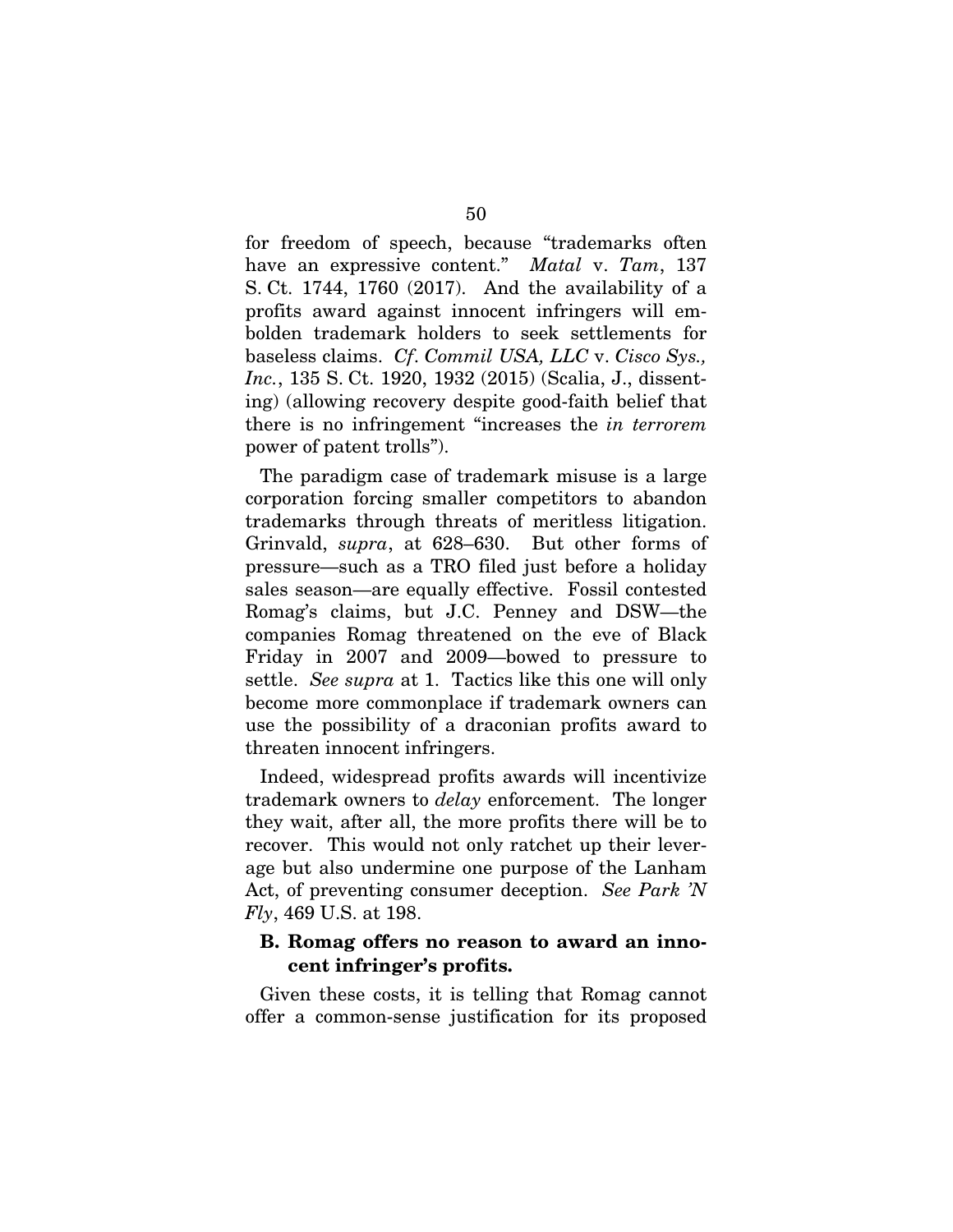for freedom of speech, because "trademarks often have an expressive content." *Matal* v. *Tam*, 137 S. Ct. 1744, 1760 (2017). And the availability of a profits award against innocent infringers will embolden trademark holders to seek settlements for baseless claims. *Cf*. *Commil USA, LLC* v. *Cisco Sys., Inc.*, 135 S. Ct. 1920, 1932 (2015) (Scalia, J., dissenting) (allowing recovery despite good-faith belief that there is no infringement "increases the *in terrorem* power of patent trolls").

The paradigm case of trademark misuse is a large corporation forcing smaller competitors to abandon trademarks through threats of meritless litigation. Grinvald, *supra*, at 628–630. But other forms of pressure—such as a TRO filed just before a holiday sales season—are equally effective. Fossil contested Romag's claims, but J.C. Penney and DSW—the companies Romag threatened on the eve of Black Friday in 2007 and 2009—bowed to pressure to settle. *See supra* at 1. Tactics like this one will only become more commonplace if trademark owners can use the possibility of a draconian profits award to threaten innocent infringers.

Indeed, widespread profits awards will incentivize trademark owners to *delay* enforcement. The longer they wait, after all, the more profits there will be to recover. This would not only ratchet up their leverage but also undermine one purpose of the Lanham Act, of preventing consumer deception. *See Park 'N Fly*, 469 U.S. at 198.

### B. Romag offers no reason to award an innocent infringer's profits.

Given these costs, it is telling that Romag cannot offer a common-sense justification for its proposed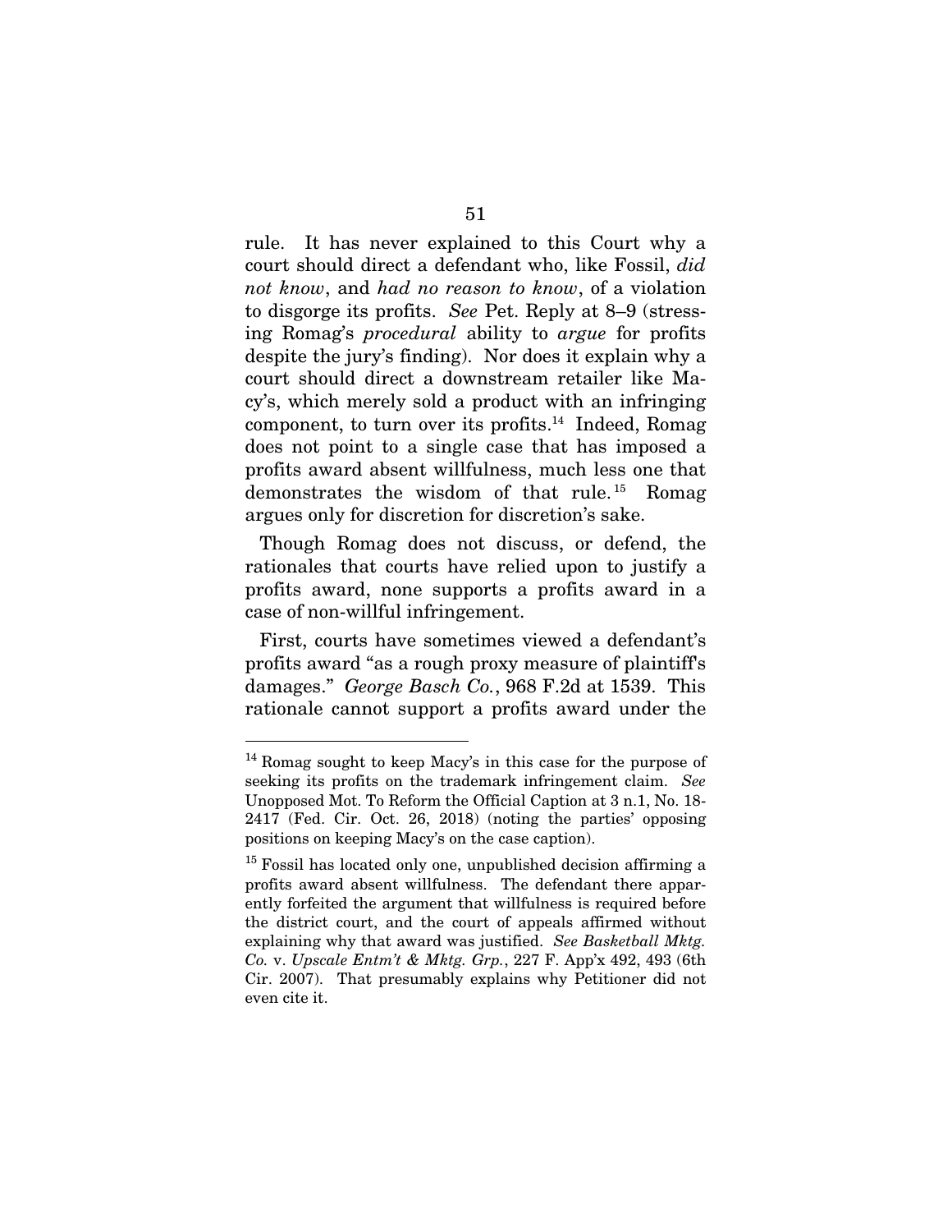rule. It has never explained to this Court why a court should direct a defendant who, like Fossil, *did not know*, and *had no reason to know*, of a violation to disgorge its profits. *See* Pet. Reply at 8–9 (stressing Romag's *procedural* ability to *argue* for profits despite the jury's finding). Nor does it explain why a court should direct a downstream retailer like Macy's, which merely sold a product with an infringing component, to turn over its profits.[14] Indeed, Romag does not point to a single case that has imposed a profits award absent willfulness, much less one that demonstrates the wisdom of that rule.[15] Romag argues only for discretion for discretion's sake.

Though Romag does not discuss, or defend, the rationales that courts have relied upon to justify a profits award, none supports a profits award in a case of non-willful infringement.

First, courts have sometimes viewed a defendant's profits award "as a rough proxy measure of plaintiff's damages." *George Basch Co.*, 968 F.2d at 1539. This rationale cannot support a profits award under the

---

[14] Romag sought to keep Macy's in this case for the purpose of seeking its profits on the trademark infringement claim. *See* Unopposed Mot. To Reform the Official Caption at 3 n.1, No. 18-2417 (Fed. Cir. Oct. 26, 2018) (noting the parties' opposing positions on keeping Macy's on the case caption).

[15] Fossil has located only one, unpublished decision affirming a profits award absent willfulness. The defendant there apparently forfeited the argument that willfulness is required before the district court, and the court of appeals affirmed without explaining why that award was justified. *See Basketball Mktg. Co.* v. *Upscale Entm't & Mktg. Grp.*, 227 F. App'x 492, 493 (6th Cir. 2007). That presumably explains why Petitioner did not even cite it.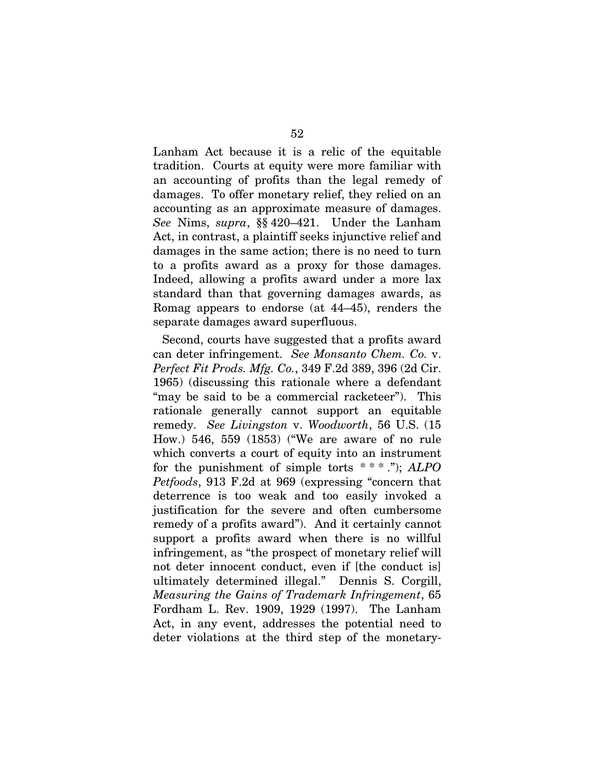Lanham Act because it is a relic of the equitable tradition. Courts at equity were more familiar with an accounting of profits than the legal remedy of damages. To offer monetary relief, they relied on an accounting as an approximate measure of damages. *See* Nims, *supra*, §§ 420–421. Under the Lanham Act, in contrast, a plaintiff seeks injunctive relief and damages in the same action; there is no need to turn to a profits award as a proxy for those damages. Indeed, allowing a profits award under a more lax standard than that governing damages awards, as Romag appears to endorse (at 44–45), renders the separate damages award superfluous.

Second, courts have suggested that a profits award can deter infringement. *See Monsanto Chem. Co.* v. *Perfect Fit Prods. Mfg. Co.*, 349 F.2d 389, 396 (2d Cir. 1965) (discussing this rationale where a defendant "may be said to be a commercial racketeer"). This rationale generally cannot support an equitable remedy. *See Livingston* v. *Woodworth*, 56 U.S. (15 How.) 546, 559 (1853) ("We are aware of no rule which converts a court of equity into an instrument for the punishment of simple torts * * * ."); *ALPO Petfoods*, 913 F.2d at 969 (expressing "concern that deterrence is too weak and too easily invoked a justification for the severe and often cumbersome remedy of a profits award"). And it certainly cannot support a profits award when there is no willful infringement, as "the prospect of monetary relief will not deter innocent conduct, even if [the conduct is] ultimately determined illegal." Dennis S. Corgill, *Measuring the Gains of Trademark Infringement*, 65 Fordham L. Rev. 1909, 1929 (1997). The Lanham Act, in any event, addresses the potential need to deter violations at the third step of the monetary-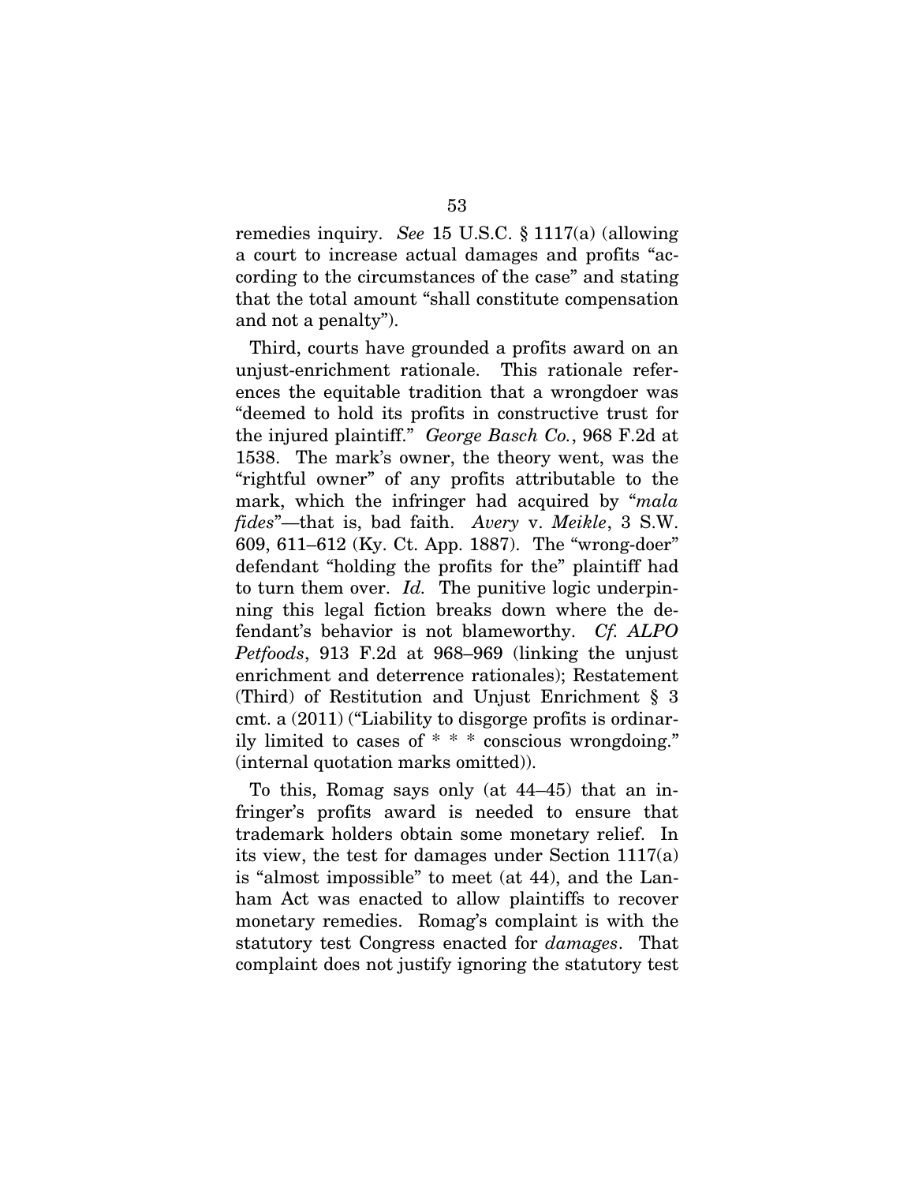remedies inquiry. *See* 15 U.S.C. § 1117(a) (allowing a court to increase actual damages and profits "according to the circumstances of the case" and stating that the total amount "shall constitute compensation and not a penalty").

Third, courts have grounded a profits award on an unjust-enrichment rationale. This rationale references the equitable tradition that a wrongdoer was "deemed to hold its profits in constructive trust for the injured plaintiff." *George Basch Co.*, 968 F.2d at 1538. The mark's owner, the theory went, was the "rightful owner" of any profits attributable to the mark, which the infringer had acquired by "*mala fides*"—that is, bad faith. *Avery* v. *Meikle*, 3 S.W. 609, 611–612 (Ky. Ct. App. 1887). The "wrong-doer" defendant "holding the profits for the" plaintiff had to turn them over. *Id.* The punitive logic underpinning this legal fiction breaks down where the defendant's behavior is not blameworthy. *Cf. ALPO Petfoods*, 913 F.2d at 968–969 (linking the unjust enrichment and deterrence rationales); Restatement (Third) of Restitution and Unjust Enrichment § 3 cmt. a (2011) ("Liability to disgorge profits is ordinarily limited to cases of * * * conscious wrongdoing." (internal quotation marks omitted)).

To this, Romag says only (at 44–45) that an infringer's profits award is needed to ensure that trademark holders obtain some monetary relief. In its view, the test for damages under Section 1117(a) is "almost impossible" to meet (at 44), and the Lanham Act was enacted to allow plaintiffs to recover monetary remedies. Romag's complaint is with the statutory test Congress enacted for *damages*. That complaint does not justify ignoring the statutory test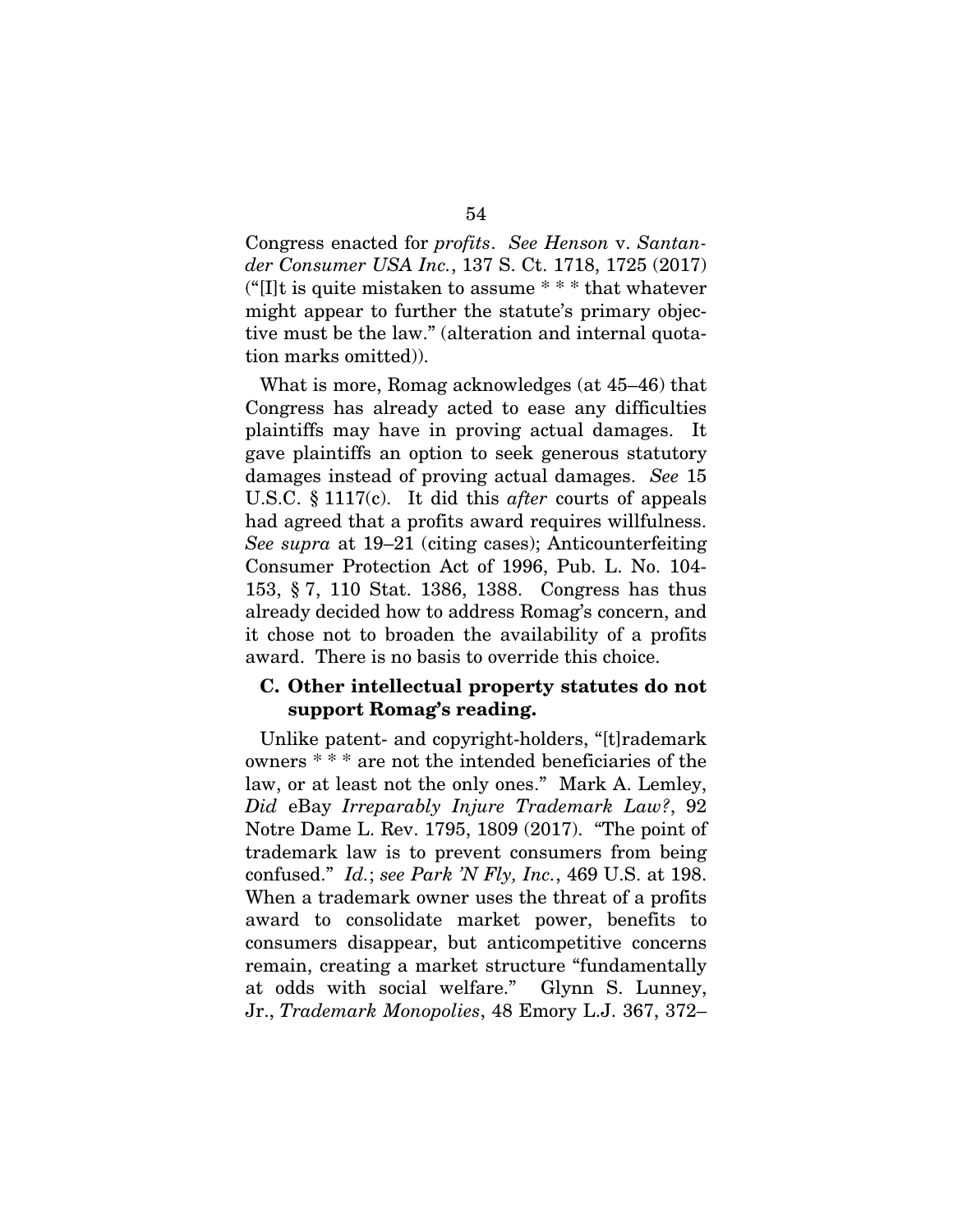Congress enacted for *profits*. *See Henson* v. *Santander Consumer USA Inc.*, 137 S. Ct. 1718, 1725 (2017) ("[I]t is quite mistaken to assume * * * that whatever might appear to further the statute's primary objective must be the law." (alteration and internal quotation marks omitted)).

What is more, Romag acknowledges (at 45–46) that Congress has already acted to ease any difficulties plaintiffs may have in proving actual damages. It gave plaintiffs an option to seek generous statutory damages instead of proving actual damages. *See* 15 U.S.C. § 1117(c). It did this *after* courts of appeals had agreed that a profits award requires willfulness. *See supra* at 19–21 (citing cases); Anticounterfeiting Consumer Protection Act of 1996, Pub. L. No. 104-153, § 7, 110 Stat. 1386, 1388. Congress has thus already decided how to address Romag's concern, and it chose not to broaden the availability of a profits award. There is no basis to override this choice.

### C. Other intellectual property statutes do not support Romag's reading.

Unlike patent- and copyright-holders, "[t]rademark owners * * * are not the intended beneficiaries of the law, or at least not the only ones." Mark A. Lemley, *Did* eBay *Irreparably Injure Trademark Law?*, 92 Notre Dame L. Rev. 1795, 1809 (2017). "The point of trademark law is to prevent consumers from being confused." *Id.*; *see Park 'N Fly, Inc.*, 469 U.S. at 198. When a trademark owner uses the threat of a profits award to consolidate market power, benefits to consumers disappear, but anticompetitive concerns remain, creating a market structure "fundamentally at odds with social welfare." Glynn S. Lunney, Jr., *Trademark Monopolies*, 48 Emory L.J. 367, 372–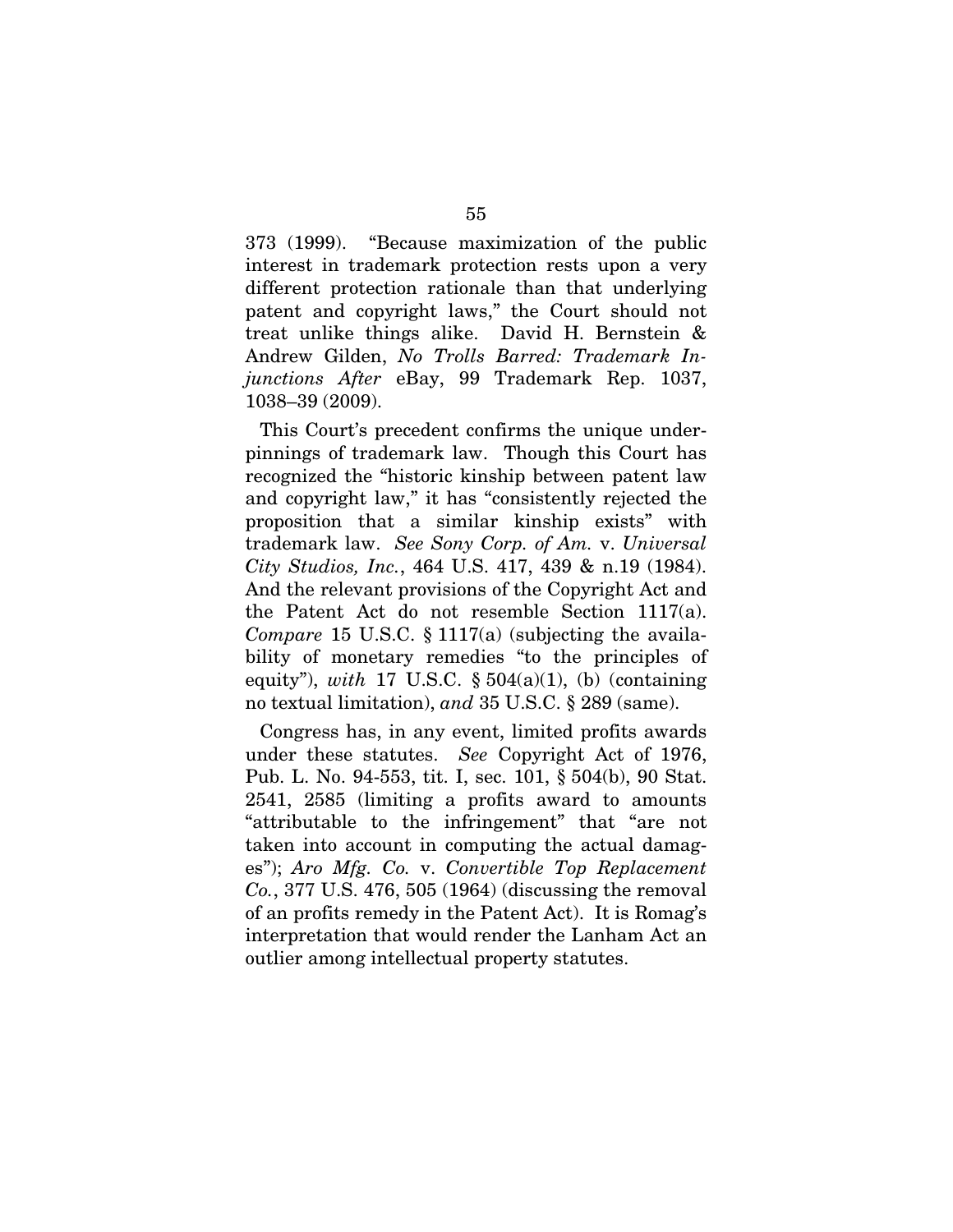373 (1999). "Because maximization of the public interest in trademark protection rests upon a very different protection rationale than that underlying patent and copyright laws," the Court should not treat unlike things alike. David H. Bernstein & Andrew Gilden, *No Trolls Barred: Trademark Injunctions After* eBay, 99 Trademark Rep. 1037, 1038–39 (2009).

This Court's precedent confirms the unique underpinnings of trademark law. Though this Court has recognized the "historic kinship between patent law and copyright law," it has "consistently rejected the proposition that a similar kinship exists" with trademark law. *See Sony Corp. of Am.* v. *Universal City Studios, Inc.*, 464 U.S. 417, 439 & n.19 (1984). And the relevant provisions of the Copyright Act and the Patent Act do not resemble Section 1117(a). *Compare* 15 U.S.C. § 1117(a) (subjecting the availability of monetary remedies "to the principles of equity"), *with* 17 U.S.C. § 504(a)(1), (b) (containing no textual limitation), *and* 35 U.S.C. § 289 (same).

Congress has, in any event, limited profits awards under these statutes. *See* Copyright Act of 1976, Pub. L. No. 94-553, tit. I, sec. 101, § 504(b), 90 Stat. 2541, 2585 (limiting a profits award to amounts "attributable to the infringement" that "are not taken into account in computing the actual damages"); *Aro Mfg. Co.* v. *Convertible Top Replacement Co.*, 377 U.S. 476, 505 (1964) (discussing the removal of an profits remedy in the Patent Act). It is Romag's interpretation that would render the Lanham Act an outlier among intellectual property statutes.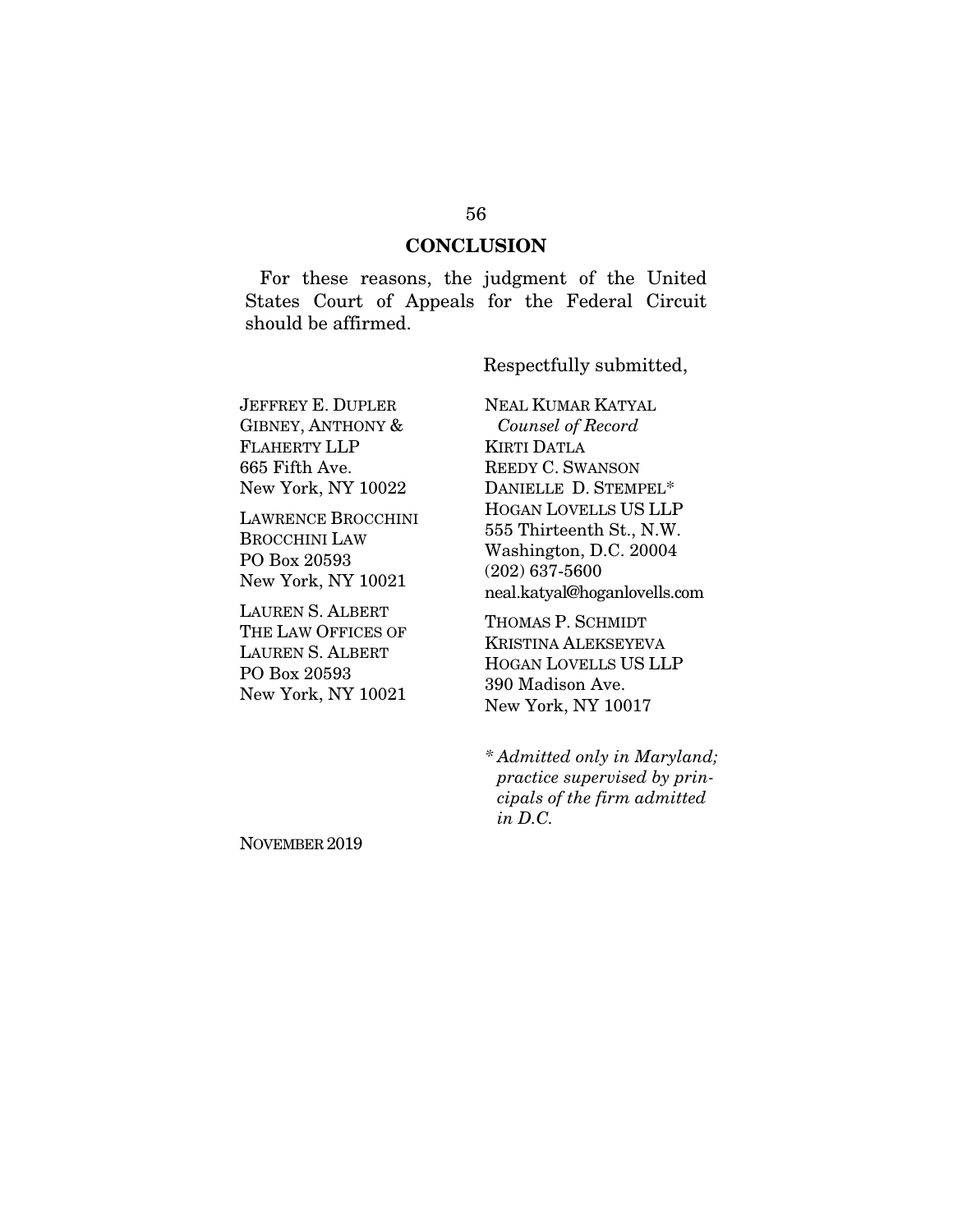## CONCLUSION

For these reasons, the judgment of the United States Court of Appeals for the Federal Circuit should be affirmed.

Respectfully submitted,

JEFFREY E. DUPLER
GIBNEY, ANTHONY &
FLAHERTY LLP
665 Fifth Ave.
New York, NY 10022

LAWRENCE BROCCHINI
BROCCHINI LAW
PO Box 20593
New York, NY 10021

LAUREN S. ALBERT
THE LAW OFFICES OF
LAUREN S. ALBERT
PO Box 20593
New York, NY 10021

NEAL KUMAR KATYAL
*Counsel of Record*
KIRTI DATLA
REEDY C. SWANSON
DANIELLE D. STEMPEL*
HOGAN LOVELLS US LLP
555 Thirteenth St., N.W.
Washington, D.C. 20004
(202) 637-5600
neal.katyal@hoganlovells.com

THOMAS P. SCHMIDT
KRISTINA ALEKSEYEVA
HOGAN LOVELLS US LLP
390 Madison Ave.
New York, NY 10017

*\* Admitted only in Maryland; practice supervised by principals of the firm admitted in D.C.*

NOVEMBER 2019